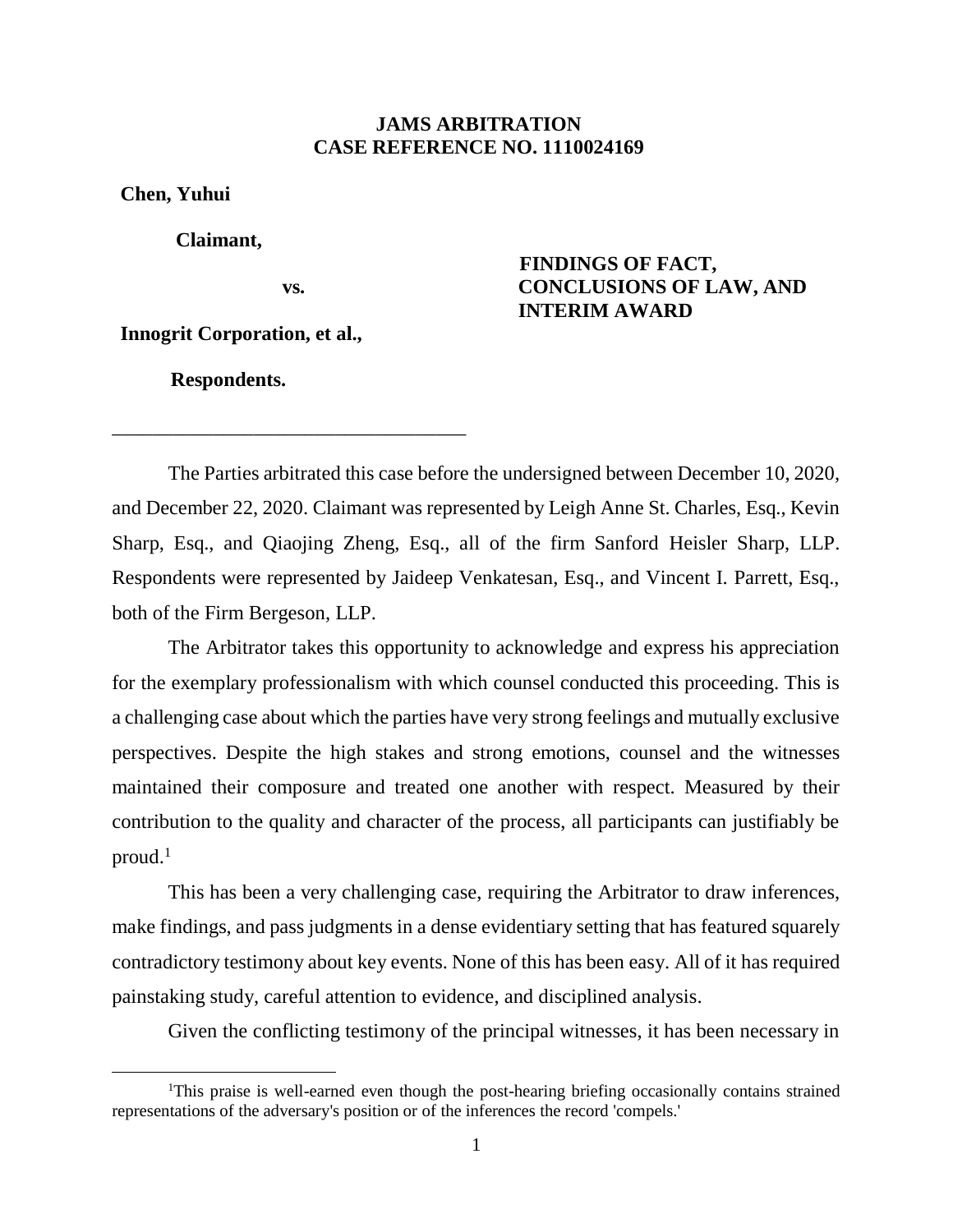**JAMS ARBITRATION**
**CASE REFERENCE NO. 1110024169**

**Chen, Yuhui**

**Claimant,**

**vs.**

**Innogrit Corporation, et al.,**

**Respondents.**

**FINDINGS OF FACT, CONCLUSIONS OF LAW, AND INTERIM AWARD**

___________________________________

The Parties arbitrated this case before the undersigned between December 10, 2020, and December 22, 2020. Claimant was represented by Leigh Anne St. Charles, Esq., Kevin Sharp, Esq., and Qiaojing Zheng, Esq., all of the firm Sanford Heisler Sharp, LLP. Respondents were represented by Jaideep Venkatesan, Esq., and Vincent I. Parrett, Esq., both of the Firm Bergeson, LLP.

The Arbitrator takes this opportunity to acknowledge and express his appreciation for the exemplary professionalism with which counsel conducted this proceeding. This is a challenging case about which the parties have very strong feelings and mutually exclusive perspectives. Despite the high stakes and strong emotions, counsel and the witnesses maintained their composure and treated one another with respect. Measured by their contribution to the quality and character of the process, all participants can justifiably be proud.[1]

This has been a very challenging case, requiring the Arbitrator to draw inferences, make findings, and pass judgments in a dense evidentiary setting that has featured squarely contradictory testimony about key events. None of this has been easy. All of it has required painstaking study, careful attention to evidence, and disciplined analysis.

Given the conflicting testimony of the principal witnesses, it has been necessary in

---

[1] This praise is well-earned even though the post-hearing briefing occasionally contains strained representations of the adversary's position or of the inferences the record 'compels.'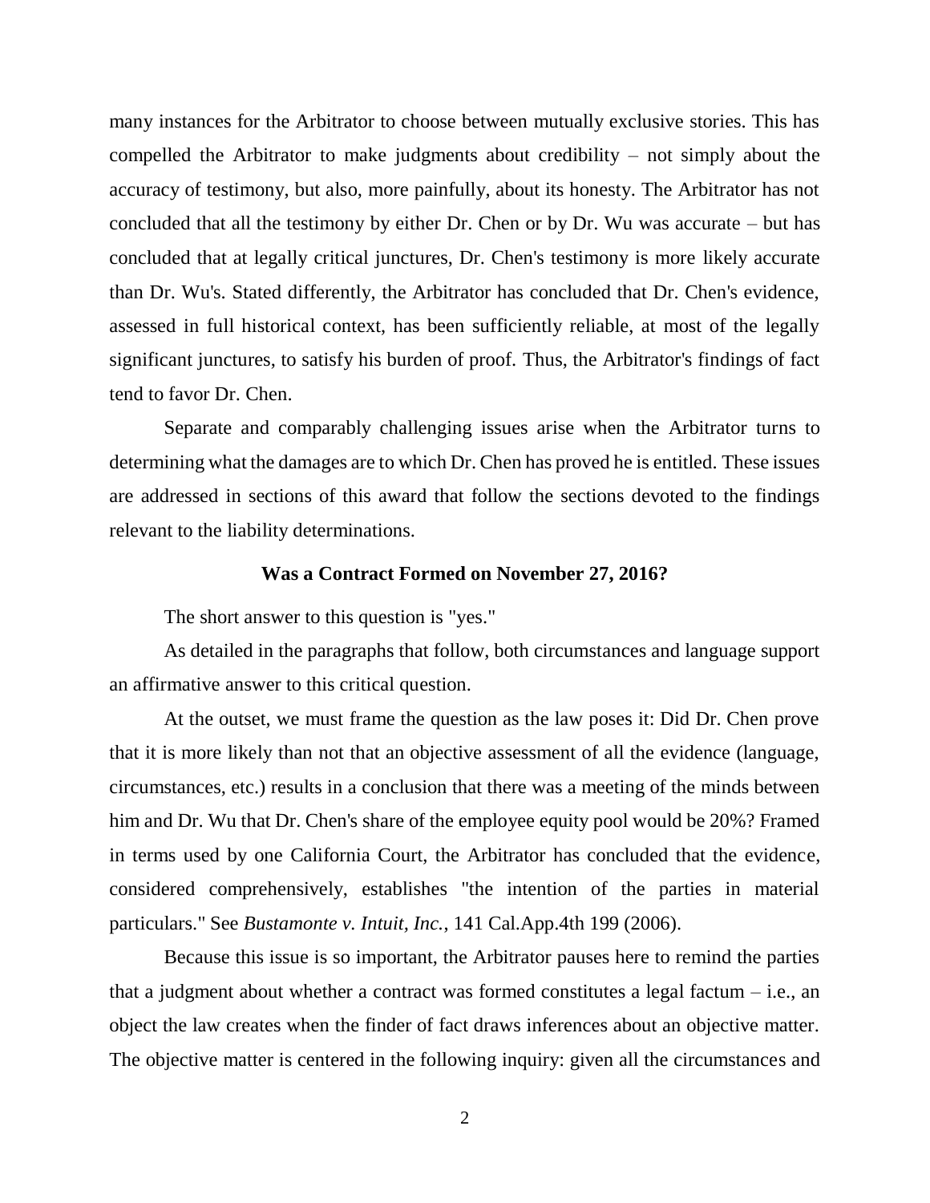many instances for the Arbitrator to choose between mutually exclusive stories. This has compelled the Arbitrator to make judgments about credibility – not simply about the accuracy of testimony, but also, more painfully, about its honesty. The Arbitrator has not concluded that all the testimony by either Dr. Chen or by Dr. Wu was accurate – but has concluded that at legally critical junctures, Dr. Chen's testimony is more likely accurate than Dr. Wu's. Stated differently, the Arbitrator has concluded that Dr. Chen's evidence, assessed in full historical context, has been sufficiently reliable, at most of the legally significant junctures, to satisfy his burden of proof. Thus, the Arbitrator's findings of fact tend to favor Dr. Chen.

Separate and comparably challenging issues arise when the Arbitrator turns to determining what the damages are to which Dr. Chen has proved he is entitled. These issues are addressed in sections of this award that follow the sections devoted to the findings relevant to the liability determinations.

### Was a Contract Formed on November 27, 2016?

The short answer to this question is "yes."

As detailed in the paragraphs that follow, both circumstances and language support an affirmative answer to this critical question.

At the outset, we must frame the question as the law poses it: Did Dr. Chen prove that it is more likely than not that an objective assessment of all the evidence (language, circumstances, etc.) results in a conclusion that there was a meeting of the minds between him and Dr. Wu that Dr. Chen's share of the employee equity pool would be 20%? Framed in terms used by one California Court, the Arbitrator has concluded that the evidence, considered comprehensively, establishes "the intention of the parties in material particulars." See *Bustamonte v. Intuit, Inc.*, 141 Cal.App.4th 199 (2006).

Because this issue is so important, the Arbitrator pauses here to remind the parties that a judgment about whether a contract was formed constitutes a legal factum – i.e., an object the law creates when the finder of fact draws inferences about an objective matter. The objective matter is centered in the following inquiry: given all the circumstances and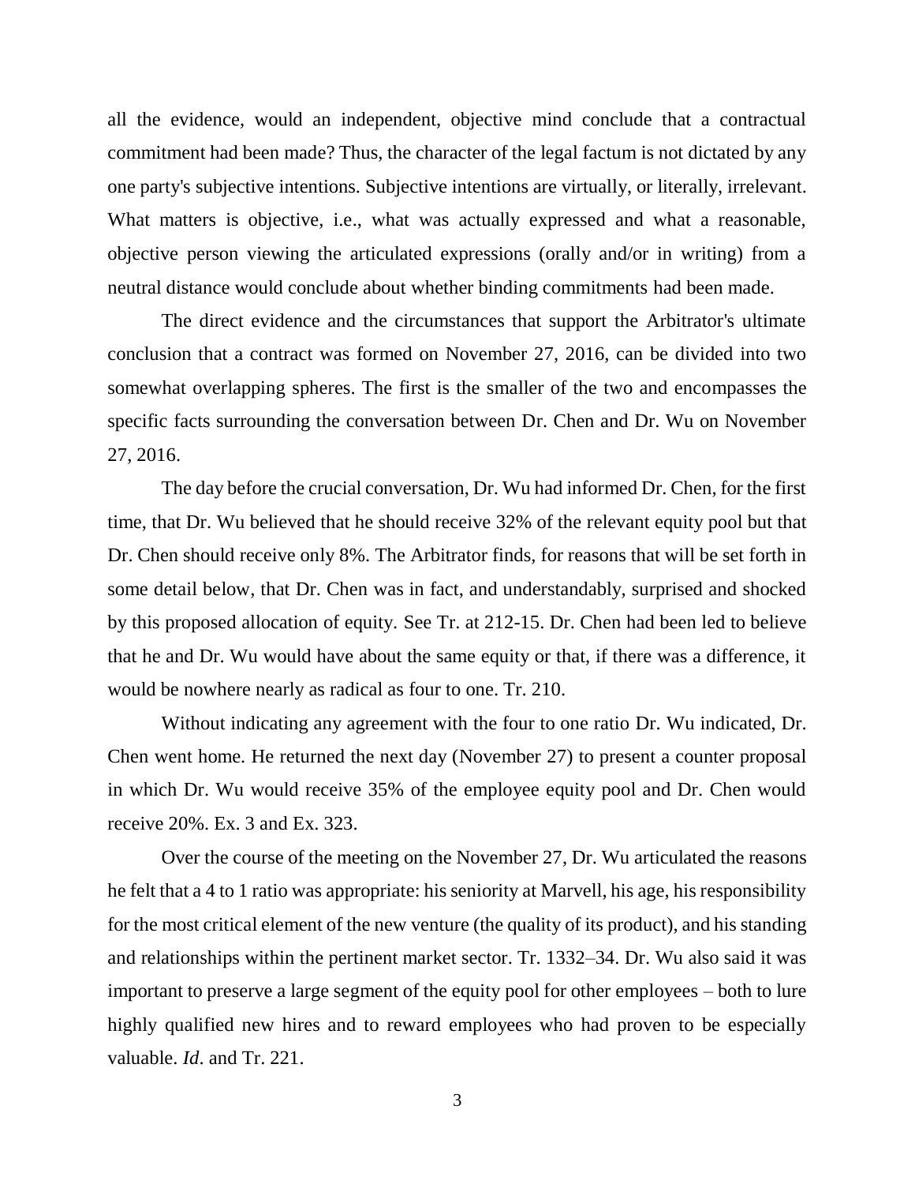all the evidence, would an independent, objective mind conclude that a contractual commitment had been made? Thus, the character of the legal factum is not dictated by any one party's subjective intentions. Subjective intentions are virtually, or literally, irrelevant. What matters is objective, i.e., what was actually expressed and what a reasonable, objective person viewing the articulated expressions (orally and/or in writing) from a neutral distance would conclude about whether binding commitments had been made.

The direct evidence and the circumstances that support the Arbitrator's ultimate conclusion that a contract was formed on November 27, 2016, can be divided into two somewhat overlapping spheres. The first is the smaller of the two and encompasses the specific facts surrounding the conversation between Dr. Chen and Dr. Wu on November 27, 2016.

The day before the crucial conversation, Dr. Wu had informed Dr. Chen, for the first time, that Dr. Wu believed that he should receive 32% of the relevant equity pool but that Dr. Chen should receive only 8%. The Arbitrator finds, for reasons that will be set forth in some detail below, that Dr. Chen was in fact, and understandably, surprised and shocked by this proposed allocation of equity. See Tr. at 212-15. Dr. Chen had been led to believe that he and Dr. Wu would have about the same equity or that, if there was a difference, it would be nowhere nearly as radical as four to one. Tr. 210.

Without indicating any agreement with the four to one ratio Dr. Wu indicated, Dr. Chen went home. He returned the next day (November 27) to present a counter proposal in which Dr. Wu would receive 35% of the employee equity pool and Dr. Chen would receive 20%. Ex. 3 and Ex. 323.

Over the course of the meeting on the November 27, Dr. Wu articulated the reasons he felt that a 4 to 1 ratio was appropriate: his seniority at Marvell, his age, his responsibility for the most critical element of the new venture (the quality of its product), and his standing and relationships within the pertinent market sector. Tr. 1332–34. Dr. Wu also said it was important to preserve a large segment of the equity pool for other employees – both to lure highly qualified new hires and to reward employees who had proven to be especially valuable. *Id*. and Tr. 221.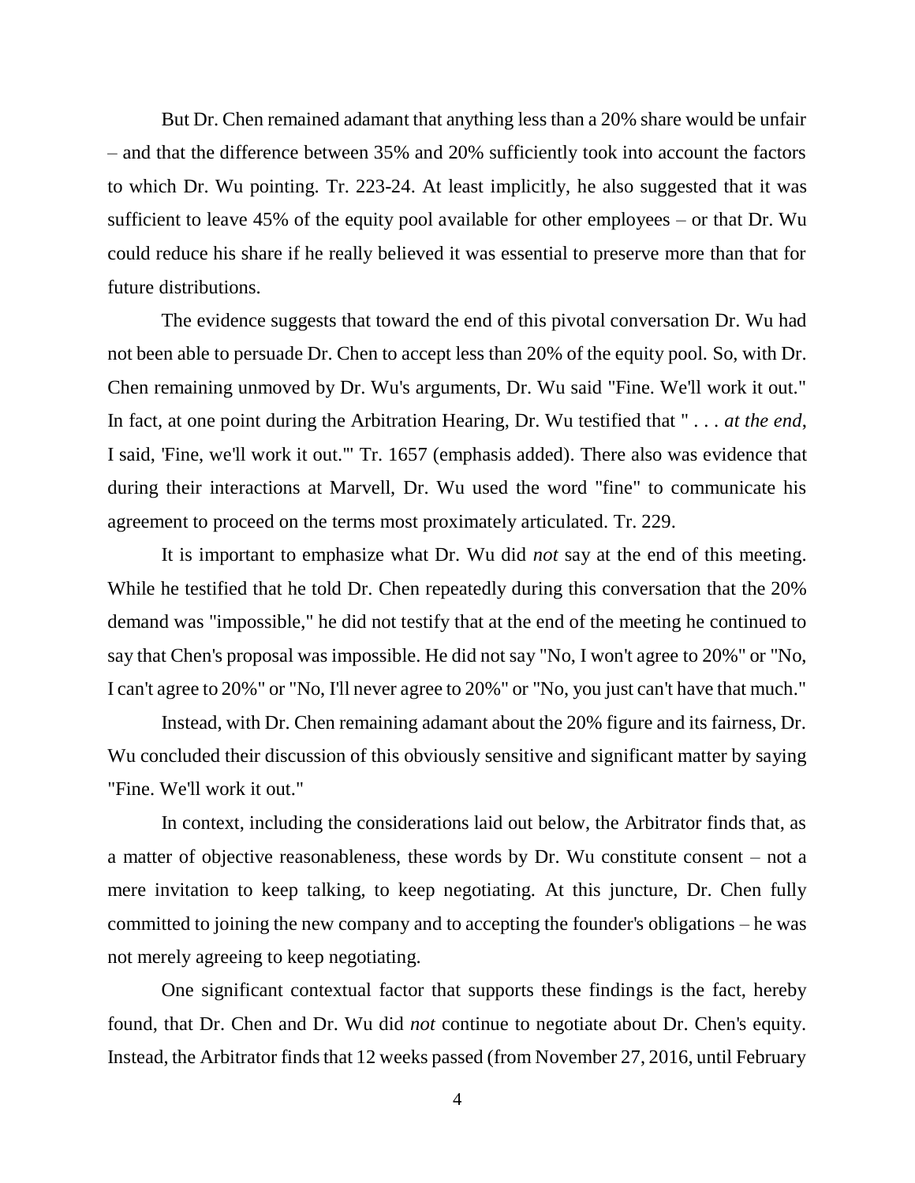But Dr. Chen remained adamant that anything less than a 20% share would be unfair – and that the difference between 35% and 20% sufficiently took into account the factors to which Dr. Wu pointing. Tr. 223-24. At least implicitly, he also suggested that it was sufficient to leave 45% of the equity pool available for other employees – or that Dr. Wu could reduce his share if he really believed it was essential to preserve more than that for future distributions.

The evidence suggests that toward the end of this pivotal conversation Dr. Wu had not been able to persuade Dr. Chen to accept less than 20% of the equity pool. So, with Dr. Chen remaining unmoved by Dr. Wu's arguments, Dr. Wu said "Fine. We'll work it out." In fact, at one point during the Arbitration Hearing, Dr. Wu testified that " . . . *at the end*, I said, 'Fine, we'll work it out.'" Tr. 1657 (emphasis added). There also was evidence that during their interactions at Marvell, Dr. Wu used the word "fine" to communicate his agreement to proceed on the terms most proximately articulated. Tr. 229.

It is important to emphasize what Dr. Wu did *not* say at the end of this meeting. While he testified that he told Dr. Chen repeatedly during this conversation that the 20% demand was "impossible," he did not testify that at the end of the meeting he continued to say that Chen's proposal was impossible. He did not say "No, I won't agree to 20%" or "No, I can't agree to 20%" or "No, I'll never agree to 20%" or "No, you just can't have that much."

Instead, with Dr. Chen remaining adamant about the 20% figure and its fairness, Dr. Wu concluded their discussion of this obviously sensitive and significant matter by saying "Fine. We'll work it out."

In context, including the considerations laid out below, the Arbitrator finds that, as a matter of objective reasonableness, these words by Dr. Wu constitute consent – not a mere invitation to keep talking, to keep negotiating. At this juncture, Dr. Chen fully committed to joining the new company and to accepting the founder's obligations – he was not merely agreeing to keep negotiating.

One significant contextual factor that supports these findings is the fact, hereby found, that Dr. Chen and Dr. Wu did *not* continue to negotiate about Dr. Chen's equity. Instead, the Arbitrator finds that 12 weeks passed (from November 27, 2016, until February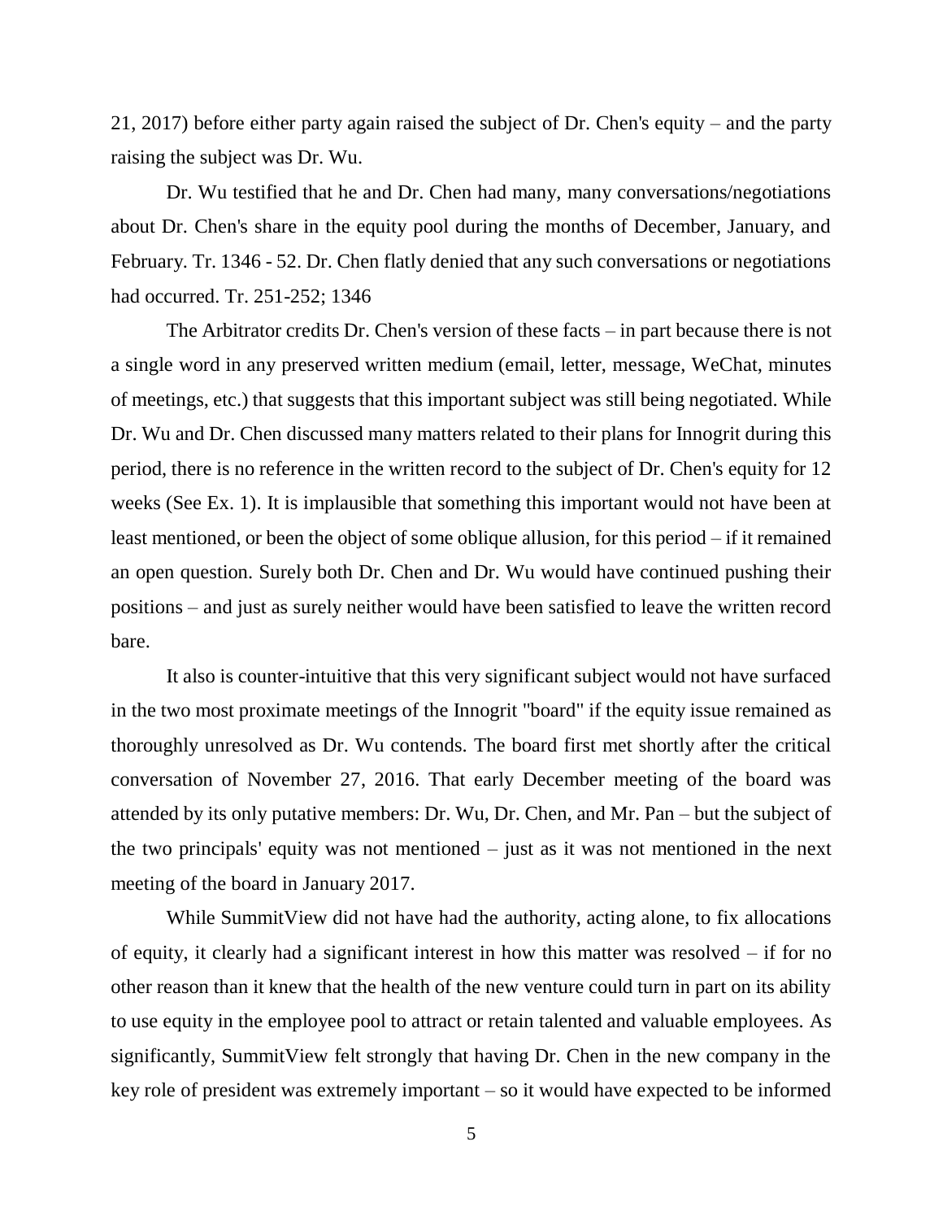21, 2017) before either party again raised the subject of Dr. Chen's equity – and the party raising the subject was Dr. Wu.

Dr. Wu testified that he and Dr. Chen had many, many conversations/negotiations about Dr. Chen's share in the equity pool during the months of December, January, and February. Tr. 1346 - 52. Dr. Chen flatly denied that any such conversations or negotiations had occurred. Tr. 251-252; 1346

The Arbitrator credits Dr. Chen's version of these facts – in part because there is not a single word in any preserved written medium (email, letter, message, WeChat, minutes of meetings, etc.) that suggests that this important subject was still being negotiated. While Dr. Wu and Dr. Chen discussed many matters related to their plans for Innogrit during this period, there is no reference in the written record to the subject of Dr. Chen's equity for 12 weeks (See Ex. 1). It is implausible that something this important would not have been at least mentioned, or been the object of some oblique allusion, for this period – if it remained an open question. Surely both Dr. Chen and Dr. Wu would have continued pushing their positions – and just as surely neither would have been satisfied to leave the written record bare.

It also is counter-intuitive that this very significant subject would not have surfaced in the two most proximate meetings of the Innogrit "board" if the equity issue remained as thoroughly unresolved as Dr. Wu contends. The board first met shortly after the critical conversation of November 27, 2016. That early December meeting of the board was attended by its only putative members: Dr. Wu, Dr. Chen, and Mr. Pan – but the subject of the two principals' equity was not mentioned – just as it was not mentioned in the next meeting of the board in January 2017.

While SummitView did not have had the authority, acting alone, to fix allocations of equity, it clearly had a significant interest in how this matter was resolved – if for no other reason than it knew that the health of the new venture could turn in part on its ability to use equity in the employee pool to attract or retain talented and valuable employees. As significantly, SummitView felt strongly that having Dr. Chen in the new company in the key role of president was extremely important – so it would have expected to be informed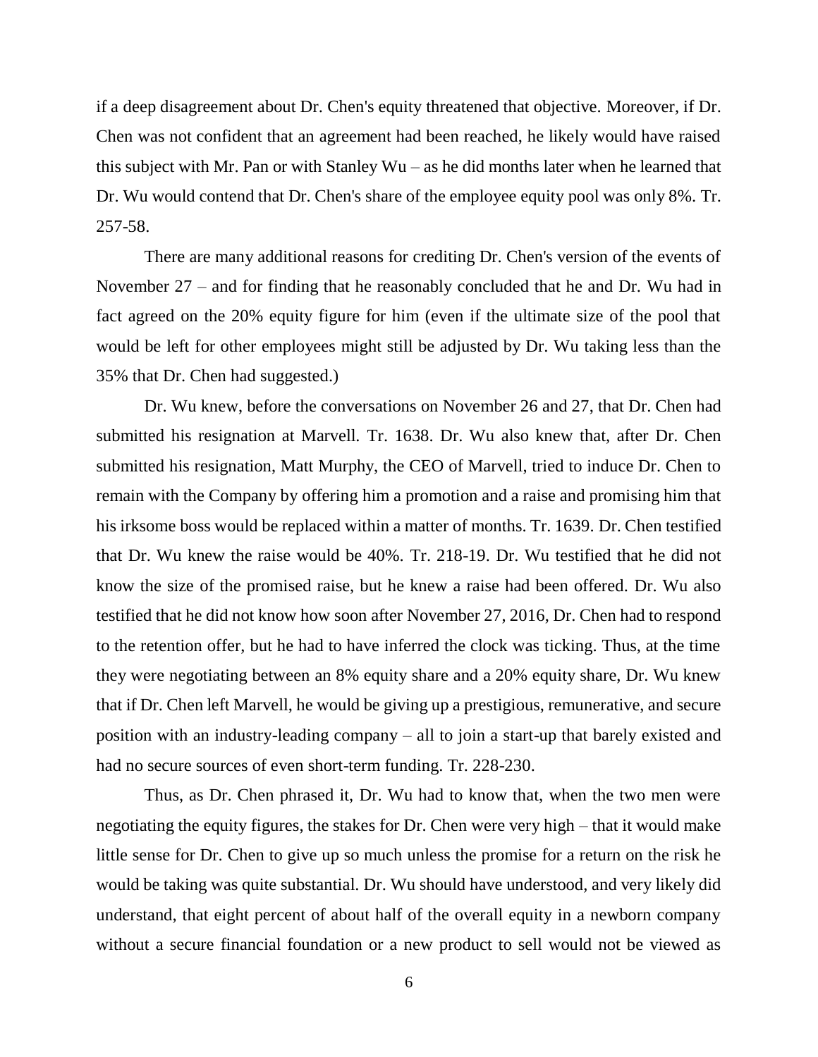if a deep disagreement about Dr. Chen's equity threatened that objective. Moreover, if Dr. Chen was not confident that an agreement had been reached, he likely would have raised this subject with Mr. Pan or with Stanley Wu – as he did months later when he learned that Dr. Wu would contend that Dr. Chen's share of the employee equity pool was only 8%. Tr. 257-58.

There are many additional reasons for crediting Dr. Chen's version of the events of November 27 – and for finding that he reasonably concluded that he and Dr. Wu had in fact agreed on the 20% equity figure for him (even if the ultimate size of the pool that would be left for other employees might still be adjusted by Dr. Wu taking less than the 35% that Dr. Chen had suggested.)

Dr. Wu knew, before the conversations on November 26 and 27, that Dr. Chen had submitted his resignation at Marvell. Tr. 1638. Dr. Wu also knew that, after Dr. Chen submitted his resignation, Matt Murphy, the CEO of Marvell, tried to induce Dr. Chen to remain with the Company by offering him a promotion and a raise and promising him that his irksome boss would be replaced within a matter of months. Tr. 1639. Dr. Chen testified that Dr. Wu knew the raise would be 40%. Tr. 218-19. Dr. Wu testified that he did not know the size of the promised raise, but he knew a raise had been offered. Dr. Wu also testified that he did not know how soon after November 27, 2016, Dr. Chen had to respond to the retention offer, but he had to have inferred the clock was ticking. Thus, at the time they were negotiating between an 8% equity share and a 20% equity share, Dr. Wu knew that if Dr. Chen left Marvell, he would be giving up a prestigious, remunerative, and secure position with an industry-leading company – all to join a start-up that barely existed and had no secure sources of even short-term funding. Tr. 228-230.

Thus, as Dr. Chen phrased it, Dr. Wu had to know that, when the two men were negotiating the equity figures, the stakes for Dr. Chen were very high – that it would make little sense for Dr. Chen to give up so much unless the promise for a return on the risk he would be taking was quite substantial. Dr. Wu should have understood, and very likely did understand, that eight percent of about half of the overall equity in a newborn company without a secure financial foundation or a new product to sell would not be viewed as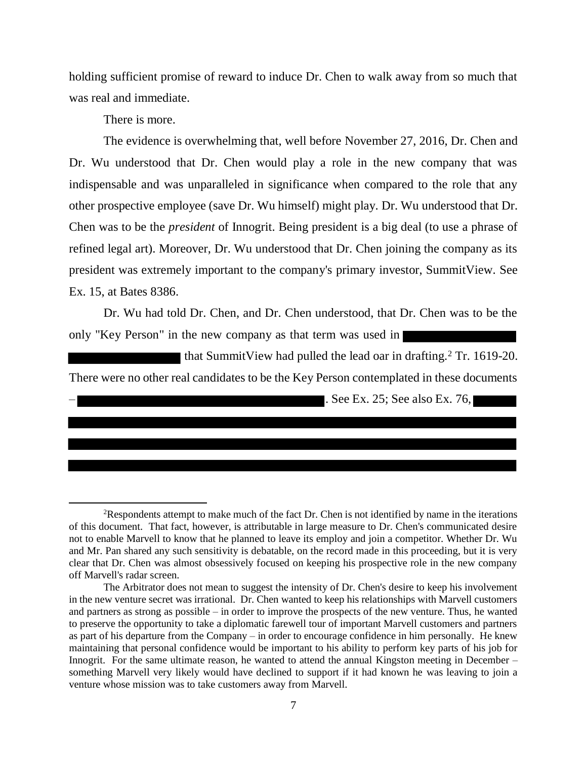holding sufficient promise of reward to induce Dr. Chen to walk away from so much that was real and immediate.

There is more.

The evidence is overwhelming that, well before November 27, 2016, Dr. Chen and Dr. Wu understood that Dr. Chen would play a role in the new company that was indispensable and was unparalleled in significance when compared to the role that any other prospective employee (save Dr. Wu himself) might play. Dr. Wu understood that Dr. Chen was to be the *president* of Innogrit. Being president is a big deal (to use a phrase of refined legal art). Moreover, Dr. Wu understood that Dr. Chen joining the company as its president was extremely important to the company's primary investor, SummitView. See Ex. 15, at Bates 8386.

Dr. Wu had told Dr. Chen, and Dr. Chen understood, that Dr. Chen was to be the only "Key Person" in the new company as that term was used in [REDACTED] that SummitView had pulled the lead oar in drafting.[2] Tr. 1619-20. There were no other real candidates to be the Key Person contemplated in these documents – [REDACTED]. See Ex. 25; See also Ex. 76, [REDACTED]

---

[2]Respondents attempt to make much of the fact Dr. Chen is not identified by name in the iterations of this document. That fact, however, is attributable in large measure to Dr. Chen's communicated desire not to enable Marvell to know that he planned to leave its employ and join a competitor. Whether Dr. Wu and Mr. Pan shared any such sensitivity is debatable, on the record made in this proceeding, but it is very clear that Dr. Chen was almost obsessively focused on keeping his prospective role in the new company off Marvell's radar screen.

The Arbitrator does not mean to suggest the intensity of Dr. Chen's desire to keep his involvement in the new venture secret was irrational. Dr. Chen wanted to keep his relationships with Marvell customers and partners as strong as possible – in order to improve the prospects of the new venture. Thus, he wanted to preserve the opportunity to take a diplomatic farewell tour of important Marvell customers and partners as part of his departure from the Company – in order to encourage confidence in him personally. He knew maintaining that personal confidence would be important to his ability to perform key parts of his job for Innogrit. For the same ultimate reason, he wanted to attend the annual Kingston meeting in December – something Marvell very likely would have declined to support if it had known he was leaving to join a venture whose mission was to take customers away from Marvell.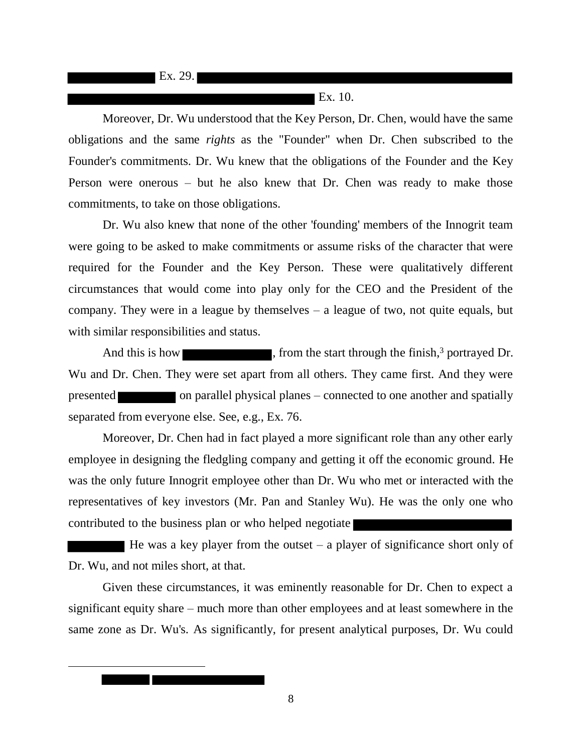Ex. 29.

Ex. 10.

Moreover, Dr. Wu understood that the Key Person, Dr. Chen, would have the same obligations and the same *rights* as the "Founder" when Dr. Chen subscribed to the Founder's commitments. Dr. Wu knew that the obligations of the Founder and the Key Person were onerous – but he also knew that Dr. Chen was ready to make those commitments, to take on those obligations.

Dr. Wu also knew that none of the other 'founding' members of the Innogrit team were going to be asked to make commitments or assume risks of the character that were required for the Founder and the Key Person. These were qualitatively different circumstances that would come into play only for the CEO and the President of the company. They were in a league by themselves – a league of two, not quite equals, but with similar responsibilities and status.

And this is how , from the start through the finish,[3] portrayed Dr. Wu and Dr. Chen. They were set apart from all others. They came first. And they were presented on parallel physical planes – connected to one another and spatially separated from everyone else. See, e.g., Ex. 76.

Moreover, Dr. Chen had in fact played a more significant role than any other early employee in designing the fledgling company and getting it off the economic ground. He was the only future Innogrit employee other than Dr. Wu who met or interacted with the representatives of key investors (Mr. Pan and Stanley Wu). He was the only one who contributed to the business plan or who helped negotiate

He was a key player from the outset – a player of significance short only of Dr. Wu, and not miles short, at that.

Given these circumstances, it was eminently reasonable for Dr. Chen to expect a significant equity share – much more than other employees and at least somewhere in the same zone as Dr. Wu's. As significantly, for present analytical purposes, Dr. Wu could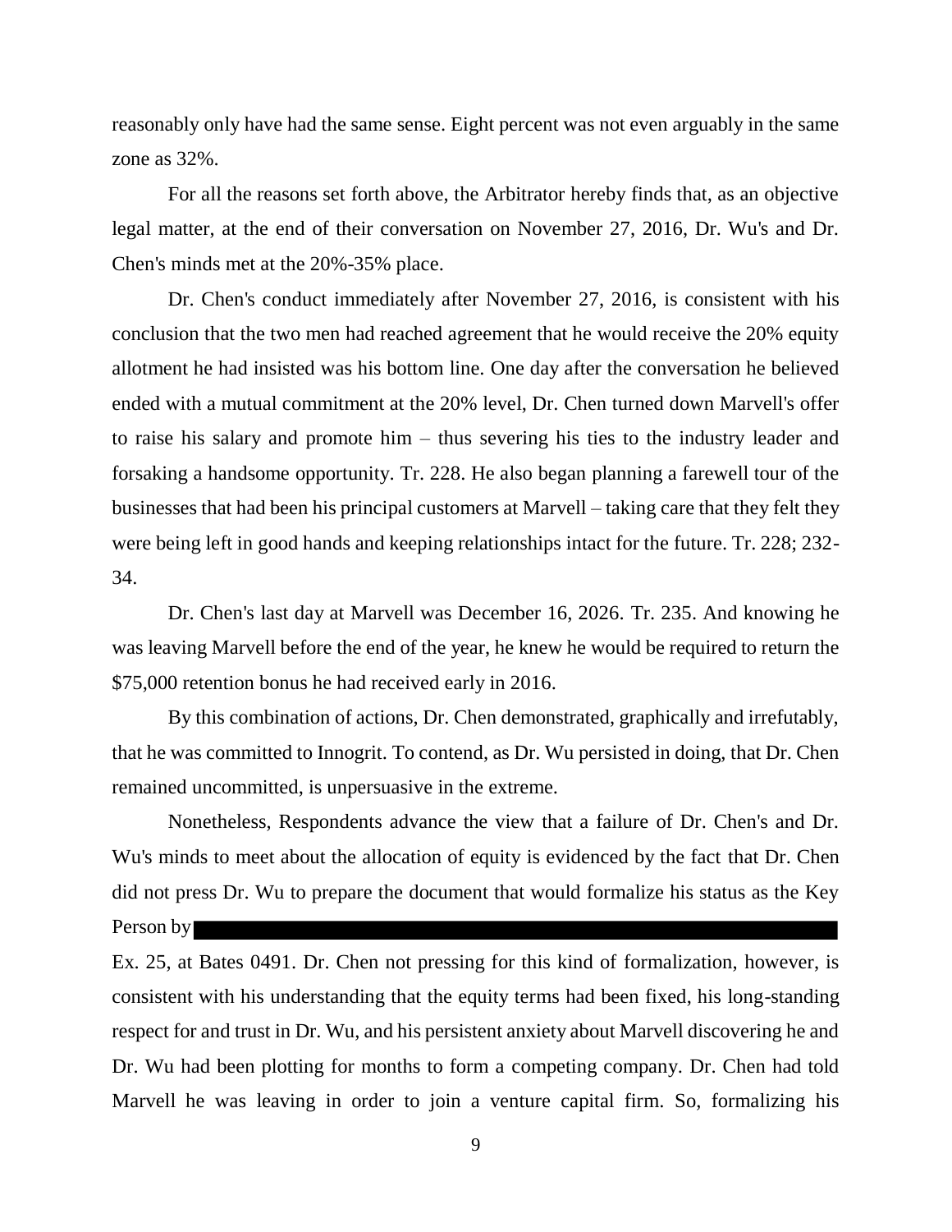reasonably only have had the same sense. Eight percent was not even arguably in the same zone as 32%.

For all the reasons set forth above, the Arbitrator hereby finds that, as an objective legal matter, at the end of their conversation on November 27, 2016, Dr. Wu's and Dr. Chen's minds met at the 20%-35% place.

Dr. Chen's conduct immediately after November 27, 2016, is consistent with his conclusion that the two men had reached agreement that he would receive the 20% equity allotment he had insisted was his bottom line. One day after the conversation he believed ended with a mutual commitment at the 20% level, Dr. Chen turned down Marvell's offer to raise his salary and promote him – thus severing his ties to the industry leader and forsaking a handsome opportunity. Tr. 228. He also began planning a farewell tour of the businesses that had been his principal customers at Marvell – taking care that they felt they were being left in good hands and keeping relationships intact for the future. Tr. 228; 232-34.

Dr. Chen's last day at Marvell was December 16, 2026. Tr. 235. And knowing he was leaving Marvell before the end of the year, he knew he would be required to return the $75,000 retention bonus he had received early in 2016.

By this combination of actions, Dr. Chen demonstrated, graphically and irrefutably, that he was committed to Innogrit. To contend, as Dr. Wu persisted in doing, that Dr. Chen remained uncommitted, is unpersuasive in the extreme.

Nonetheless, Respondents advance the view that a failure of Dr. Chen's and Dr. Wu's minds to meet about the allocation of equity is evidenced by the fact that Dr. Chen did not press Dr. Wu to prepare the document that would formalize his status as the Key Person by [REDACTED]

Ex. 25, at Bates 0491. Dr. Chen not pressing for this kind of formalization, however, is consistent with his understanding that the equity terms had been fixed, his long-standing respect for and trust in Dr. Wu, and his persistent anxiety about Marvell discovering he and Dr. Wu had been plotting for months to form a competing company. Dr. Chen had told Marvell he was leaving in order to join a venture capital firm. So, formalizing his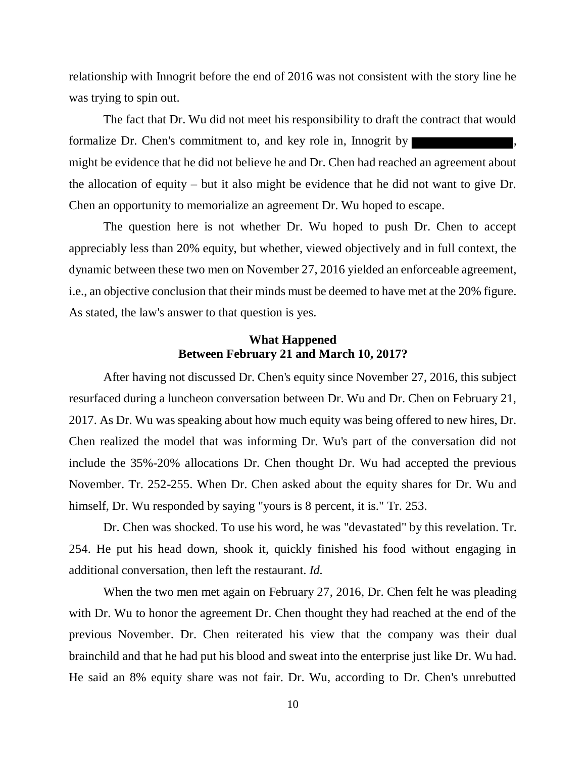relationship with Innogrit before the end of 2016 was not consistent with the story line he was trying to spin out.

The fact that Dr. Wu did not meet his responsibility to draft the contract that would formalize Dr. Chen's commitment to, and key role in, Innogrit by ████████████, might be evidence that he did not believe he and Dr. Chen had reached an agreement about the allocation of equity – but it also might be evidence that he did not want to give Dr. Chen an opportunity to memorialize an agreement Dr. Wu hoped to escape.

The question here is not whether Dr. Wu hoped to push Dr. Chen to accept appreciably less than 20% equity, but whether, viewed objectively and in full context, the dynamic between these two men on November 27, 2016 yielded an enforceable agreement, i.e., an objective conclusion that their minds must be deemed to have met at the 20% figure. As stated, the law's answer to that question is yes.

### What Happened Between February 21 and March 10, 2017?

After having not discussed Dr. Chen's equity since November 27, 2016, this subject resurfaced during a luncheon conversation between Dr. Wu and Dr. Chen on February 21, 2017. As Dr. Wu was speaking about how much equity was being offered to new hires, Dr. Chen realized the model that was informing Dr. Wu's part of the conversation did not include the 35%-20% allocations Dr. Chen thought Dr. Wu had accepted the previous November. Tr. 252-255. When Dr. Chen asked about the equity shares for Dr. Wu and himself, Dr. Wu responded by saying "yours is 8 percent, it is." Tr. 253.

Dr. Chen was shocked. To use his word, he was "devastated" by this revelation. Tr. 254. He put his head down, shook it, quickly finished his food without engaging in additional conversation, then left the restaurant. *Id.*

When the two men met again on February 27, 2016, Dr. Chen felt he was pleading with Dr. Wu to honor the agreement Dr. Chen thought they had reached at the end of the previous November. Dr. Chen reiterated his view that the company was their dual brainchild and that he had put his blood and sweat into the enterprise just like Dr. Wu had. He said an 8% equity share was not fair. Dr. Wu, according to Dr. Chen's unrebutted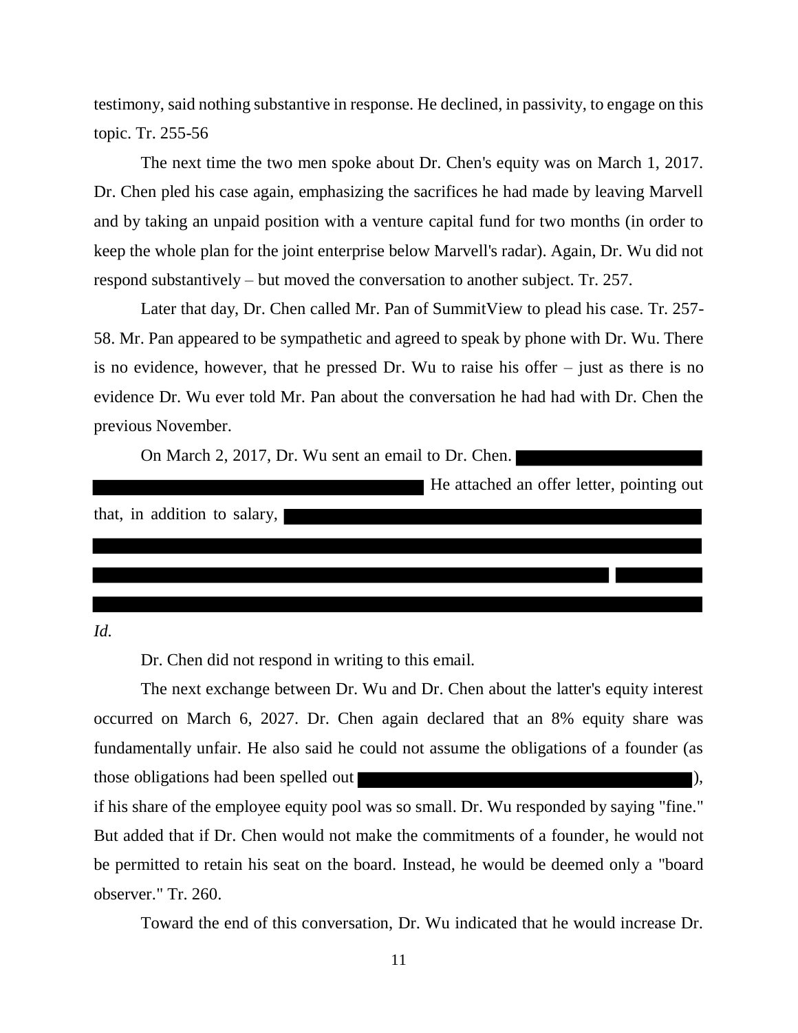testimony, said nothing substantive in response. He declined, in passivity, to engage on this topic. Tr. 255-56

The next time the two men spoke about Dr. Chen's equity was on March 1, 2017. Dr. Chen pled his case again, emphasizing the sacrifices he had made by leaving Marvell and by taking an unpaid position with a venture capital fund for two months (in order to keep the whole plan for the joint enterprise below Marvell's radar). Again, Dr. Wu did not respond substantively – but moved the conversation to another subject. Tr. 257.

Later that day, Dr. Chen called Mr. Pan of SummitView to plead his case. Tr. 257-58. Mr. Pan appeared to be sympathetic and agreed to speak by phone with Dr. Wu. There is no evidence, however, that he pressed Dr. Wu to raise his offer – just as there is no evidence Dr. Wu ever told Mr. Pan about the conversation he had had with Dr. Chen the previous November.

On March 2, 2017, Dr. Wu sent an email to Dr. Chen. [REDACTED] He attached an offer letter, pointing out that, in addition to salary, [REDACTED]

*Id.*

Dr. Chen did not respond in writing to this email.

The next exchange between Dr. Wu and Dr. Chen about the latter's equity interest occurred on March 6, 2027. Dr. Chen again declared that an 8% equity share was fundamentally unfair. He also said he could not assume the obligations of a founder (as those obligations had been spelled out [REDACTED]), if his share of the employee equity pool was so small. Dr. Wu responded by saying "fine." But added that if Dr. Chen would not make the commitments of a founder, he would not be permitted to retain his seat on the board. Instead, he would be deemed only a "board observer." Tr. 260.

Toward the end of this conversation, Dr. Wu indicated that he would increase Dr.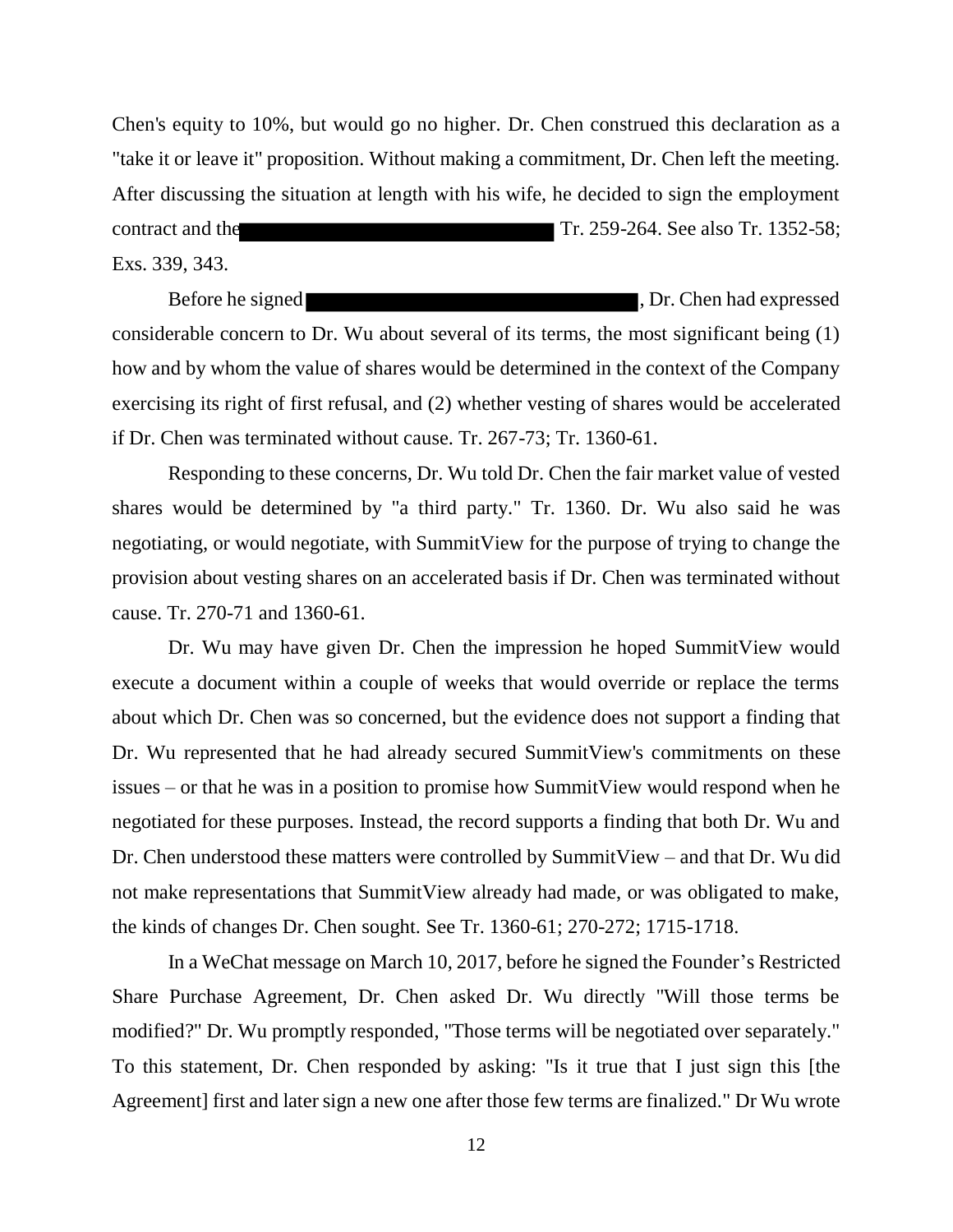Chen's equity to 10%, but would go no higher. Dr. Chen construed this declaration as a "take it or leave it" proposition. Without making a commitment, Dr. Chen left the meeting. After discussing the situation at length with his wife, he decided to sign the employment contract and the [REDACTED] Tr. 259-264. See also Tr. 1352-58; Exs. 339, 343.

Before he signed [REDACTED], Dr. Chen had expressed considerable concern to Dr. Wu about several of its terms, the most significant being (1) how and by whom the value of shares would be determined in the context of the Company exercising its right of first refusal, and (2) whether vesting of shares would be accelerated if Dr. Chen was terminated without cause. Tr. 267-73; Tr. 1360-61.

Responding to these concerns, Dr. Wu told Dr. Chen the fair market value of vested shares would be determined by "a third party." Tr. 1360. Dr. Wu also said he was negotiating, or would negotiate, with SummitView for the purpose of trying to change the provision about vesting shares on an accelerated basis if Dr. Chen was terminated without cause. Tr. 270-71 and 1360-61.

Dr. Wu may have given Dr. Chen the impression he hoped SummitView would execute a document within a couple of weeks that would override or replace the terms about which Dr. Chen was so concerned, but the evidence does not support a finding that Dr. Wu represented that he had already secured SummitView's commitments on these issues – or that he was in a position to promise how SummitView would respond when he negotiated for these purposes. Instead, the record supports a finding that both Dr. Wu and Dr. Chen understood these matters were controlled by SummitView – and that Dr. Wu did not make representations that SummitView already had made, or was obligated to make, the kinds of changes Dr. Chen sought. See Tr. 1360-61; 270-272; 1715-1718.

In a WeChat message on March 10, 2017, before he signed the Founder's Restricted Share Purchase Agreement, Dr. Chen asked Dr. Wu directly "Will those terms be modified?" Dr. Wu promptly responded, "Those terms will be negotiated over separately." To this statement, Dr. Chen responded by asking: "Is it true that I just sign this [the Agreement] first and later sign a new one after those few terms are finalized." Dr Wu wrote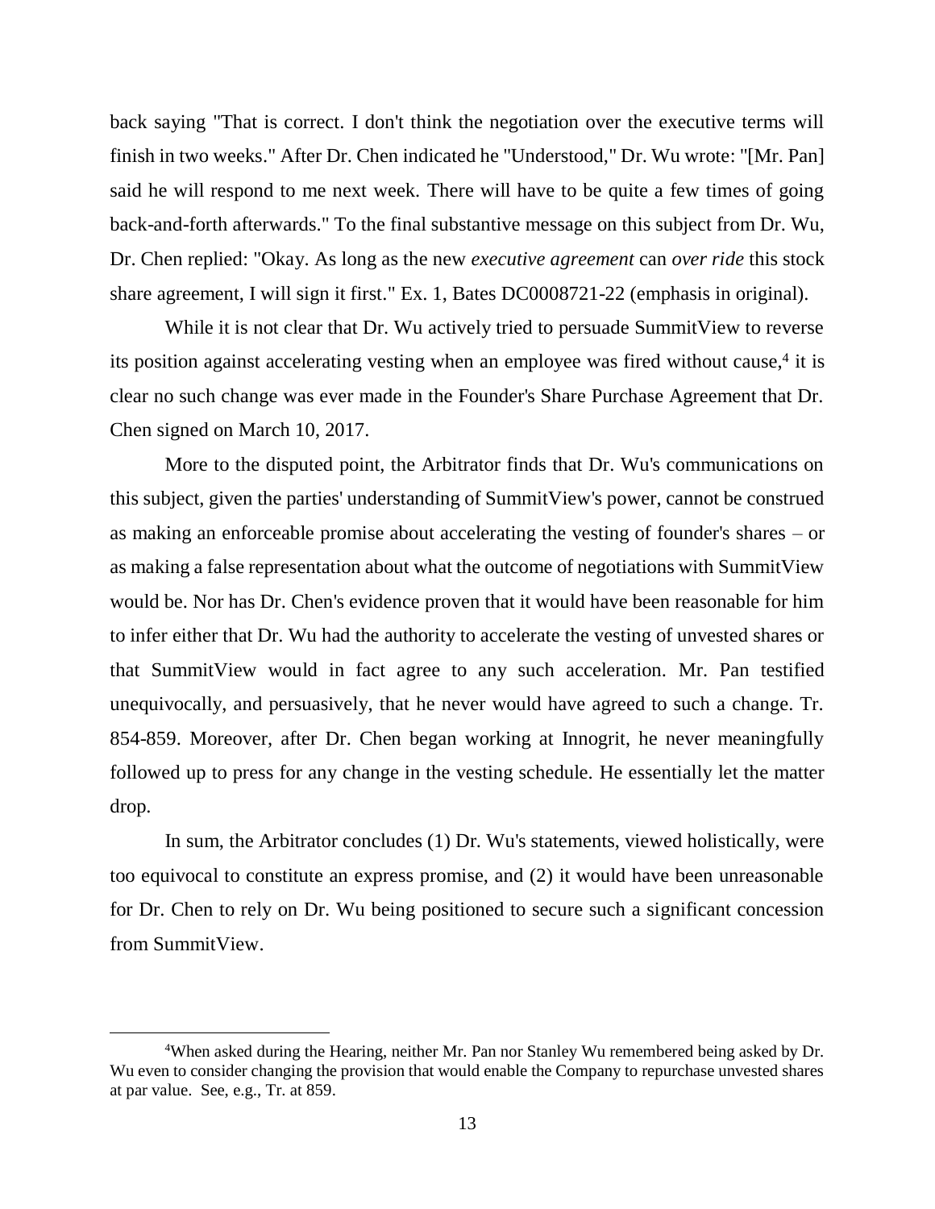back saying "That is correct. I don't think the negotiation over the executive terms will finish in two weeks." After Dr. Chen indicated he "Understood," Dr. Wu wrote: "[Mr. Pan] said he will respond to me next week. There will have to be quite a few times of going back-and-forth afterwards." To the final substantive message on this subject from Dr. Wu, Dr. Chen replied: "Okay. As long as the new *executive agreement* can *over ride* this stock share agreement, I will sign it first." Ex. 1, Bates DC0008721-22 (emphasis in original).

While it is not clear that Dr. Wu actively tried to persuade SummitView to reverse its position against accelerating vesting when an employee was fired without cause,[4] it is clear no such change was ever made in the Founder's Share Purchase Agreement that Dr. Chen signed on March 10, 2017.

More to the disputed point, the Arbitrator finds that Dr. Wu's communications on this subject, given the parties' understanding of SummitView's power, cannot be construed as making an enforceable promise about accelerating the vesting of founder's shares – or as making a false representation about what the outcome of negotiations with SummitView would be. Nor has Dr. Chen's evidence proven that it would have been reasonable for him to infer either that Dr. Wu had the authority to accelerate the vesting of unvested shares or that SummitView would in fact agree to any such acceleration. Mr. Pan testified unequivocally, and persuasively, that he never would have agreed to such a change. Tr. 854-859. Moreover, after Dr. Chen began working at Innogrit, he never meaningfully followed up to press for any change in the vesting schedule. He essentially let the matter drop.

In sum, the Arbitrator concludes (1) Dr. Wu's statements, viewed holistically, were too equivocal to constitute an express promise, and (2) it would have been unreasonable for Dr. Chen to rely on Dr. Wu being positioned to secure such a significant concession from SummitView.

[4] When asked during the Hearing, neither Mr. Pan nor Stanley Wu remembered being asked by Dr. Wu even to consider changing the provision that would enable the Company to repurchase unvested shares at par value. See, e.g., Tr. at 859.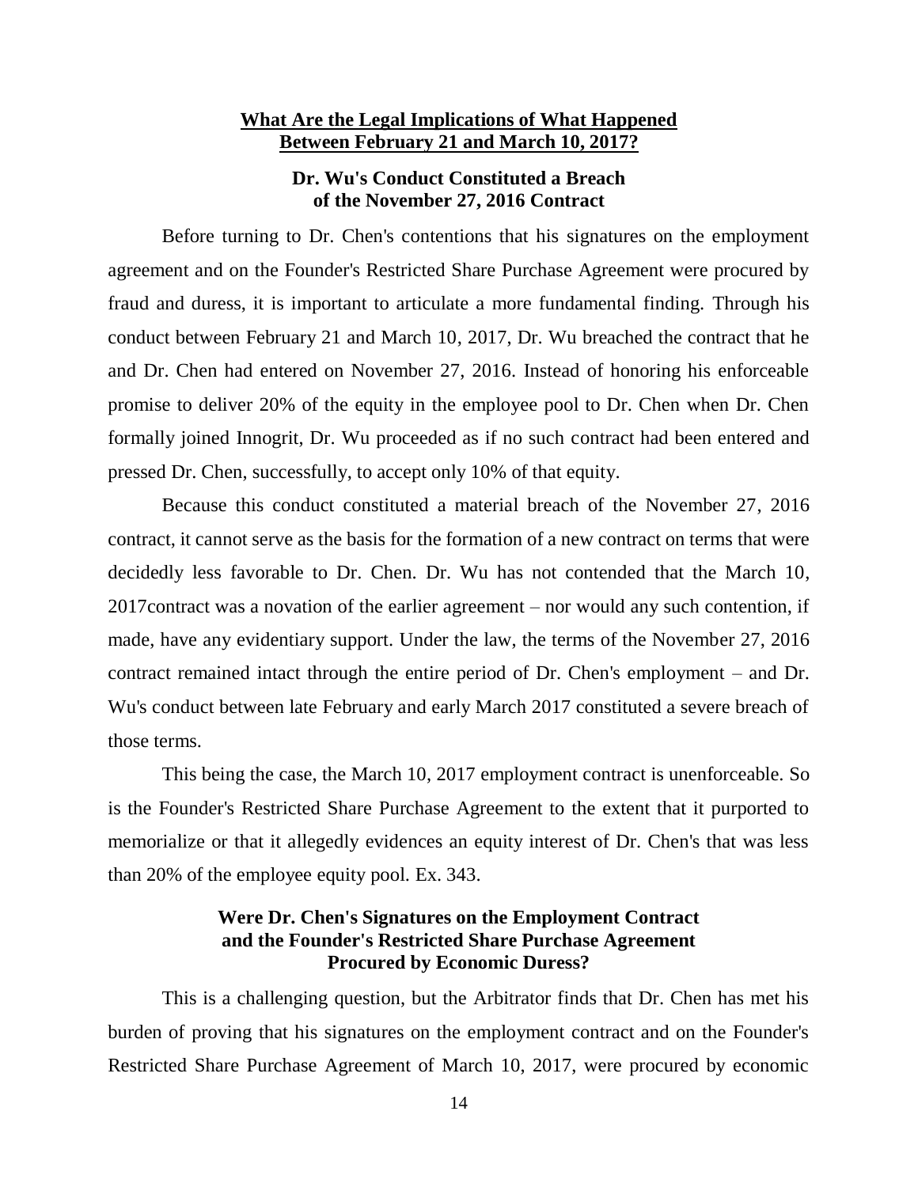## What Are the Legal Implications of What Happened Between February 21 and March 10, 2017?

### Dr. Wu's Conduct Constituted a Breach of the November 27, 2016 Contract

Before turning to Dr. Chen's contentions that his signatures on the employment agreement and on the Founder's Restricted Share Purchase Agreement were procured by fraud and duress, it is important to articulate a more fundamental finding. Through his conduct between February 21 and March 10, 2017, Dr. Wu breached the contract that he and Dr. Chen had entered on November 27, 2016. Instead of honoring his enforceable promise to deliver 20% of the equity in the employee pool to Dr. Chen when Dr. Chen formally joined Innogrit, Dr. Wu proceeded as if no such contract had been entered and pressed Dr. Chen, successfully, to accept only 10% of that equity.

Because this conduct constituted a material breach of the November 27, 2016 contract, it cannot serve as the basis for the formation of a new contract on terms that were decidedly less favorable to Dr. Chen. Dr. Wu has not contended that the March 10, 2017contract was a novation of the earlier agreement – nor would any such contention, if made, have any evidentiary support. Under the law, the terms of the November 27, 2016 contract remained intact through the entire period of Dr. Chen's employment – and Dr. Wu's conduct between late February and early March 2017 constituted a severe breach of those terms.

This being the case, the March 10, 2017 employment contract is unenforceable. So is the Founder's Restricted Share Purchase Agreement to the extent that it purported to memorialize or that it allegedly evidences an equity interest of Dr. Chen's that was less than 20% of the employee equity pool. Ex. 343.

### Were Dr. Chen's Signatures on the Employment Contract and the Founder's Restricted Share Purchase Agreement Procured by Economic Duress?

This is a challenging question, but the Arbitrator finds that Dr. Chen has met his burden of proving that his signatures on the employment contract and on the Founder's Restricted Share Purchase Agreement of March 10, 2017, were procured by economic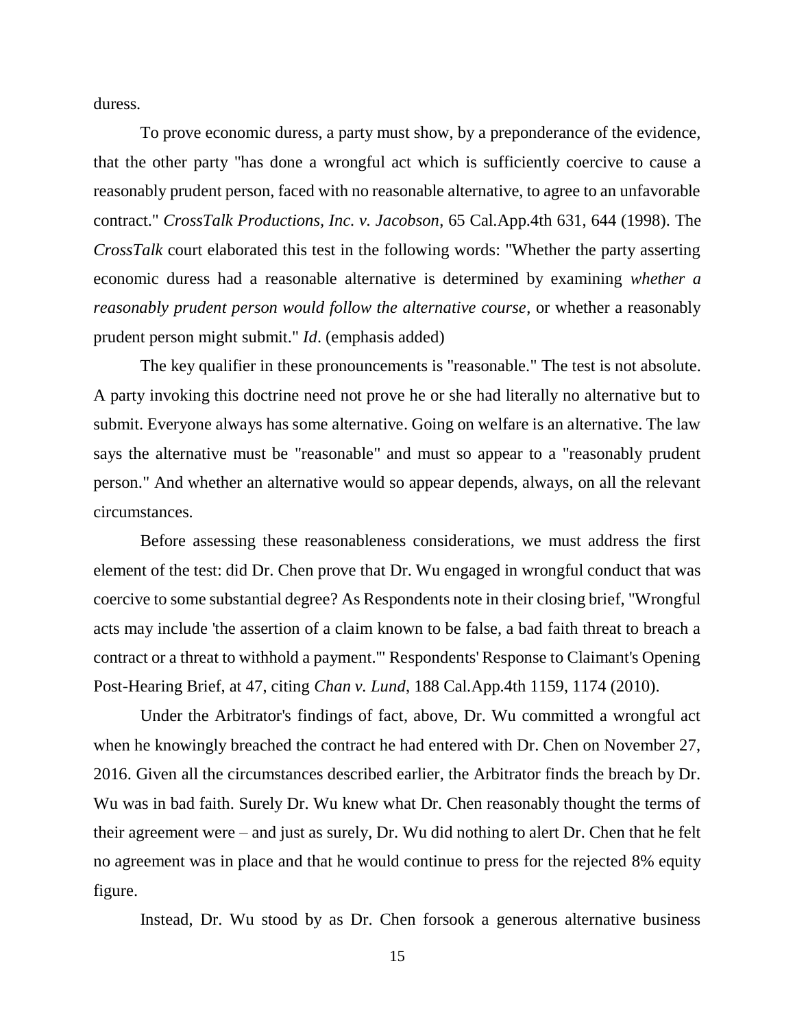duress.

To prove economic duress, a party must show, by a preponderance of the evidence, that the other party "has done a wrongful act which is sufficiently coercive to cause a reasonably prudent person, faced with no reasonable alternative, to agree to an unfavorable contract." *CrossTalk Productions, Inc. v. Jacobson*, 65 Cal.App.4th 631, 644 (1998). The *CrossTalk* court elaborated this test in the following words: "Whether the party asserting economic duress had a reasonable alternative is determined by examining *whether a reasonably prudent person would follow the alternative course*, or whether a reasonably prudent person might submit." *Id*. (emphasis added)

The key qualifier in these pronouncements is "reasonable." The test is not absolute. A party invoking this doctrine need not prove he or she had literally no alternative but to submit. Everyone always has some alternative. Going on welfare is an alternative. The law says the alternative must be "reasonable" and must so appear to a "reasonably prudent person." And whether an alternative would so appear depends, always, on all the relevant circumstances.

Before assessing these reasonableness considerations, we must address the first element of the test: did Dr. Chen prove that Dr. Wu engaged in wrongful conduct that was coercive to some substantial degree? As Respondents note in their closing brief, "Wrongful acts may include 'the assertion of a claim known to be false, a bad faith threat to breach a contract or a threat to withhold a payment.'" Respondents' Response to Claimant's Opening Post-Hearing Brief, at 47, citing *Chan v. Lund*, 188 Cal.App.4th 1159, 1174 (2010).

Under the Arbitrator's findings of fact, above, Dr. Wu committed a wrongful act when he knowingly breached the contract he had entered with Dr. Chen on November 27, 2016. Given all the circumstances described earlier, the Arbitrator finds the breach by Dr. Wu was in bad faith. Surely Dr. Wu knew what Dr. Chen reasonably thought the terms of their agreement were – and just as surely, Dr. Wu did nothing to alert Dr. Chen that he felt no agreement was in place and that he would continue to press for the rejected 8% equity figure.

Instead, Dr. Wu stood by as Dr. Chen forsook a generous alternative business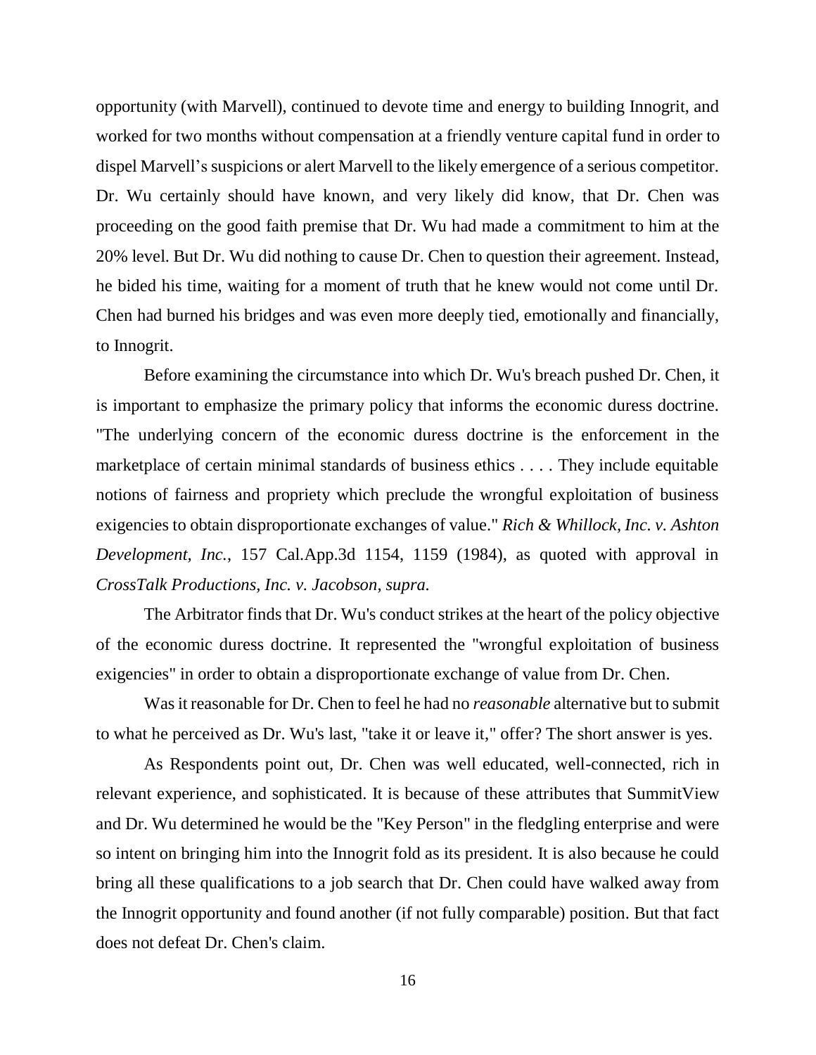opportunity (with Marvell), continued to devote time and energy to building Innogrit, and worked for two months without compensation at a friendly venture capital fund in order to dispel Marvell's suspicions or alert Marvell to the likely emergence of a serious competitor. Dr. Wu certainly should have known, and very likely did know, that Dr. Chen was proceeding on the good faith premise that Dr. Wu had made a commitment to him at the 20% level. But Dr. Wu did nothing to cause Dr. Chen to question their agreement. Instead, he bided his time, waiting for a moment of truth that he knew would not come until Dr. Chen had burned his bridges and was even more deeply tied, emotionally and financially, to Innogrit.

Before examining the circumstance into which Dr. Wu's breach pushed Dr. Chen, it is important to emphasize the primary policy that informs the economic duress doctrine. "The underlying concern of the economic duress doctrine is the enforcement in the marketplace of certain minimal standards of business ethics . . . . They include equitable notions of fairness and propriety which preclude the wrongful exploitation of business exigencies to obtain disproportionate exchanges of value." *Rich & Whillock, Inc. v. Ashton Development, Inc.*, 157 Cal.App.3d 1154, 1159 (1984), as quoted with approval in *CrossTalk Productions, Inc. v. Jacobson, supra.*

The Arbitrator finds that Dr. Wu's conduct strikes at the heart of the policy objective of the economic duress doctrine. It represented the "wrongful exploitation of business exigencies" in order to obtain a disproportionate exchange of value from Dr. Chen.

Was it reasonable for Dr. Chen to feel he had no *reasonable* alternative but to submit to what he perceived as Dr. Wu's last, "take it or leave it," offer? The short answer is yes.

As Respondents point out, Dr. Chen was well educated, well-connected, rich in relevant experience, and sophisticated. It is because of these attributes that SummitView and Dr. Wu determined he would be the "Key Person" in the fledgling enterprise and were so intent on bringing him into the Innogrit fold as its president. It is also because he could bring all these qualifications to a job search that Dr. Chen could have walked away from the Innogrit opportunity and found another (if not fully comparable) position. But that fact does not defeat Dr. Chen's claim.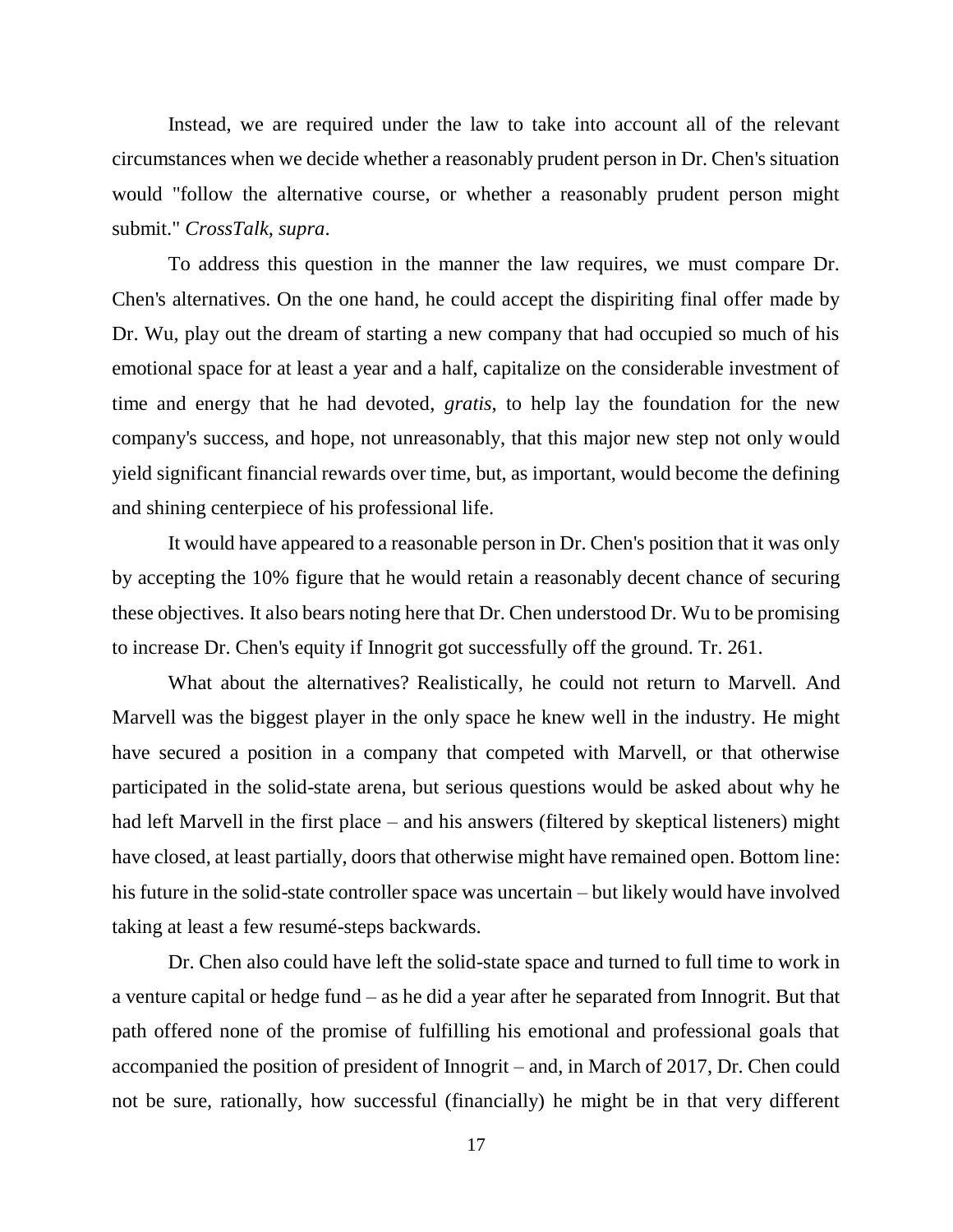Instead, we are required under the law to take into account all of the relevant circumstances when we decide whether a reasonably prudent person in Dr. Chen's situation would "follow the alternative course, or whether a reasonably prudent person might submit." *CrossTalk*, *supra*.

To address this question in the manner the law requires, we must compare Dr. Chen's alternatives. On the one hand, he could accept the dispiriting final offer made by Dr. Wu, play out the dream of starting a new company that had occupied so much of his emotional space for at least a year and a half, capitalize on the considerable investment of time and energy that he had devoted, *gratis*, to help lay the foundation for the new company's success, and hope, not unreasonably, that this major new step not only would yield significant financial rewards over time, but, as important, would become the defining and shining centerpiece of his professional life.

It would have appeared to a reasonable person in Dr. Chen's position that it was only by accepting the 10% figure that he would retain a reasonably decent chance of securing these objectives. It also bears noting here that Dr. Chen understood Dr. Wu to be promising to increase Dr. Chen's equity if Innogrit got successfully off the ground. Tr. 261.

What about the alternatives? Realistically, he could not return to Marvell. And Marvell was the biggest player in the only space he knew well in the industry. He might have secured a position in a company that competed with Marvell, or that otherwise participated in the solid-state arena, but serious questions would be asked about why he had left Marvell in the first place – and his answers (filtered by skeptical listeners) might have closed, at least partially, doors that otherwise might have remained open. Bottom line: his future in the solid-state controller space was uncertain – but likely would have involved taking at least a few resumé-steps backwards.

Dr. Chen also could have left the solid-state space and turned to full time to work in a venture capital or hedge fund – as he did a year after he separated from Innogrit. But that path offered none of the promise of fulfilling his emotional and professional goals that accompanied the position of president of Innogrit – and, in March of 2017, Dr. Chen could not be sure, rationally, how successful (financially) he might be in that very different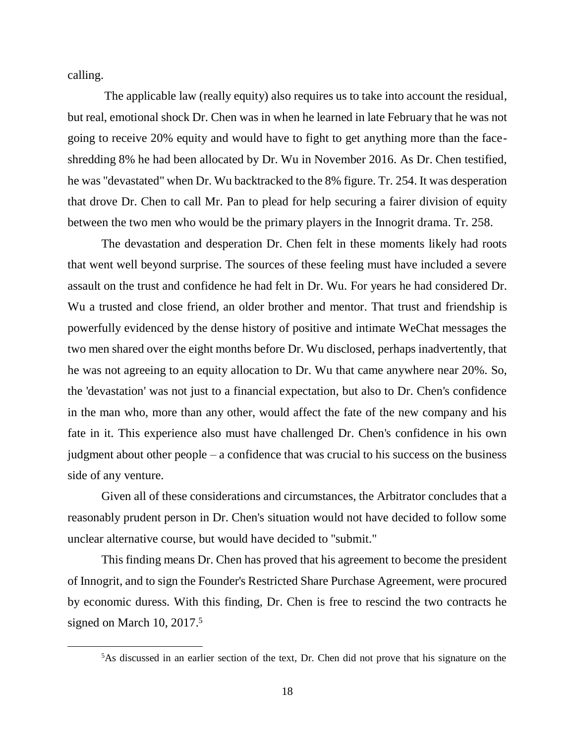calling.

The applicable law (really equity) also requires us to take into account the residual, but real, emotional shock Dr. Chen was in when he learned in late February that he was not going to receive 20% equity and would have to fight to get anything more than the face-shredding 8% he had been allocated by Dr. Wu in November 2016. As Dr. Chen testified, he was "devastated" when Dr. Wu backtracked to the 8% figure. Tr. 254. It was desperation that drove Dr. Chen to call Mr. Pan to plead for help securing a fairer division of equity between the two men who would be the primary players in the Innogrit drama. Tr. 258.

The devastation and desperation Dr. Chen felt in these moments likely had roots that went well beyond surprise. The sources of these feeling must have included a severe assault on the trust and confidence he had felt in Dr. Wu. For years he had considered Dr. Wu a trusted and close friend, an older brother and mentor. That trust and friendship is powerfully evidenced by the dense history of positive and intimate WeChat messages the two men shared over the eight months before Dr. Wu disclosed, perhaps inadvertently, that he was not agreeing to an equity allocation to Dr. Wu that came anywhere near 20%. So, the 'devastation' was not just to a financial expectation, but also to Dr. Chen's confidence in the man who, more than any other, would affect the fate of the new company and his fate in it. This experience also must have challenged Dr. Chen's confidence in his own judgment about other people – a confidence that was crucial to his success on the business side of any venture.

Given all of these considerations and circumstances, the Arbitrator concludes that a reasonably prudent person in Dr. Chen's situation would not have decided to follow some unclear alternative course, but would have decided to "submit."

This finding means Dr. Chen has proved that his agreement to become the president of Innogrit, and to sign the Founder's Restricted Share Purchase Agreement, were procured by economic duress. With this finding, Dr. Chen is free to rescind the two contracts he signed on March 10, 2017.[5]

---

[5]As discussed in an earlier section of the text, Dr. Chen did not prove that his signature on the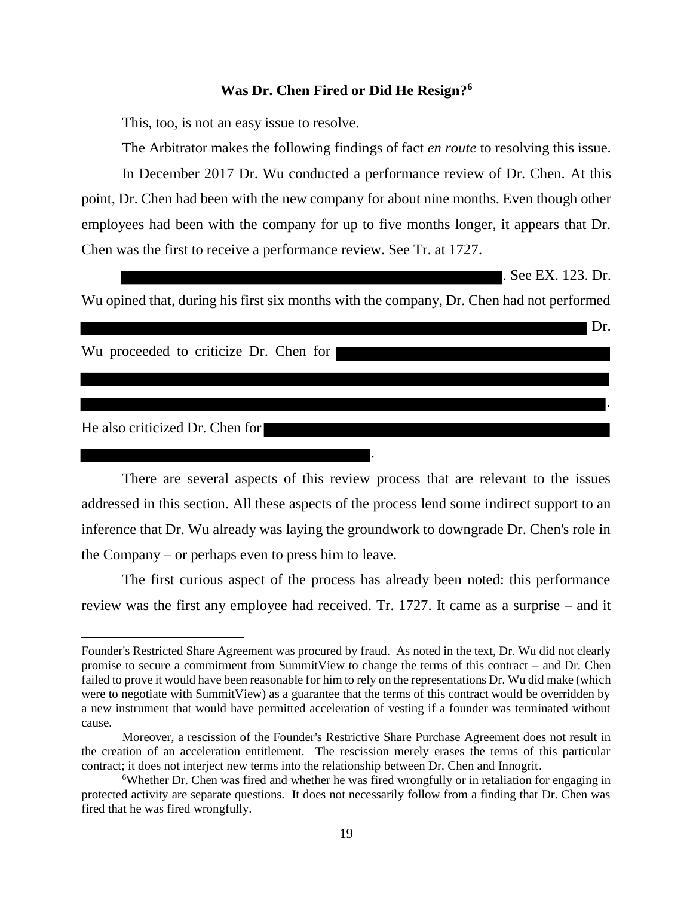### Was Dr. Chen Fired or Did He Resign?[6]

This, too, is not an easy issue to resolve.

The Arbitrator makes the following findings of fact *en route* to resolving this issue.

In December 2017 Dr. Wu conducted a performance review of Dr. Chen. At this point, Dr. Chen had been with the new company for about nine months. Even though other employees had been with the company for up to five months longer, it appears that Dr. Chen was the first to receive a performance review. See Tr. at 1727.

[REDACTED]. See EX. 123. Dr. Wu opined that, during his first six months with the company, Dr. Chen had not performed [REDACTED] Dr. Wu proceeded to criticize Dr. Chen for [REDACTED]. He also criticized Dr. Chen for [REDACTED].

There are several aspects of this review process that are relevant to the issues addressed in this section. All these aspects of the process lend some indirect support to an inference that Dr. Wu already was laying the groundwork to downgrade Dr. Chen's role in the Company – or perhaps even to press him to leave.

The first curious aspect of the process has already been noted: this performance review was the first any employee had received. Tr. 1727. It came as a surprise – and it

---

Founder's Restricted Share Agreement was procured by fraud. As noted in the text, Dr. Wu did not clearly promise to secure a commitment from SummitView to change the terms of this contract – and Dr. Chen failed to prove it would have been reasonable for him to rely on the representations Dr. Wu did make (which were to negotiate with SummitView) as a guarantee that the terms of this contract would be overridden by a new instrument that would have permitted acceleration of vesting if a founder was terminated without cause.

Moreover, a rescission of the Founder's Restrictive Share Purchase Agreement does not result in the creation of an acceleration entitlement. The rescission merely erases the terms of this particular contract; it does not interject new terms into the relationship between Dr. Chen and Innogrit.

[6] Whether Dr. Chen was fired and whether he was fired wrongfully or in retaliation for engaging in protected activity are separate questions. It does not necessarily follow from a finding that Dr. Chen was fired that he was fired wrongfully.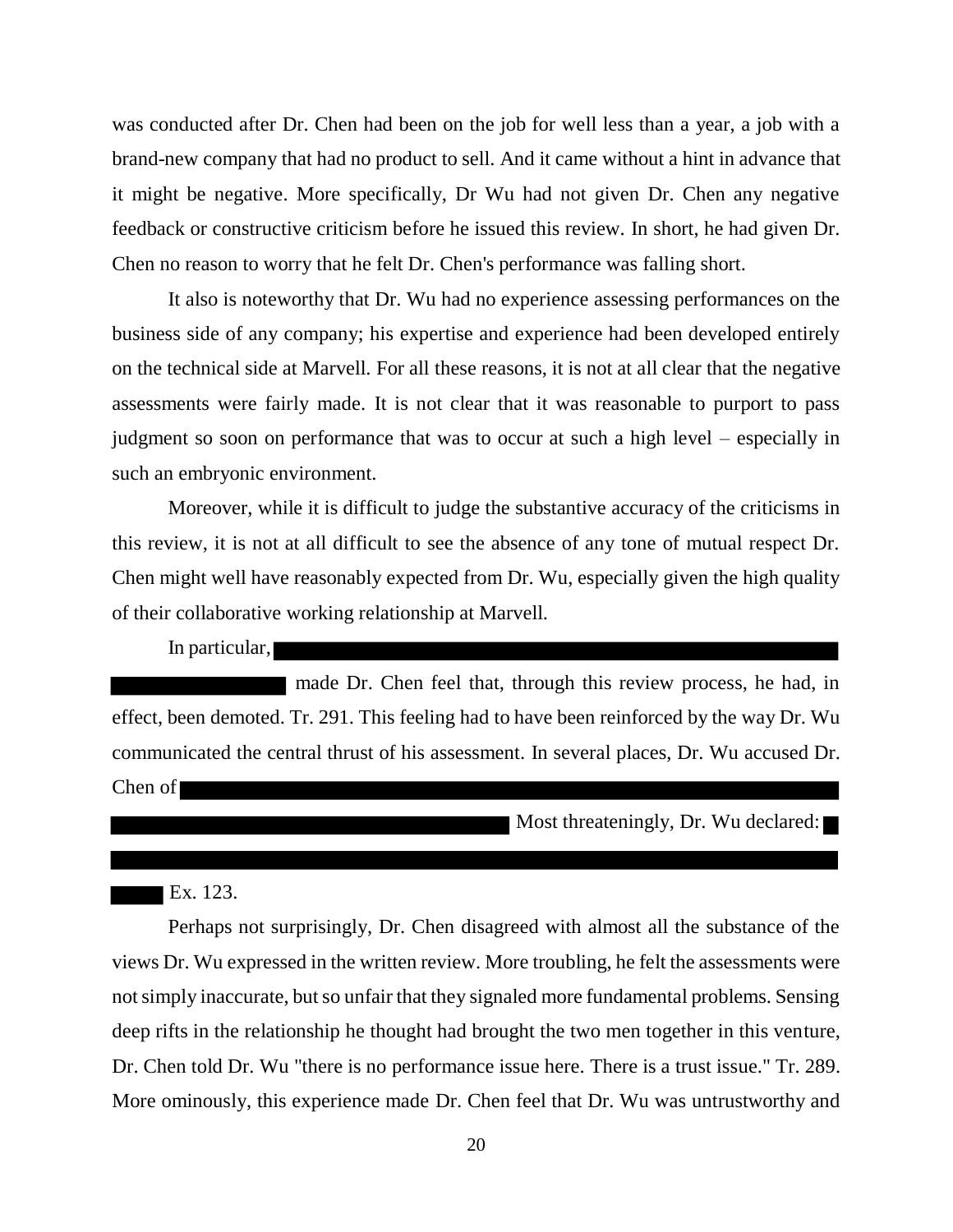was conducted after Dr. Chen had been on the job for well less than a year, a job with a brand-new company that had no product to sell. And it came without a hint in advance that it might be negative. More specifically, Dr Wu had not given Dr. Chen any negative feedback or constructive criticism before he issued this review. In short, he had given Dr. Chen no reason to worry that he felt Dr. Chen's performance was falling short.

It also is noteworthy that Dr. Wu had no experience assessing performances on the business side of any company; his expertise and experience had been developed entirely on the technical side at Marvell. For all these reasons, it is not at all clear that the negative assessments were fairly made. It is not clear that it was reasonable to purport to pass judgment so soon on performance that was to occur at such a high level – especially in such an embryonic environment.

Moreover, while it is difficult to judge the substantive accuracy of the criticisms in this review, it is not at all difficult to see the absence of any tone of mutual respect Dr. Chen might well have reasonably expected from Dr. Wu, especially given the high quality of their collaborative working relationship at Marvell.

In particular, ██████████ made Dr. Chen feel that, through this review process, he had, in effect, been demoted. Tr. 291. This feeling had to have been reinforced by the way Dr. Wu communicated the central thrust of his assessment. In several places, Dr. Wu accused Dr. Chen of ██████████ Most threateningly, Dr. Wu declared: ██████████ Ex. 123.

Perhaps not surprisingly, Dr. Chen disagreed with almost all the substance of the views Dr. Wu expressed in the written review. More troubling, he felt the assessments were not simply inaccurate, but so unfair that they signaled more fundamental problems. Sensing deep rifts in the relationship he thought had brought the two men together in this venture, Dr. Chen told Dr. Wu "there is no performance issue here. There is a trust issue." Tr. 289. More ominously, this experience made Dr. Chen feel that Dr. Wu was untrustworthy and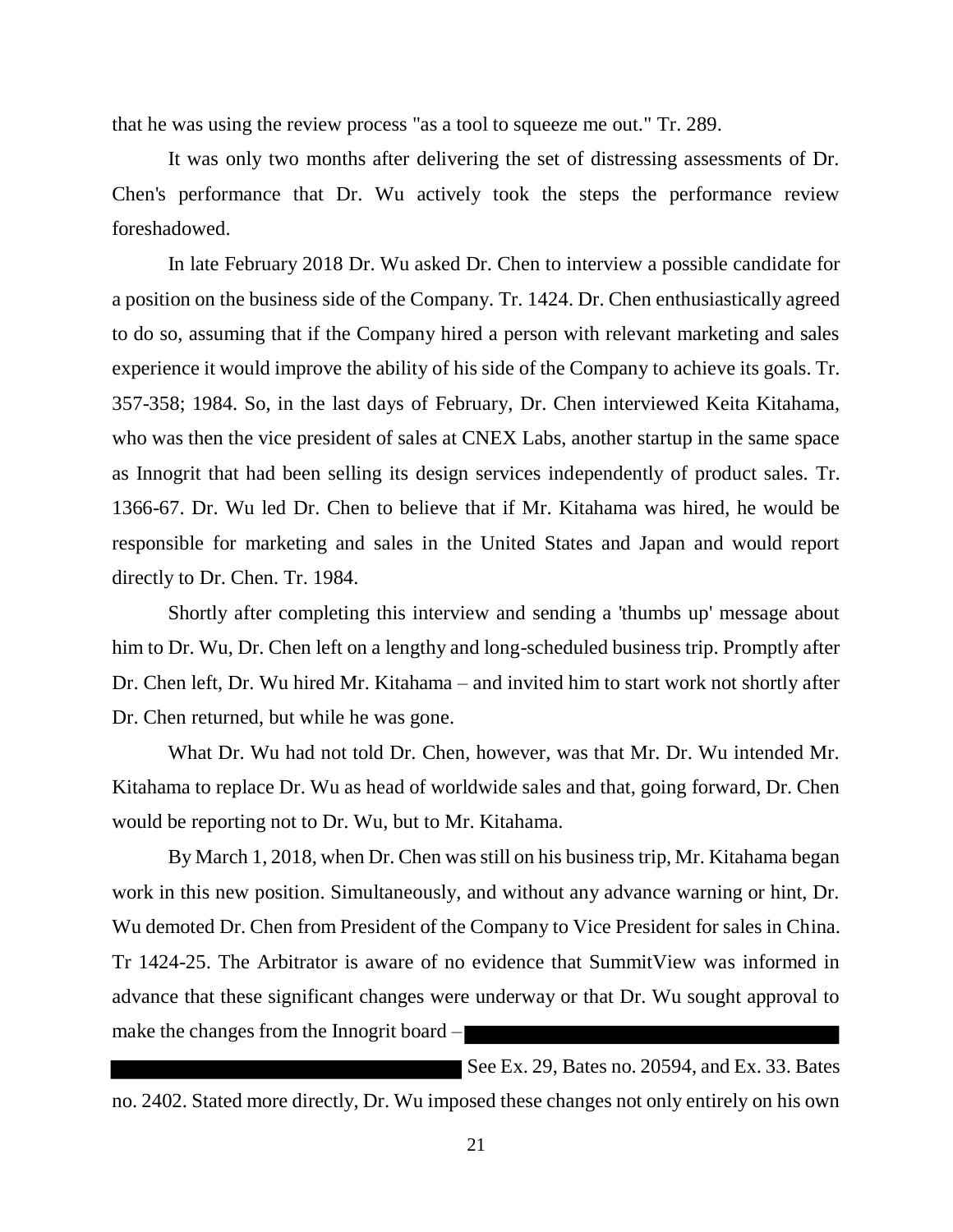that he was using the review process "as a tool to squeeze me out." Tr. 289.

It was only two months after delivering the set of distressing assessments of Dr. Chen's performance that Dr. Wu actively took the steps the performance review foreshadowed.

In late February 2018 Dr. Wu asked Dr. Chen to interview a possible candidate for a position on the business side of the Company. Tr. 1424. Dr. Chen enthusiastically agreed to do so, assuming that if the Company hired a person with relevant marketing and sales experience it would improve the ability of his side of the Company to achieve its goals. Tr. 357-358; 1984. So, in the last days of February, Dr. Chen interviewed Keita Kitahama, who was then the vice president of sales at CNEX Labs, another startup in the same space as Innogrit that had been selling its design services independently of product sales. Tr. 1366-67. Dr. Wu led Dr. Chen to believe that if Mr. Kitahama was hired, he would be responsible for marketing and sales in the United States and Japan and would report directly to Dr. Chen. Tr. 1984.

Shortly after completing this interview and sending a 'thumbs up' message about him to Dr. Wu, Dr. Chen left on a lengthy and long-scheduled business trip. Promptly after Dr. Chen left, Dr. Wu hired Mr. Kitahama – and invited him to start work not shortly after Dr. Chen returned, but while he was gone.

What Dr. Wu had not told Dr. Chen, however, was that Mr. Dr. Wu intended Mr. Kitahama to replace Dr. Wu as head of worldwide sales and that, going forward, Dr. Chen would be reporting not to Dr. Wu, but to Mr. Kitahama.

By March 1, 2018, when Dr. Chen was still on his business trip, Mr. Kitahama began work in this new position. Simultaneously, and without any advance warning or hint, Dr. Wu demoted Dr. Chen from President of the Company to Vice President for sales in China. Tr 1424-25. The Arbitrator is aware of no evidence that SummitView was informed in advance that these significant changes were underway or that Dr. Wu sought approval to make the changes from the Innogrit board – [REDACTED] See Ex. 29, Bates no. 20594, and Ex. 33. Bates no. 2402. Stated more directly, Dr. Wu imposed these changes not only entirely on his own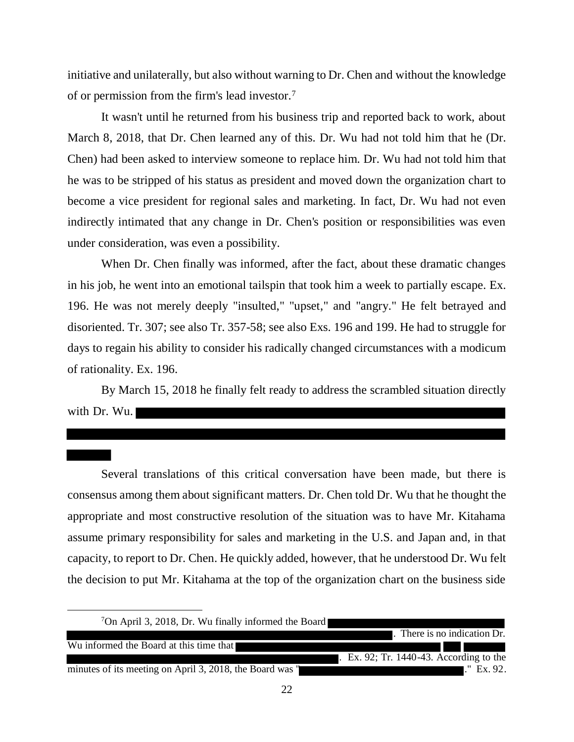initiative and unilaterally, but also without warning to Dr. Chen and without the knowledge of or permission from the firm's lead investor.[7]

It wasn't until he returned from his business trip and reported back to work, about March 8, 2018, that Dr. Chen learned any of this. Dr. Wu had not told him that he (Dr. Chen) had been asked to interview someone to replace him. Dr. Wu had not told him that he was to be stripped of his status as president and moved down the organization chart to become a vice president for regional sales and marketing. In fact, Dr. Wu had not even indirectly intimated that any change in Dr. Chen's position or responsibilities was even under consideration, was even a possibility.

When Dr. Chen finally was informed, after the fact, about these dramatic changes in his job, he went into an emotional tailspin that took him a week to partially escape. Ex. 196. He was not merely deeply "insulted," "upset," and "angry." He felt betrayed and disoriented. Tr. 307; see also Tr. 357-58; see also Exs. 196 and 199. He had to struggle for days to regain his ability to consider his radically changed circumstances with a modicum of rationality. Ex. 196.

By March 15, 2018 he finally felt ready to address the scrambled situation directly with Dr. Wu. [REDACTED]

Several translations of this critical conversation have been made, but there is consensus among them about significant matters. Dr. Chen told Dr. Wu that he thought the appropriate and most constructive resolution of the situation was to have Mr. Kitahama assume primary responsibility for sales and marketing in the U.S. and Japan and, in that capacity, to report to Dr. Chen. He quickly added, however, that he understood Dr. Wu felt the decision to put Mr. Kitahama at the top of the organization chart on the business side

---

[7] On April 3, 2018, Dr. Wu finally informed the Board [REDACTED]. There is no indication Dr. Wu informed the Board at this time that [REDACTED]. Ex. 92; Tr. 1440-43. According to the minutes of its meeting on April 3, 2018, the Board was "[REDACTED]." Ex. 92.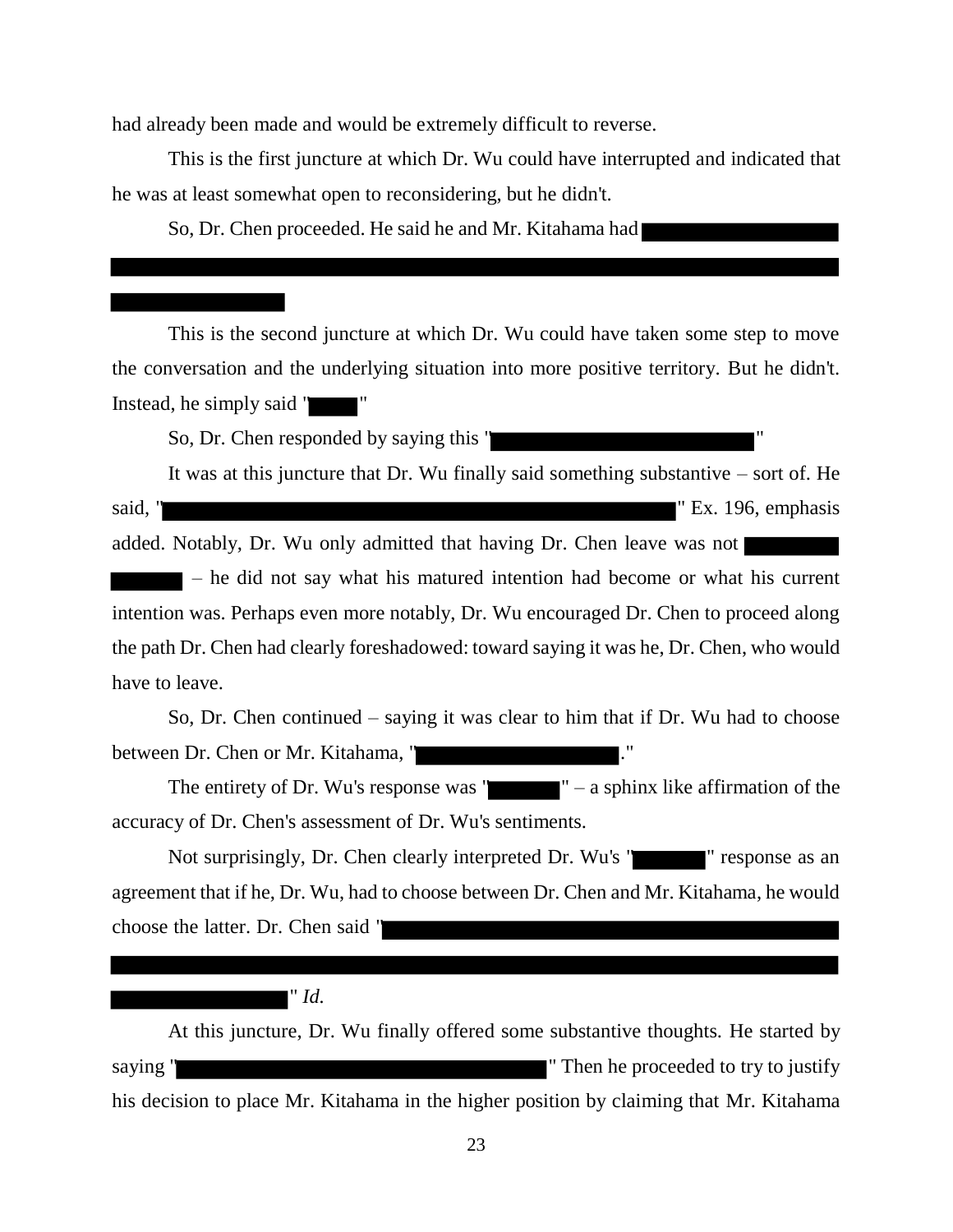had already been made and would be extremely difficult to reverse.

This is the first juncture at which Dr. Wu could have interrupted and indicated that he was at least somewhat open to reconsidering, but he didn't.

So, Dr. Chen proceeded. He said he and Mr. Kitahama had [REDACTED]

This is the second juncture at which Dr. Wu could have taken some step to move the conversation and the underlying situation into more positive territory. But he didn't. Instead, he simply said "[REDACTED]"

So, Dr. Chen responded by saying this "[REDACTED]"

It was at this juncture that Dr. Wu finally said something substantive – sort of. He said, "[REDACTED]" Ex. 196, emphasis added. Notably, Dr. Wu only admitted that having Dr. Chen leave was not [REDACTED] – he did not say what his matured intention had become or what his current intention was. Perhaps even more notably, Dr. Wu encouraged Dr. Chen to proceed along the path Dr. Chen had clearly foreshadowed: toward saying it was he, Dr. Chen, who would have to leave.

So, Dr. Chen continued – saying it was clear to him that if Dr. Wu had to choose between Dr. Chen or Mr. Kitahama, "[REDACTED]."

The entirety of Dr. Wu's response was "[REDACTED]" – a sphinx like affirmation of the accuracy of Dr. Chen's assessment of Dr. Wu's sentiments.

Not surprisingly, Dr. Chen clearly interpreted Dr. Wu's "[REDACTED]" response as an agreement that if he, Dr. Wu, had to choose between Dr. Chen and Mr. Kitahama, he would choose the latter. Dr. Chen said "[REDACTED]" *Id.*

At this juncture, Dr. Wu finally offered some substantive thoughts. He started by saying "[REDACTED]" Then he proceeded to try to justify his decision to place Mr. Kitahama in the higher position by claiming that Mr. Kitahama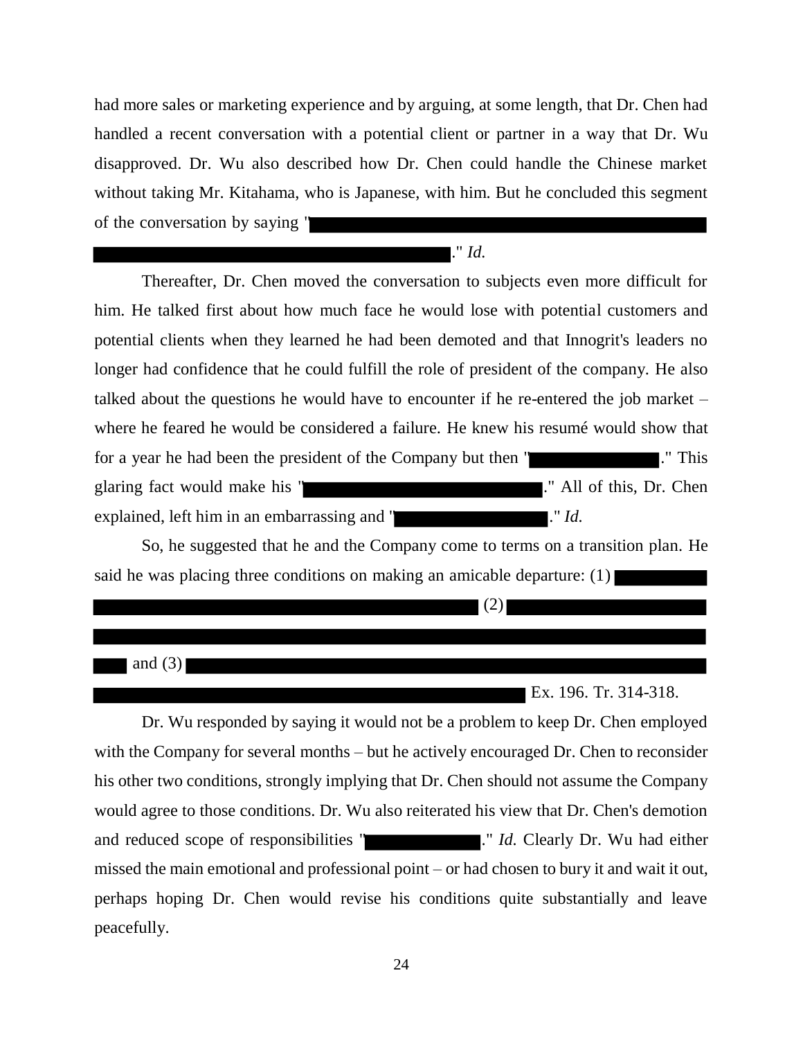had more sales or marketing experience and by arguing, at some length, that Dr. Chen had handled a recent conversation with a potential client or partner in a way that Dr. Wu disapproved. Dr. Wu also described how Dr. Chen could handle the Chinese market without taking Mr. Kitahama, who is Japanese, with him. But he concluded this segment of the conversation by saying "█████████████████████████████████████████ ████████████████████████████." *Id.*

Thereafter, Dr. Chen moved the conversation to subjects even more difficult for him. He talked first about how much face he would lose with potential customers and potential clients when they learned he had been demoted and that Innogrit's leaders no longer had confidence that he could fulfill the role of president of the company. He also talked about the questions he would have to encounter if he re-entered the job market – where he feared he would be considered a failure. He knew his resumé would show that for a year he had been the president of the Company but then "████████." This glaring fact would make his "██████████████████." All of this, Dr. Chen explained, left him in an embarrassing and "██████████." *Id.*

So, he suggested that he and the Company come to terms on a transition plan. He said he was placing three conditions on making an amicable departure: (1) ████████████████████████████████████ (2) ██████████████████████████████████████████████████████████████ and (3) ██████████████████████████████████████████████████████████████ Ex. 196. Tr. 314-318.

Dr. Wu responded by saying it would not be a problem to keep Dr. Chen employed with the Company for several months – but he actively encouraged Dr. Chen to reconsider his other two conditions, strongly implying that Dr. Chen should not assume the Company would agree to those conditions. Dr. Wu also reiterated his view that Dr. Chen's demotion and reduced scope of responsibilities "████████." *Id.* Clearly Dr. Wu had either missed the main emotional and professional point – or had chosen to bury it and wait it out, perhaps hoping Dr. Chen would revise his conditions quite substantially and leave peacefully.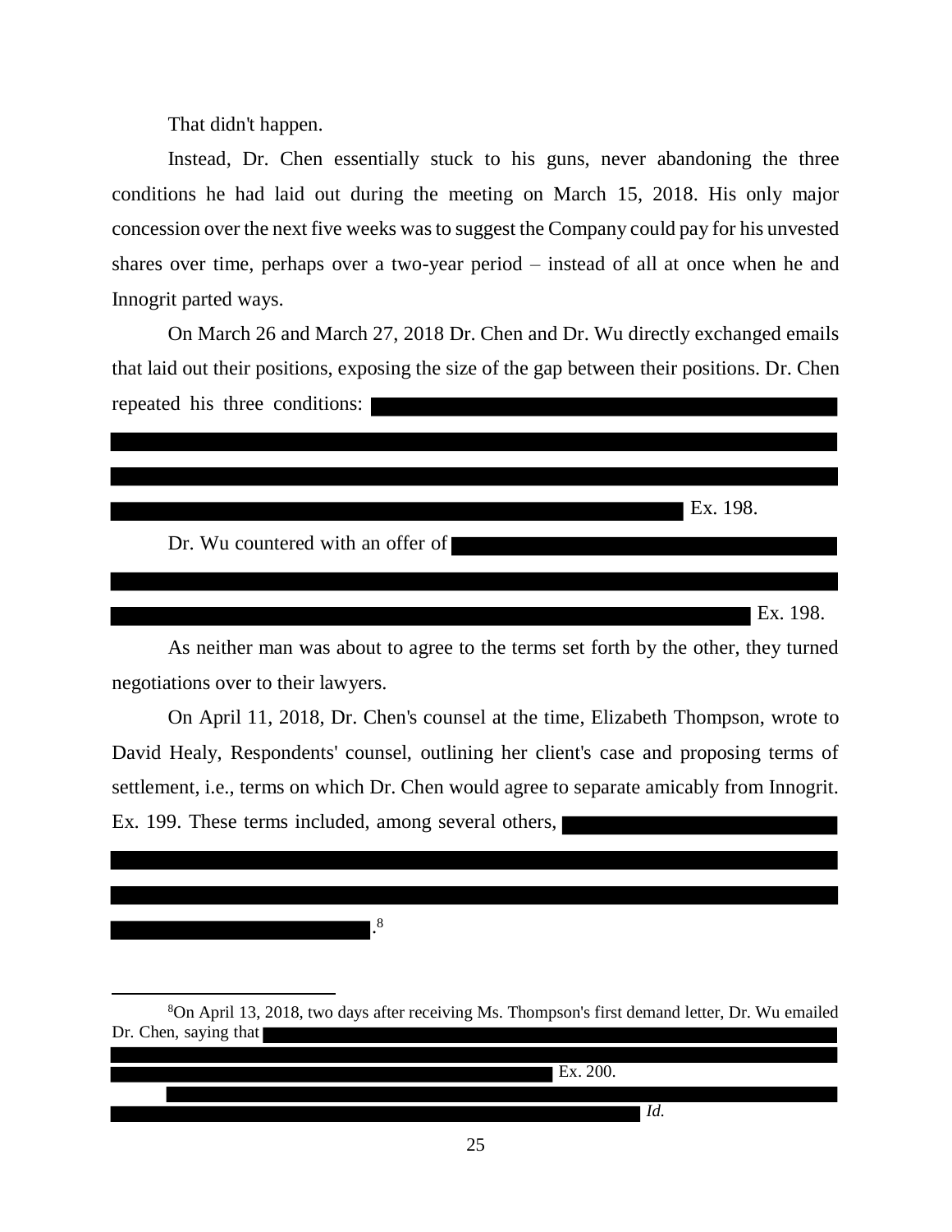That didn't happen.

Instead, Dr. Chen essentially stuck to his guns, never abandoning the three conditions he had laid out during the meeting on March 15, 2018. His only major concession over the next five weeks was to suggest the Company could pay for his unvested shares over time, perhaps over a two-year period – instead of all at once when he and Innogrit parted ways.

On March 26 and March 27, 2018 Dr. Chen and Dr. Wu directly exchanged emails that laid out their positions, exposing the size of the gap between their positions. Dr. Chen repeated his three conditions: [REDACTED] Ex. 198.

Dr. Wu countered with an offer of [REDACTED] Ex. 198.

As neither man was about to agree to the terms set forth by the other, they turned negotiations over to their lawyers.

On April 11, 2018, Dr. Chen's counsel at the time, Elizabeth Thompson, wrote to David Healy, Respondents' counsel, outlining her client's case and proposing terms of settlement, i.e., terms on which Dr. Chen would agree to separate amicably from Innogrit. Ex. 199. These terms included, among several others, [REDACTED].[8]

---

[8]On April 13, 2018, two days after receiving Ms. Thompson's first demand letter, Dr. Wu emailed Dr. Chen, saying that [REDACTED] Ex. 200.

[REDACTED] *Id.*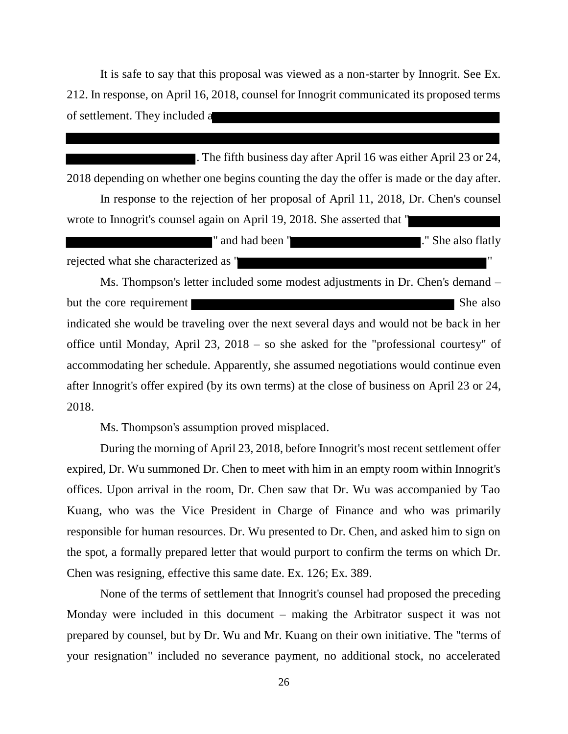It is safe to say that this proposal was viewed as a non-starter by Innogrit. See Ex. 212. In response, on April 16, 2018, counsel for Innogrit communicated its proposed terms of settlement. They included a ██████████████████████████████████████████████████████████████████████████████████████. The fifth business day after April 16 was either April 23 or 24, 2018 depending on whether one begins counting the day the offer is made or the day after.

In response to the rejection of her proposal of April 11, 2018, Dr. Chen's counsel wrote to Innogrit's counsel again on April 19, 2018. She asserted that "██████████████████████" and had been "█████████████." She also flatly rejected what she characterized as "██████████████████████."

Ms. Thompson's letter included some modest adjustments in Dr. Chen's demand – but the core requirement ██████████████████████ She also indicated she would be traveling over the next several days and would not be back in her office until Monday, April 23, 2018 – so she asked for the "professional courtesy" of accommodating her schedule. Apparently, she assumed negotiations would continue even after Innogrit's offer expired (by its own terms) at the close of business on April 23 or 24, 2018.

Ms. Thompson's assumption proved misplaced.

During the morning of April 23, 2018, before Innogrit's most recent settlement offer expired, Dr. Wu summoned Dr. Chen to meet with him in an empty room within Innogrit's offices. Upon arrival in the room, Dr. Chen saw that Dr. Wu was accompanied by Tao Kuang, who was the Vice President in Charge of Finance and who was primarily responsible for human resources. Dr. Wu presented to Dr. Chen, and asked him to sign on the spot, a formally prepared letter that would purport to confirm the terms on which Dr. Chen was resigning, effective this same date. Ex. 126; Ex. 389.

None of the terms of settlement that Innogrit's counsel had proposed the preceding Monday were included in this document – making the Arbitrator suspect it was not prepared by counsel, but by Dr. Wu and Mr. Kuang on their own initiative. The "terms of your resignation" included no severance payment, no additional stock, no accelerated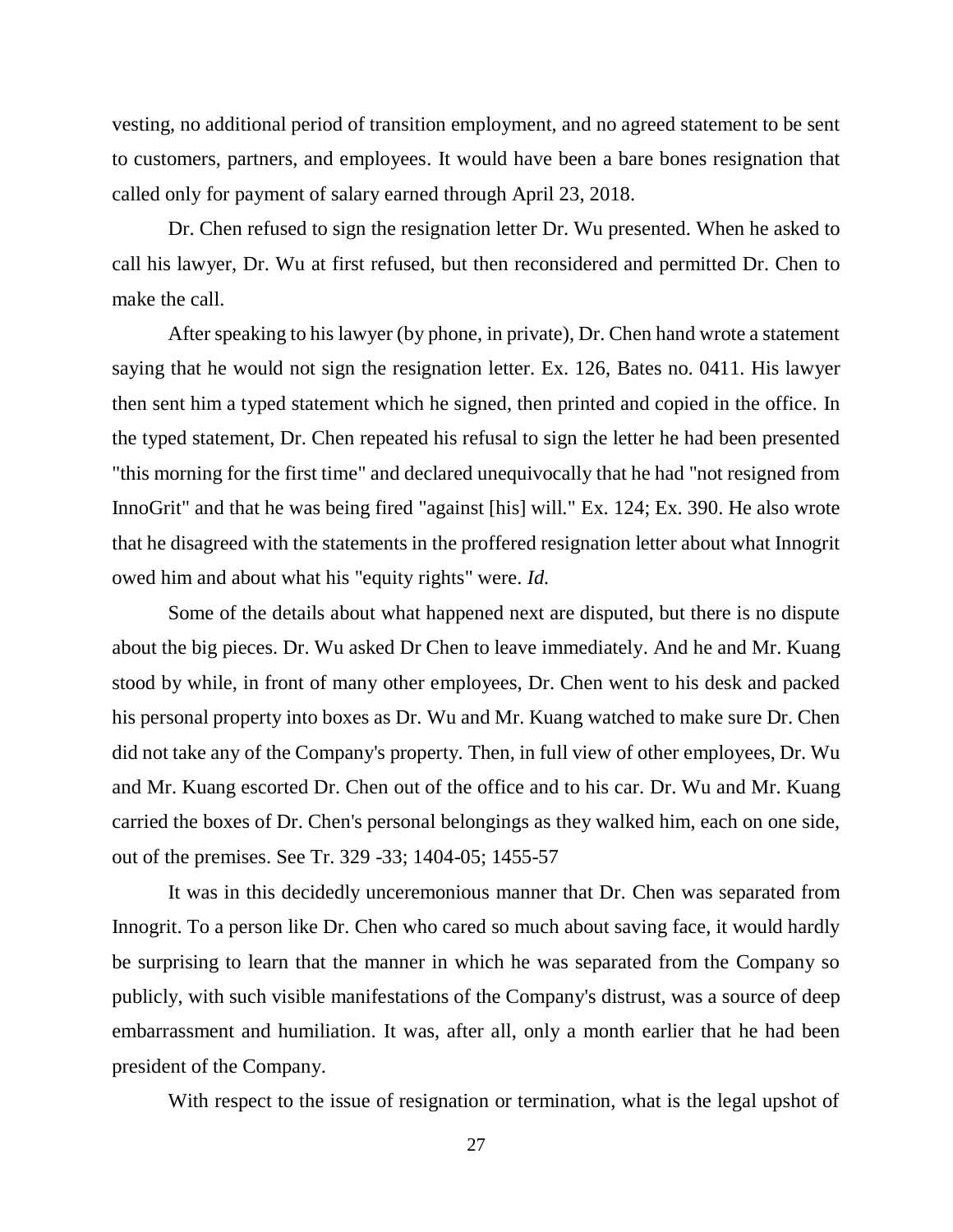vesting, no additional period of transition employment, and no agreed statement to be sent to customers, partners, and employees. It would have been a bare bones resignation that called only for payment of salary earned through April 23, 2018.

Dr. Chen refused to sign the resignation letter Dr. Wu presented. When he asked to call his lawyer, Dr. Wu at first refused, but then reconsidered and permitted Dr. Chen to make the call.

After speaking to his lawyer (by phone, in private), Dr. Chen hand wrote a statement saying that he would not sign the resignation letter. Ex. 126, Bates no. 0411. His lawyer then sent him a typed statement which he signed, then printed and copied in the office. In the typed statement, Dr. Chen repeated his refusal to sign the letter he had been presented "this morning for the first time" and declared unequivocally that he had "not resigned from InnoGrit" and that he was being fired "against [his] will." Ex. 124; Ex. 390. He also wrote that he disagreed with the statements in the proffered resignation letter about what Innogrit owed him and about what his "equity rights" were. *Id.*

Some of the details about what happened next are disputed, but there is no dispute about the big pieces. Dr. Wu asked Dr Chen to leave immediately. And he and Mr. Kuang stood by while, in front of many other employees, Dr. Chen went to his desk and packed his personal property into boxes as Dr. Wu and Mr. Kuang watched to make sure Dr. Chen did not take any of the Company's property. Then, in full view of other employees, Dr. Wu and Mr. Kuang escorted Dr. Chen out of the office and to his car. Dr. Wu and Mr. Kuang carried the boxes of Dr. Chen's personal belongings as they walked him, each on one side, out of the premises. See Tr. 329 -33; 1404-05; 1455-57

It was in this decidedly unceremonious manner that Dr. Chen was separated from Innogrit. To a person like Dr. Chen who cared so much about saving face, it would hardly be surprising to learn that the manner in which he was separated from the Company so publicly, with such visible manifestations of the Company's distrust, was a source of deep embarrassment and humiliation. It was, after all, only a month earlier that he had been president of the Company.

With respect to the issue of resignation or termination, what is the legal upshot of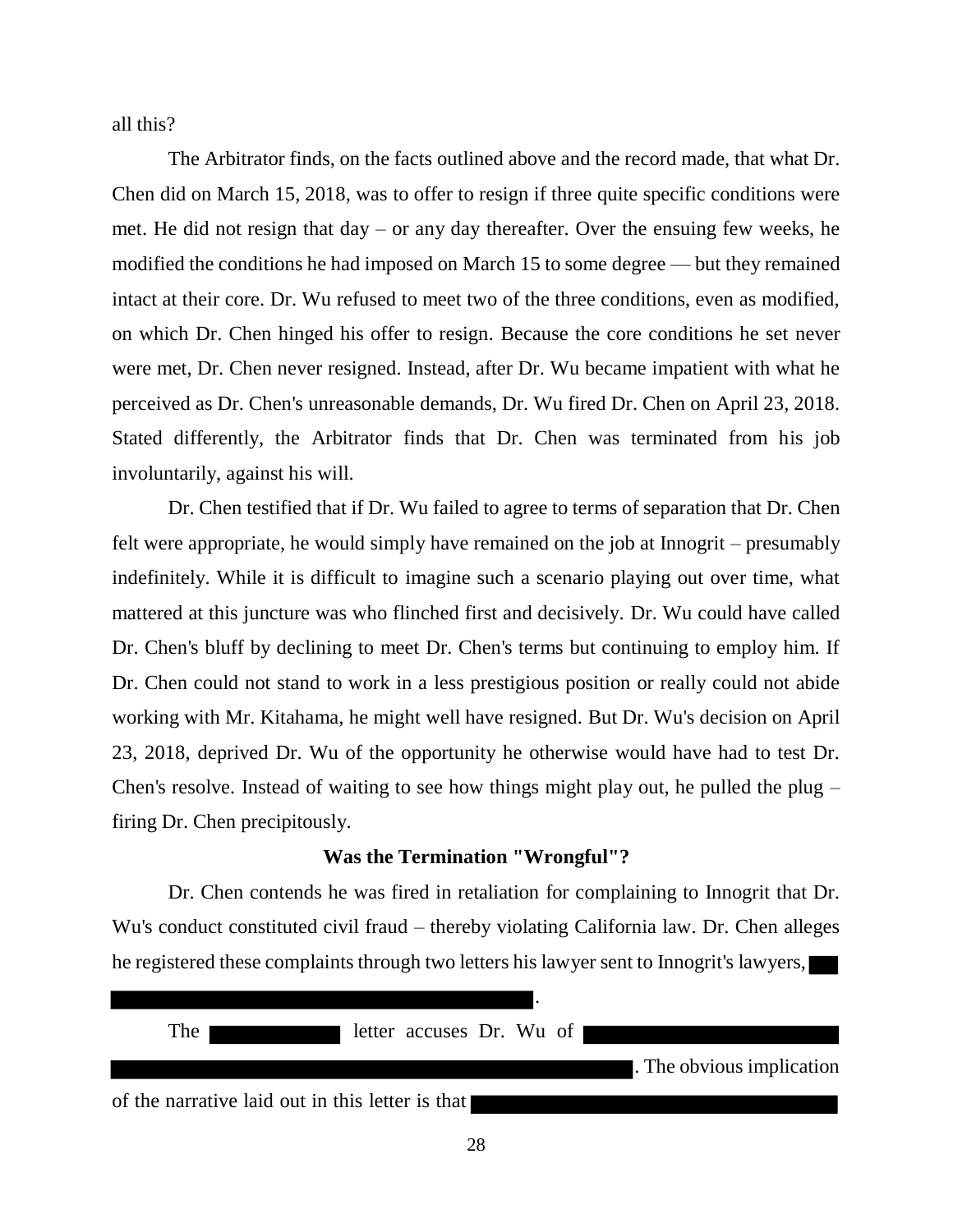all this?

The Arbitrator finds, on the facts outlined above and the record made, that what Dr. Chen did on March 15, 2018, was to offer to resign if three quite specific conditions were met. He did not resign that day – or any day thereafter. Over the ensuing few weeks, he modified the conditions he had imposed on March 15 to some degree — but they remained intact at their core. Dr. Wu refused to meet two of the three conditions, even as modified, on which Dr. Chen hinged his offer to resign. Because the core conditions he set never were met, Dr. Chen never resigned. Instead, after Dr. Wu became impatient with what he perceived as Dr. Chen's unreasonable demands, Dr. Wu fired Dr. Chen on April 23, 2018. Stated differently, the Arbitrator finds that Dr. Chen was terminated from his job involuntarily, against his will.

Dr. Chen testified that if Dr. Wu failed to agree to terms of separation that Dr. Chen felt were appropriate, he would simply have remained on the job at Innogrit – presumably indefinitely. While it is difficult to imagine such a scenario playing out over time, what mattered at this juncture was who flinched first and decisively. Dr. Wu could have called Dr. Chen's bluff by declining to meet Dr. Chen's terms but continuing to employ him. If Dr. Chen could not stand to work in a less prestigious position or really could not abide working with Mr. Kitahama, he might well have resigned. But Dr. Wu's decision on April 23, 2018, deprived Dr. Wu of the opportunity he otherwise would have had to test Dr. Chen's resolve. Instead of waiting to see how things might play out, he pulled the plug – firing Dr. Chen precipitously.

**Was the Termination "Wrongful"?**

Dr. Chen contends he was fired in retaliation for complaining to Innogrit that Dr. Wu's conduct constituted civil fraud – thereby violating California law. Dr. Chen alleges he registered these complaints through two letters his lawyer sent to Innogrit's lawyers, [REDACTED] [REDACTED].

The [REDACTED] letter accuses Dr. Wu of [REDACTED] [REDACTED]. The obvious implication of the narrative laid out in this letter is that [REDACTED]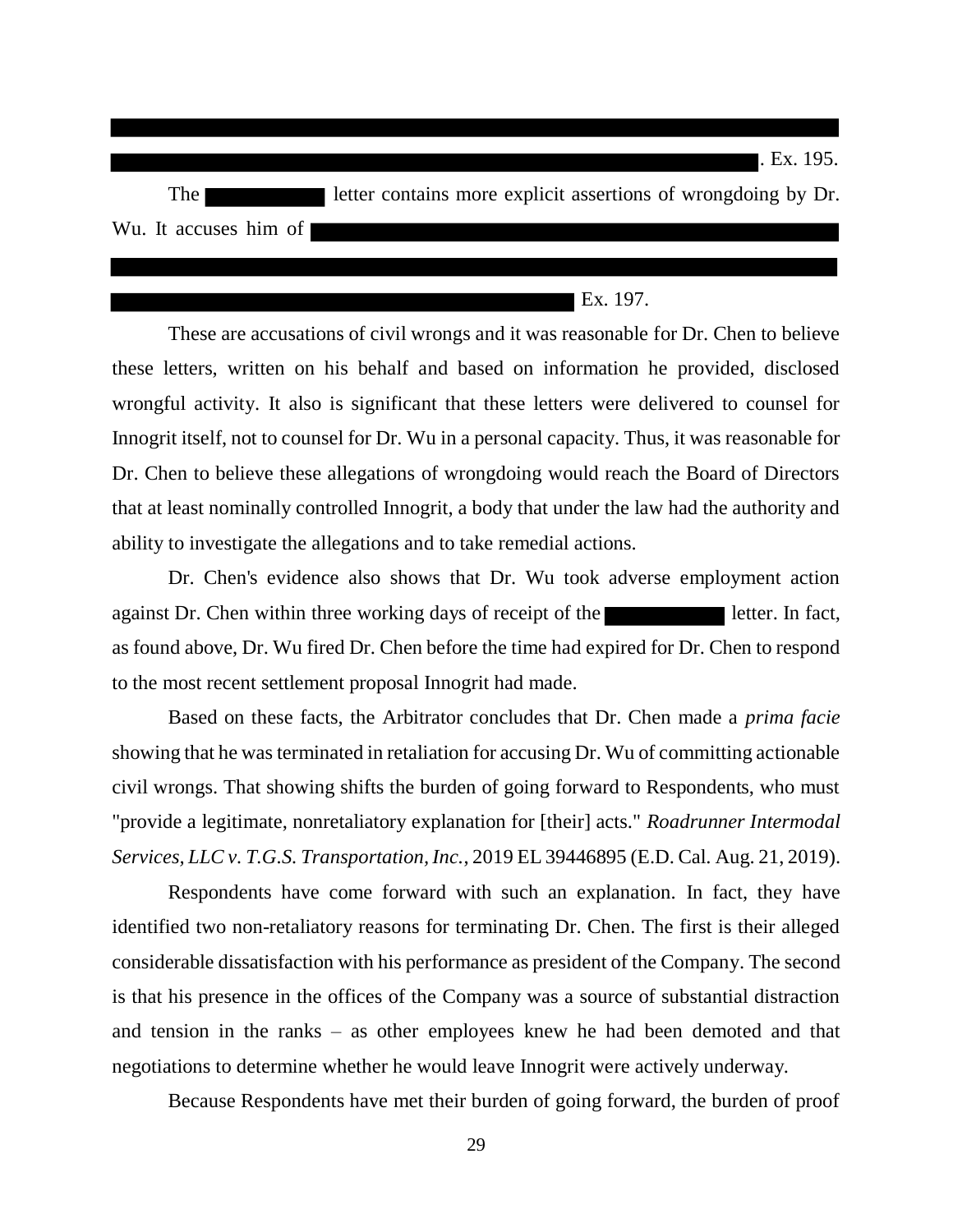[REDACTED]. Ex. 195.

The [REDACTED] letter contains more explicit assertions of wrongdoing by Dr. Wu. It accuses him of [REDACTED] Ex. 197.

These are accusations of civil wrongs and it was reasonable for Dr. Chen to believe these letters, written on his behalf and based on information he provided, disclosed wrongful activity. It also is significant that these letters were delivered to counsel for Innogrit itself, not to counsel for Dr. Wu in a personal capacity. Thus, it was reasonable for Dr. Chen to believe these allegations of wrongdoing would reach the Board of Directors that at least nominally controlled Innogrit, a body that under the law had the authority and ability to investigate the allegations and to take remedial actions.

Dr. Chen's evidence also shows that Dr. Wu took adverse employment action against Dr. Chen within three working days of receipt of the [REDACTED] letter. In fact, as found above, Dr. Wu fired Dr. Chen before the time had expired for Dr. Chen to respond to the most recent settlement proposal Innogrit had made.

Based on these facts, the Arbitrator concludes that Dr. Chen made a *prima facie* showing that he was terminated in retaliation for accusing Dr. Wu of committing actionable civil wrongs. That showing shifts the burden of going forward to Respondents, who must "provide a legitimate, nonretaliatory explanation for [their] acts." *Roadrunner Intermodal Services, LLC v. T.G.S. Transportation, Inc.*, 2019 EL 39446895 (E.D. Cal. Aug. 21, 2019).

Respondents have come forward with such an explanation. In fact, they have identified two non-retaliatory reasons for terminating Dr. Chen. The first is their alleged considerable dissatisfaction with his performance as president of the Company. The second is that his presence in the offices of the Company was a source of substantial distraction and tension in the ranks – as other employees knew he had been demoted and that negotiations to determine whether he would leave Innogrit were actively underway.

Because Respondents have met their burden of going forward, the burden of proof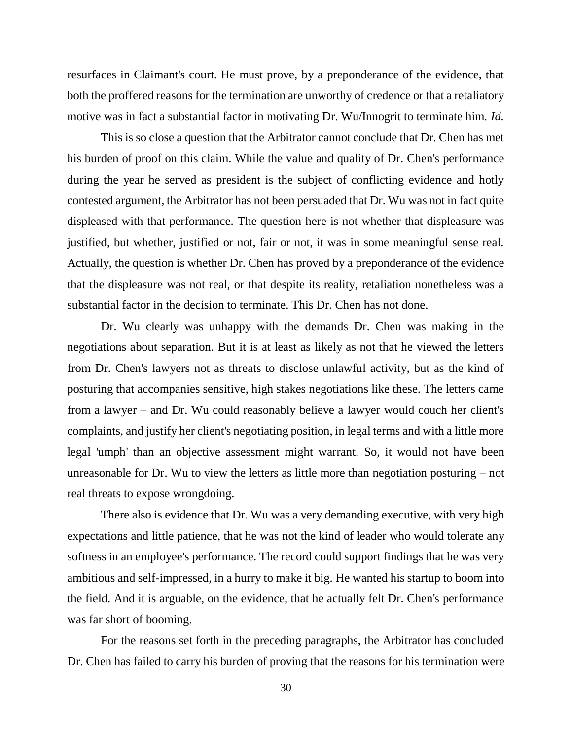resurfaces in Claimant's court. He must prove, by a preponderance of the evidence, that both the proffered reasons for the termination are unworthy of credence or that a retaliatory motive was in fact a substantial factor in motivating Dr. Wu/Innogrit to terminate him. *Id.*

This is so close a question that the Arbitrator cannot conclude that Dr. Chen has met his burden of proof on this claim. While the value and quality of Dr. Chen's performance during the year he served as president is the subject of conflicting evidence and hotly contested argument, the Arbitrator has not been persuaded that Dr. Wu was not in fact quite displeased with that performance. The question here is not whether that displeasure was justified, but whether, justified or not, fair or not, it was in some meaningful sense real. Actually, the question is whether Dr. Chen has proved by a preponderance of the evidence that the displeasure was not real, or that despite its reality, retaliation nonetheless was a substantial factor in the decision to terminate. This Dr. Chen has not done.

Dr. Wu clearly was unhappy with the demands Dr. Chen was making in the negotiations about separation. But it is at least as likely as not that he viewed the letters from Dr. Chen's lawyers not as threats to disclose unlawful activity, but as the kind of posturing that accompanies sensitive, high stakes negotiations like these. The letters came from a lawyer – and Dr. Wu could reasonably believe a lawyer would couch her client's complaints, and justify her client's negotiating position, in legal terms and with a little more legal 'umph' than an objective assessment might warrant. So, it would not have been unreasonable for Dr. Wu to view the letters as little more than negotiation posturing – not real threats to expose wrongdoing.

There also is evidence that Dr. Wu was a very demanding executive, with very high expectations and little patience, that he was not the kind of leader who would tolerate any softness in an employee's performance. The record could support findings that he was very ambitious and self-impressed, in a hurry to make it big. He wanted his startup to boom into the field. And it is arguable, on the evidence, that he actually felt Dr. Chen's performance was far short of booming.

For the reasons set forth in the preceding paragraphs, the Arbitrator has concluded Dr. Chen has failed to carry his burden of proving that the reasons for his termination were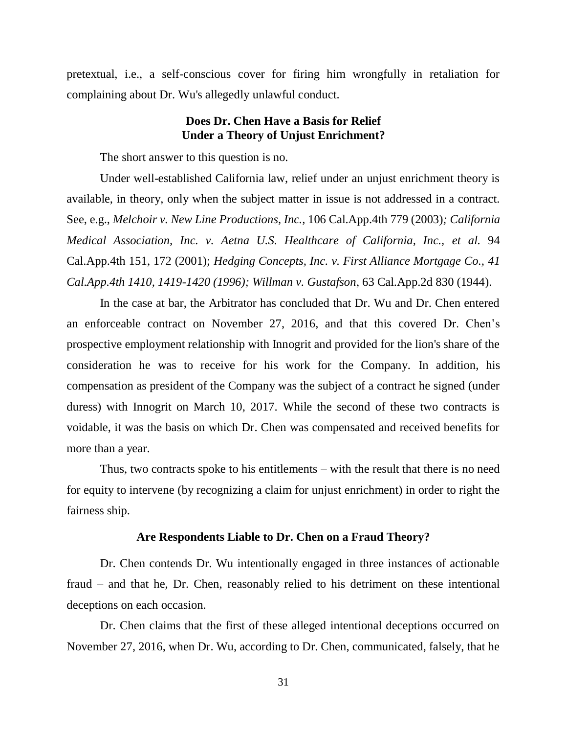pretextual, i.e., a self-conscious cover for firing him wrongfully in retaliation for complaining about Dr. Wu's allegedly unlawful conduct.

### Does Dr. Chen Have a Basis for Relief Under a Theory of Unjust Enrichment?

The short answer to this question is no.

Under well-established California law, relief under an unjust enrichment theory is available, in theory, only when the subject matter in issue is not addressed in a contract. See, e.g., *Melchoir v. New Line Productions, Inc.*, 106 Cal.App.4th 779 (2003)*; California Medical Association, Inc. v. Aetna U.S. Healthcare of California, Inc., et al.* 94 Cal.App.4th 151, 172 (2001); *Hedging Concepts, Inc. v. First Alliance Mortgage Co., 41 Cal.App.4th 1410, 1419-1420 (1996); Willman v. Gustafson*, 63 Cal.App.2d 830 (1944).

In the case at bar, the Arbitrator has concluded that Dr. Wu and Dr. Chen entered an enforceable contract on November 27, 2016, and that this covered Dr. Chen's prospective employment relationship with Innogrit and provided for the lion's share of the consideration he was to receive for his work for the Company. In addition, his compensation as president of the Company was the subject of a contract he signed (under duress) with Innogrit on March 10, 2017. While the second of these two contracts is voidable, it was the basis on which Dr. Chen was compensated and received benefits for more than a year.

Thus, two contracts spoke to his entitlements – with the result that there is no need for equity to intervene (by recognizing a claim for unjust enrichment) in order to right the fairness ship.

### Are Respondents Liable to Dr. Chen on a Fraud Theory?

Dr. Chen contends Dr. Wu intentionally engaged in three instances of actionable fraud – and that he, Dr. Chen, reasonably relied to his detriment on these intentional deceptions on each occasion.

Dr. Chen claims that the first of these alleged intentional deceptions occurred on November 27, 2016, when Dr. Wu, according to Dr. Chen, communicated, falsely, that he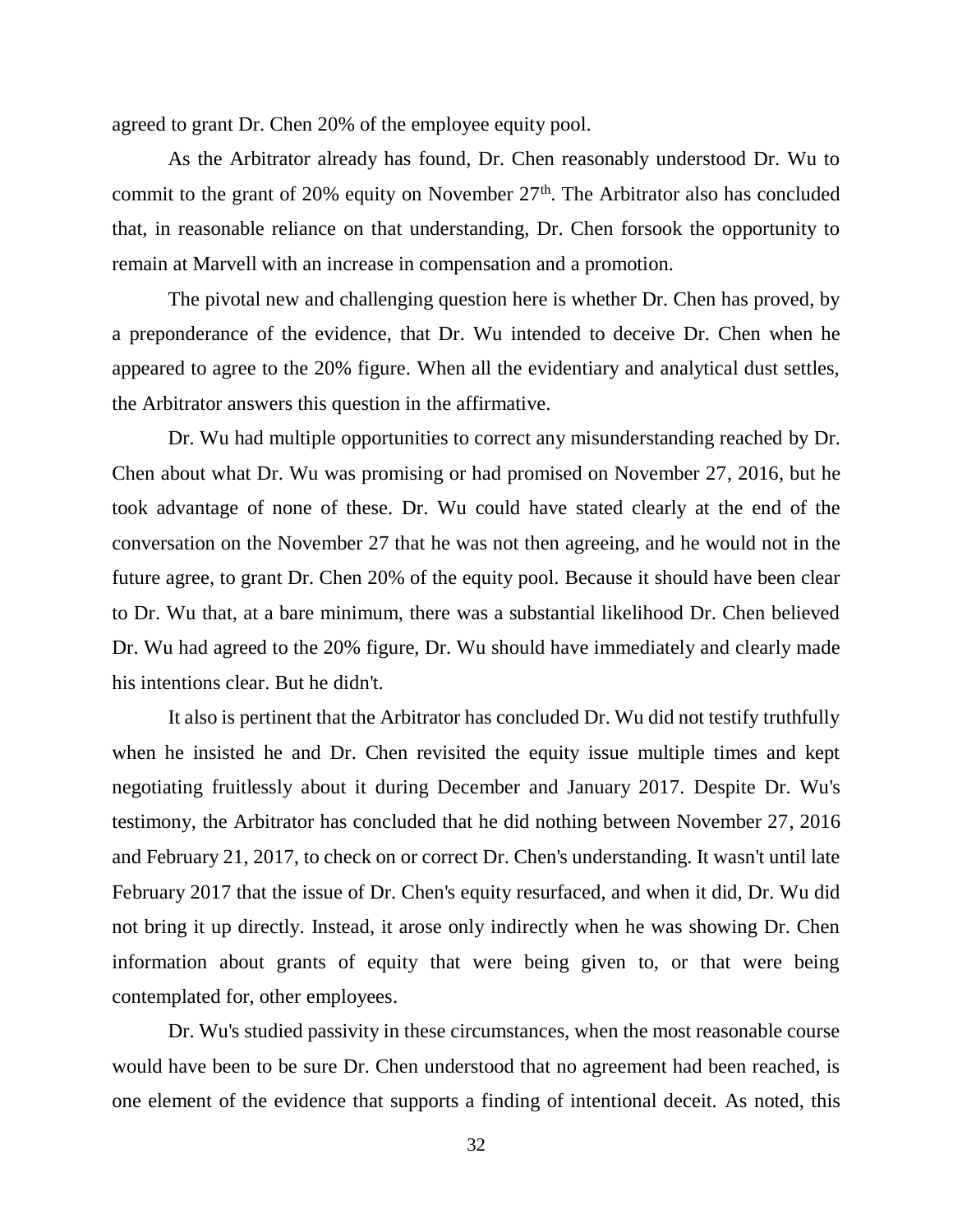agreed to grant Dr. Chen 20% of the employee equity pool.

As the Arbitrator already has found, Dr. Chen reasonably understood Dr. Wu to commit to the grant of 20% equity on November 27th. The Arbitrator also has concluded that, in reasonable reliance on that understanding, Dr. Chen forsook the opportunity to remain at Marvell with an increase in compensation and a promotion.

The pivotal new and challenging question here is whether Dr. Chen has proved, by a preponderance of the evidence, that Dr. Wu intended to deceive Dr. Chen when he appeared to agree to the 20% figure. When all the evidentiary and analytical dust settles, the Arbitrator answers this question in the affirmative.

Dr. Wu had multiple opportunities to correct any misunderstanding reached by Dr. Chen about what Dr. Wu was promising or had promised on November 27, 2016, but he took advantage of none of these. Dr. Wu could have stated clearly at the end of the conversation on the November 27 that he was not then agreeing, and he would not in the future agree, to grant Dr. Chen 20% of the equity pool. Because it should have been clear to Dr. Wu that, at a bare minimum, there was a substantial likelihood Dr. Chen believed Dr. Wu had agreed to the 20% figure, Dr. Wu should have immediately and clearly made his intentions clear. But he didn't.

It also is pertinent that the Arbitrator has concluded Dr. Wu did not testify truthfully when he insisted he and Dr. Chen revisited the equity issue multiple times and kept negotiating fruitlessly about it during December and January 2017. Despite Dr. Wu's testimony, the Arbitrator has concluded that he did nothing between November 27, 2016 and February 21, 2017, to check on or correct Dr. Chen's understanding. It wasn't until late February 2017 that the issue of Dr. Chen's equity resurfaced, and when it did, Dr. Wu did not bring it up directly. Instead, it arose only indirectly when he was showing Dr. Chen information about grants of equity that were being given to, or that were being contemplated for, other employees.

Dr. Wu's studied passivity in these circumstances, when the most reasonable course would have been to be sure Dr. Chen understood that no agreement had been reached, is one element of the evidence that supports a finding of intentional deceit. As noted, this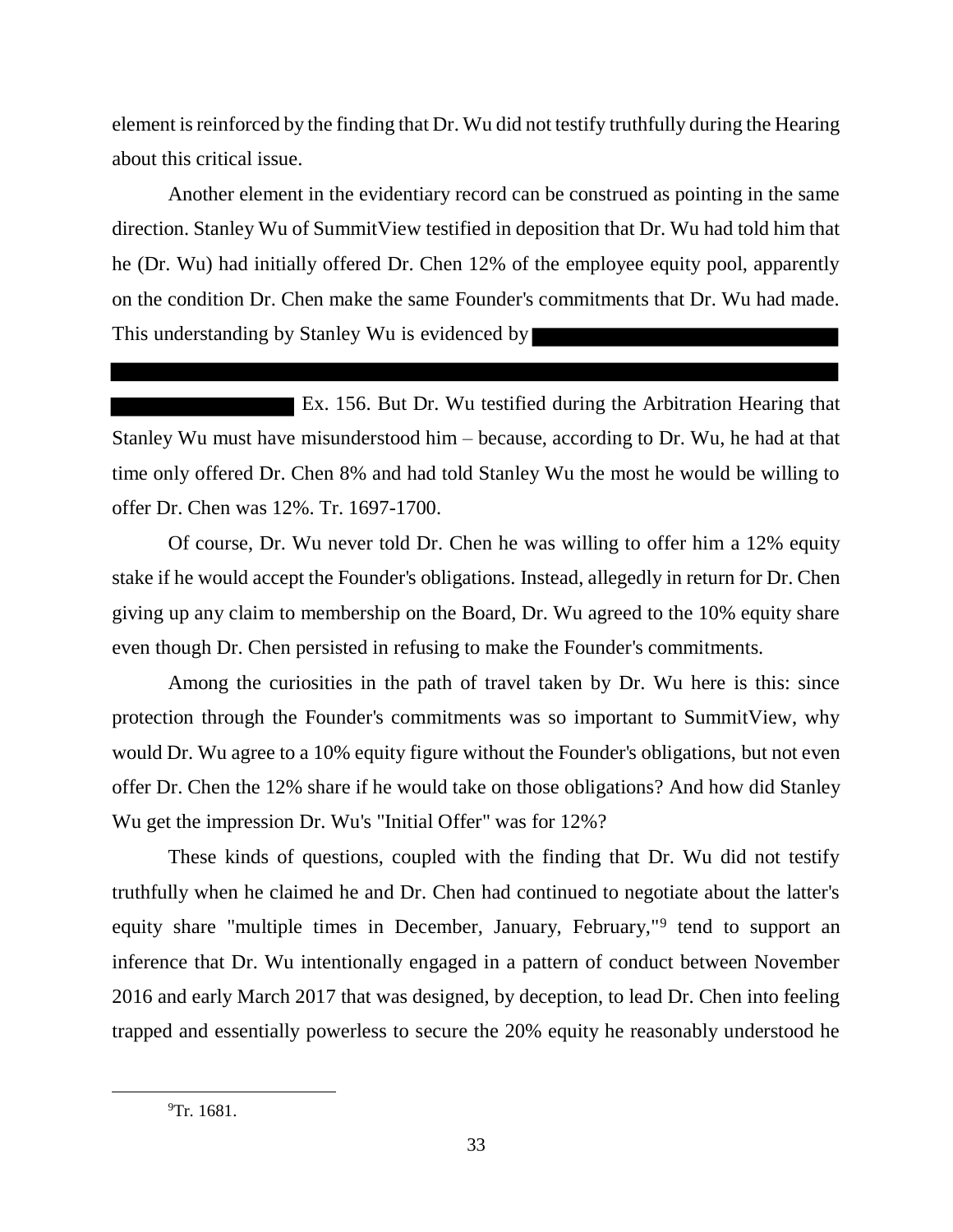element is reinforced by the finding that Dr. Wu did not testify truthfully during the Hearing about this critical issue.

Another element in the evidentiary record can be construed as pointing in the same direction. Stanley Wu of SummitView testified in deposition that Dr. Wu had told him that he (Dr. Wu) had initially offered Dr. Chen 12% of the employee equity pool, apparently on the condition Dr. Chen make the same Founder's commitments that Dr. Wu had made. This understanding by Stanley Wu is evidenced by [REDACTED] Ex. 156. But Dr. Wu testified during the Arbitration Hearing that Stanley Wu must have misunderstood him – because, according to Dr. Wu, he had at that time only offered Dr. Chen 8% and had told Stanley Wu the most he would be willing to offer Dr. Chen was 12%. Tr. 1697-1700.

Of course, Dr. Wu never told Dr. Chen he was willing to offer him a 12% equity stake if he would accept the Founder's obligations. Instead, allegedly in return for Dr. Chen giving up any claim to membership on the Board, Dr. Wu agreed to the 10% equity share even though Dr. Chen persisted in refusing to make the Founder's commitments.

Among the curiosities in the path of travel taken by Dr. Wu here is this: since protection through the Founder's commitments was so important to SummitView, why would Dr. Wu agree to a 10% equity figure without the Founder's obligations, but not even offer Dr. Chen the 12% share if he would take on those obligations? And how did Stanley Wu get the impression Dr. Wu's "Initial Offer" was for 12%?

These kinds of questions, coupled with the finding that Dr. Wu did not testify truthfully when he claimed he and Dr. Chen had continued to negotiate about the latter's equity share "multiple times in December, January, February,"[9] tend to support an inference that Dr. Wu intentionally engaged in a pattern of conduct between November 2016 and early March 2017 that was designed, by deception, to lead Dr. Chen into feeling trapped and essentially powerless to secure the 20% equity he reasonably understood he

[9] Tr. 1681.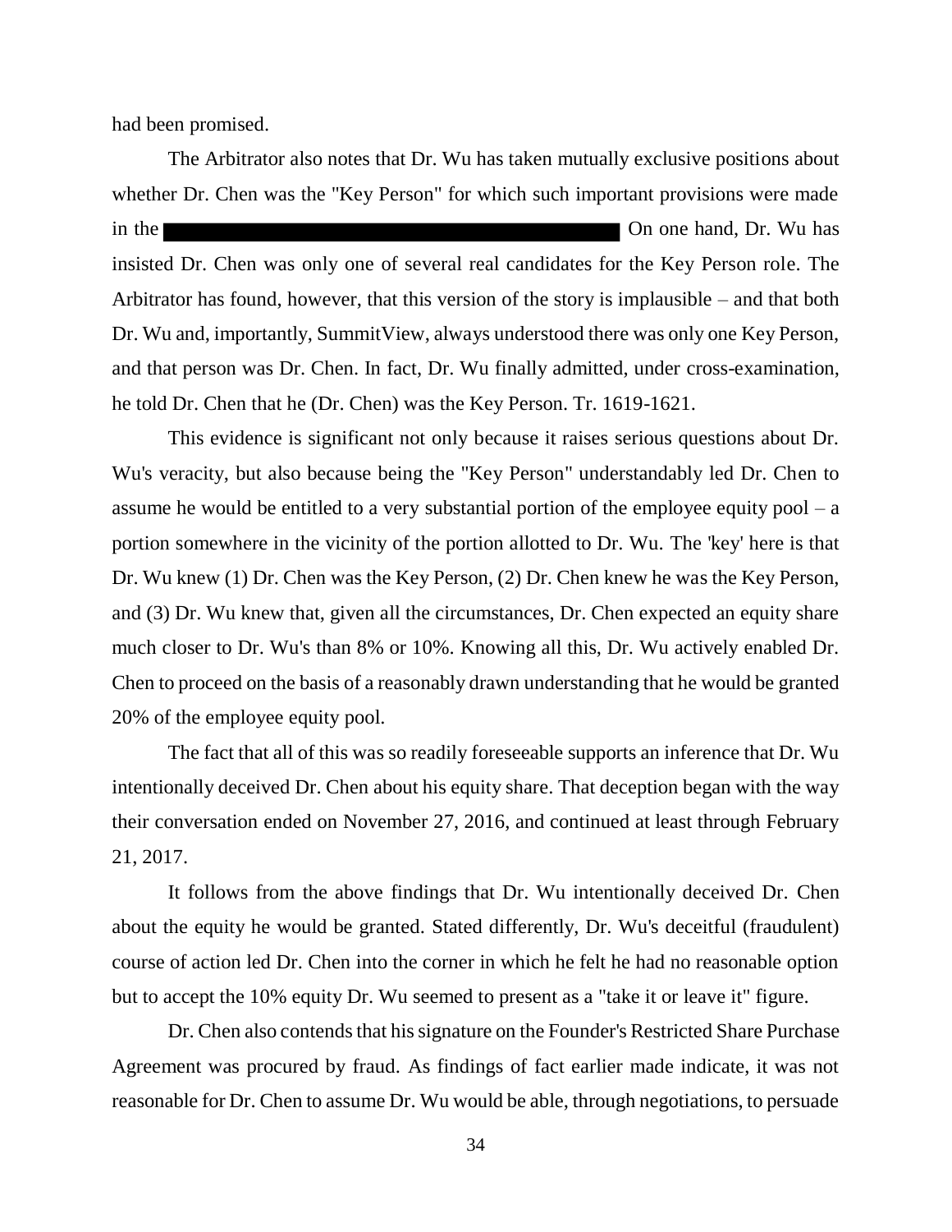had been promised.

The Arbitrator also notes that Dr. Wu has taken mutually exclusive positions about whether Dr. Chen was the "Key Person" for which such important provisions were made in the [REDACTED] On one hand, Dr. Wu has insisted Dr. Chen was only one of several real candidates for the Key Person role. The Arbitrator has found, however, that this version of the story is implausible – and that both Dr. Wu and, importantly, SummitView, always understood there was only one Key Person, and that person was Dr. Chen. In fact, Dr. Wu finally admitted, under cross-examination, he told Dr. Chen that he (Dr. Chen) was the Key Person. Tr. 1619-1621.

This evidence is significant not only because it raises serious questions about Dr. Wu's veracity, but also because being the "Key Person" understandably led Dr. Chen to assume he would be entitled to a very substantial portion of the employee equity pool – a portion somewhere in the vicinity of the portion allotted to Dr. Wu. The 'key' here is that Dr. Wu knew (1) Dr. Chen was the Key Person, (2) Dr. Chen knew he was the Key Person, and (3) Dr. Wu knew that, given all the circumstances, Dr. Chen expected an equity share much closer to Dr. Wu's than 8% or 10%. Knowing all this, Dr. Wu actively enabled Dr. Chen to proceed on the basis of a reasonably drawn understanding that he would be granted 20% of the employee equity pool.

The fact that all of this was so readily foreseeable supports an inference that Dr. Wu intentionally deceived Dr. Chen about his equity share. That deception began with the way their conversation ended on November 27, 2016, and continued at least through February 21, 2017.

It follows from the above findings that Dr. Wu intentionally deceived Dr. Chen about the equity he would be granted. Stated differently, Dr. Wu's deceitful (fraudulent) course of action led Dr. Chen into the corner in which he felt he had no reasonable option but to accept the 10% equity Dr. Wu seemed to present as a "take it or leave it" figure.

Dr. Chen also contends that his signature on the Founder's Restricted Share Purchase Agreement was procured by fraud. As findings of fact earlier made indicate, it was not reasonable for Dr. Chen to assume Dr. Wu would be able, through negotiations, to persuade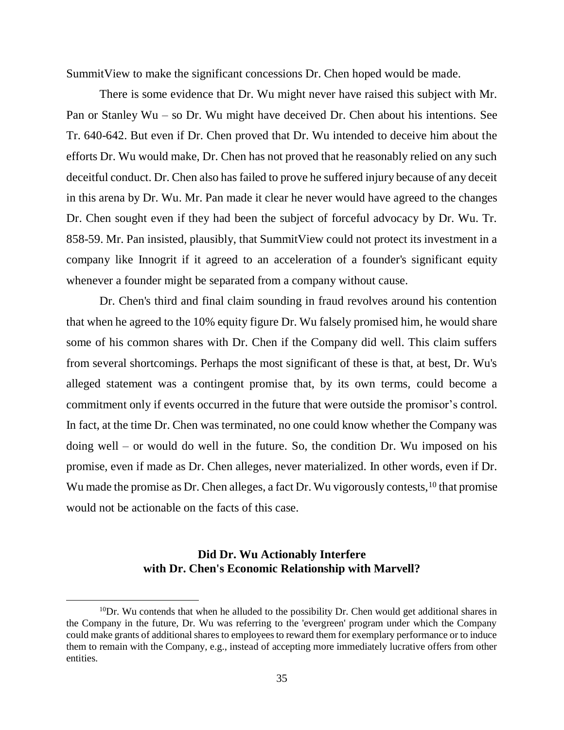SummitView to make the significant concessions Dr. Chen hoped would be made.

There is some evidence that Dr. Wu might never have raised this subject with Mr. Pan or Stanley Wu – so Dr. Wu might have deceived Dr. Chen about his intentions. See Tr. 640-642. But even if Dr. Chen proved that Dr. Wu intended to deceive him about the efforts Dr. Wu would make, Dr. Chen has not proved that he reasonably relied on any such deceitful conduct. Dr. Chen also has failed to prove he suffered injury because of any deceit in this arena by Dr. Wu. Mr. Pan made it clear he never would have agreed to the changes Dr. Chen sought even if they had been the subject of forceful advocacy by Dr. Wu. Tr. 858-59. Mr. Pan insisted, plausibly, that SummitView could not protect its investment in a company like Innogrit if it agreed to an acceleration of a founder's significant equity whenever a founder might be separated from a company without cause.

Dr. Chen's third and final claim sounding in fraud revolves around his contention that when he agreed to the 10% equity figure Dr. Wu falsely promised him, he would share some of his common shares with Dr. Chen if the Company did well. This claim suffers from several shortcomings. Perhaps the most significant of these is that, at best, Dr. Wu's alleged statement was a contingent promise that, by its own terms, could become a commitment only if events occurred in the future that were outside the promisor's control. In fact, at the time Dr. Chen was terminated, no one could know whether the Company was doing well – or would do well in the future. So, the condition Dr. Wu imposed on his promise, even if made as Dr. Chen alleges, never materialized. In other words, even if Dr. Wu made the promise as Dr. Chen alleges, a fact Dr. Wu vigorously contests,[10] that promise would not be actionable on the facts of this case.

### Did Dr. Wu Actionably Interfere with Dr. Chen's Economic Relationship with Marvell?

[10]Dr. Wu contends that when he alluded to the possibility Dr. Chen would get additional shares in the Company in the future, Dr. Wu was referring to the 'evergreen' program under which the Company could make grants of additional shares to employees to reward them for exemplary performance or to induce them to remain with the Company, e.g., instead of accepting more immediately lucrative offers from other entities.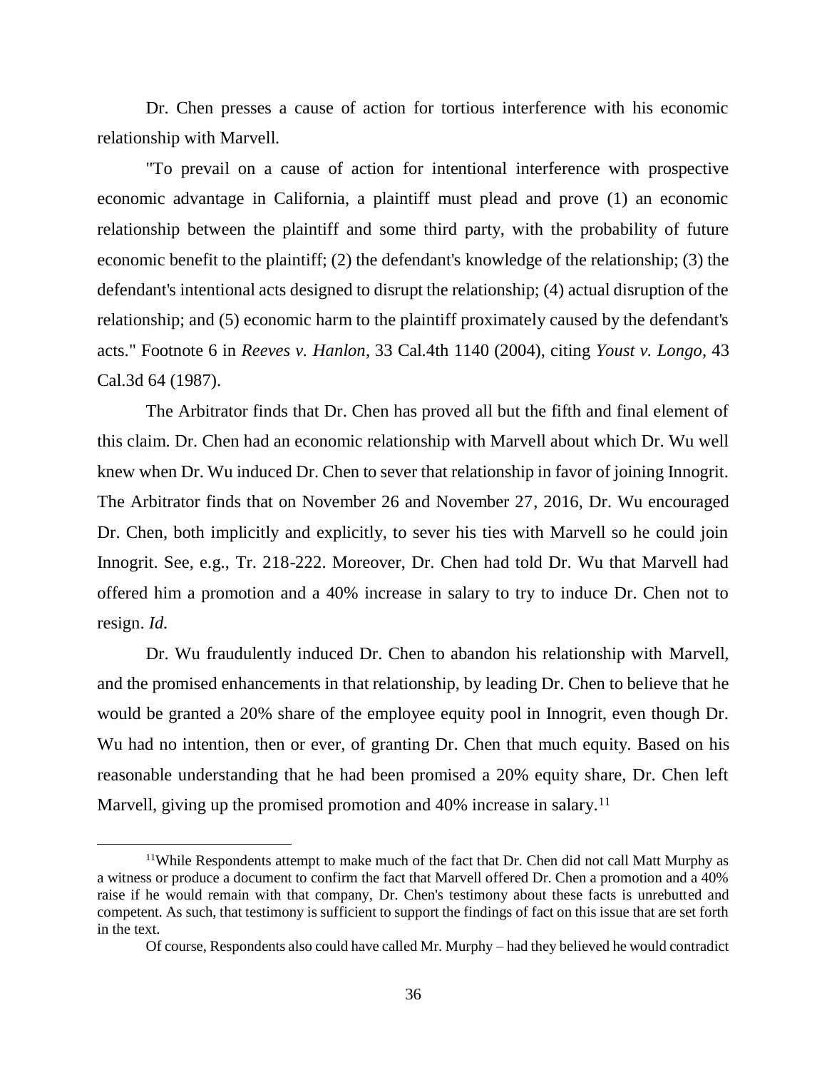Dr. Chen presses a cause of action for tortious interference with his economic relationship with Marvell.

"To prevail on a cause of action for intentional interference with prospective economic advantage in California, a plaintiff must plead and prove (1) an economic relationship between the plaintiff and some third party, with the probability of future economic benefit to the plaintiff; (2) the defendant's knowledge of the relationship; (3) the defendant's intentional acts designed to disrupt the relationship; (4) actual disruption of the relationship; and (5) economic harm to the plaintiff proximately caused by the defendant's acts." Footnote 6 in *Reeves v. Hanlon*, 33 Cal.4th 1140 (2004), citing *Youst v. Longo*, 43 Cal.3d 64 (1987).

The Arbitrator finds that Dr. Chen has proved all but the fifth and final element of this claim. Dr. Chen had an economic relationship with Marvell about which Dr. Wu well knew when Dr. Wu induced Dr. Chen to sever that relationship in favor of joining Innogrit. The Arbitrator finds that on November 26 and November 27, 2016, Dr. Wu encouraged Dr. Chen, both implicitly and explicitly, to sever his ties with Marvell so he could join Innogrit. See, e.g., Tr. 218-222. Moreover, Dr. Chen had told Dr. Wu that Marvell had offered him a promotion and a 40% increase in salary to try to induce Dr. Chen not to resign. *Id.*

Dr. Wu fraudulently induced Dr. Chen to abandon his relationship with Marvell, and the promised enhancements in that relationship, by leading Dr. Chen to believe that he would be granted a 20% share of the employee equity pool in Innogrit, even though Dr. Wu had no intention, then or ever, of granting Dr. Chen that much equity. Based on his reasonable understanding that he had been promised a 20% equity share, Dr. Chen left Marvell, giving up the promised promotion and 40% increase in salary.[11]

---

[11]While Respondents attempt to make much of the fact that Dr. Chen did not call Matt Murphy as a witness or produce a document to confirm the fact that Marvell offered Dr. Chen a promotion and a 40% raise if he would remain with that company, Dr. Chen's testimony about these facts is unrebutted and competent. As such, that testimony is sufficient to support the findings of fact on this issue that are set forth in the text.

Of course, Respondents also could have called Mr. Murphy – had they believed he would contradict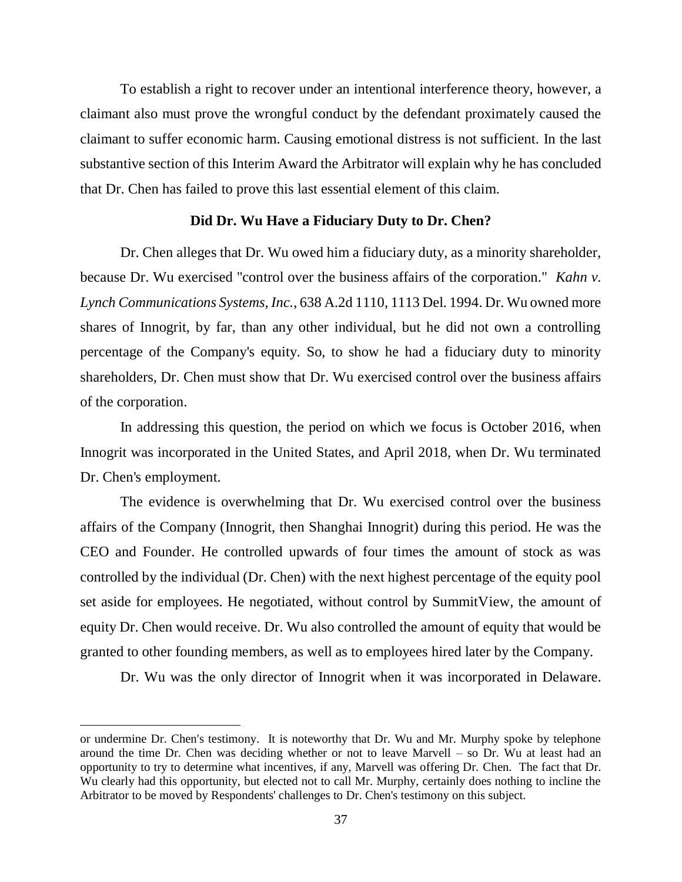To establish a right to recover under an intentional interference theory, however, a claimant also must prove the wrongful conduct by the defendant proximately caused the claimant to suffer economic harm. Causing emotional distress is not sufficient. In the last substantive section of this Interim Award the Arbitrator will explain why he has concluded that Dr. Chen has failed to prove this last essential element of this claim.

**Did Dr. Wu Have a Fiduciary Duty to Dr. Chen?**

Dr. Chen alleges that Dr. Wu owed him a fiduciary duty, as a minority shareholder, because Dr. Wu exercised "control over the business affairs of the corporation." *Kahn v. Lynch Communications Systems, Inc.*, 638 A.2d 1110, 1113 Del. 1994. Dr. Wu owned more shares of Innogrit, by far, than any other individual, but he did not own a controlling percentage of the Company's equity. So, to show he had a fiduciary duty to minority shareholders, Dr. Chen must show that Dr. Wu exercised control over the business affairs of the corporation.

In addressing this question, the period on which we focus is October 2016, when Innogrit was incorporated in the United States, and April 2018, when Dr. Wu terminated Dr. Chen's employment.

The evidence is overwhelming that Dr. Wu exercised control over the business affairs of the Company (Innogrit, then Shanghai Innogrit) during this period. He was the CEO and Founder. He controlled upwards of four times the amount of stock as was controlled by the individual (Dr. Chen) with the next highest percentage of the equity pool set aside for employees. He negotiated, without control by SummitView, the amount of equity Dr. Chen would receive. Dr. Wu also controlled the amount of equity that would be granted to other founding members, as well as to employees hired later by the Company.

Dr. Wu was the only director of Innogrit when it was incorporated in Delaware.

---

or undermine Dr. Chen's testimony. It is noteworthy that Dr. Wu and Mr. Murphy spoke by telephone around the time Dr. Chen was deciding whether or not to leave Marvell – so Dr. Wu at least had an opportunity to try to determine what incentives, if any, Marvell was offering Dr. Chen. The fact that Dr. Wu clearly had this opportunity, but elected not to call Mr. Murphy, certainly does nothing to incline the Arbitrator to be moved by Respondents' challenges to Dr. Chen's testimony on this subject.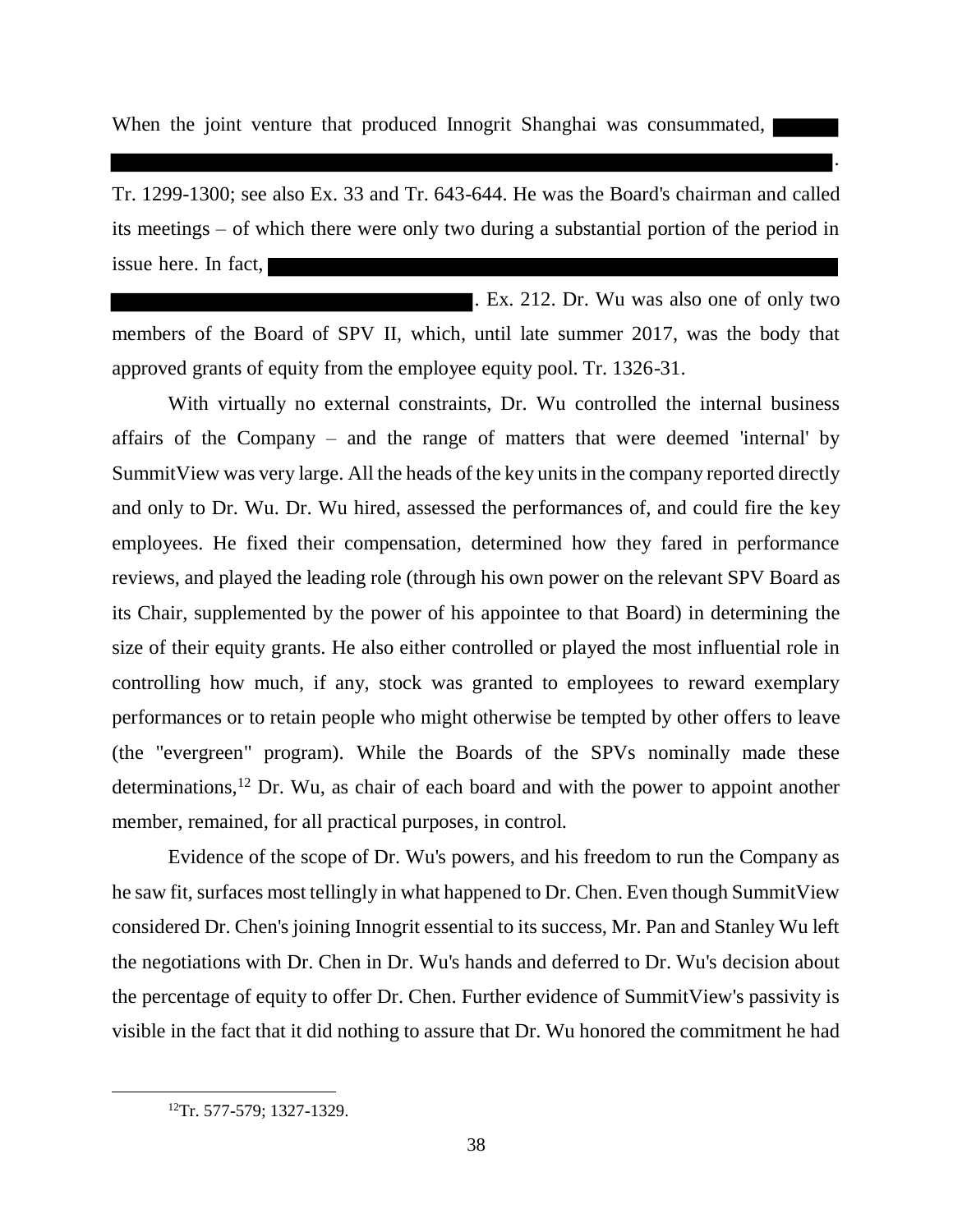When the joint venture that produced Innogrit Shanghai was consummated, ████████████████████████████████████████████████████████████████████████████. Tr. 1299-1300; see also Ex. 33 and Tr. 643-644. He was the Board's chairman and called its meetings – of which there were only two during a substantial portion of the period in issue here. In fact, ████████████████████████████████████████████████████████████████████████. Ex. 212. Dr. Wu was also one of only two members of the Board of SPV II, which, until late summer 2017, was the body that approved grants of equity from the employee equity pool. Tr. 1326-31.

With virtually no external constraints, Dr. Wu controlled the internal business affairs of the Company – and the range of matters that were deemed 'internal' by SummitView was very large. All the heads of the key units in the company reported directly and only to Dr. Wu. Dr. Wu hired, assessed the performances of, and could fire the key employees. He fixed their compensation, determined how they fared in performance reviews, and played the leading role (through his own power on the relevant SPV Board as its Chair, supplemented by the power of his appointee to that Board) in determining the size of their equity grants. He also either controlled or played the most influential role in controlling how much, if any, stock was granted to employees to reward exemplary performances or to retain people who might otherwise be tempted by other offers to leave (the "evergreen" program). While the Boards of the SPVs nominally made these determinations,[12] Dr. Wu, as chair of each board and with the power to appoint another member, remained, for all practical purposes, in control.

Evidence of the scope of Dr. Wu's powers, and his freedom to run the Company as he saw fit, surfaces most tellingly in what happened to Dr. Chen. Even though SummitView considered Dr. Chen's joining Innogrit essential to its success, Mr. Pan and Stanley Wu left the negotiations with Dr. Chen in Dr. Wu's hands and deferred to Dr. Wu's decision about the percentage of equity to offer Dr. Chen. Further evidence of SummitView's passivity is visible in the fact that it did nothing to assure that Dr. Wu honored the commitment he had

[12] Tr. 577-579; 1327-1329.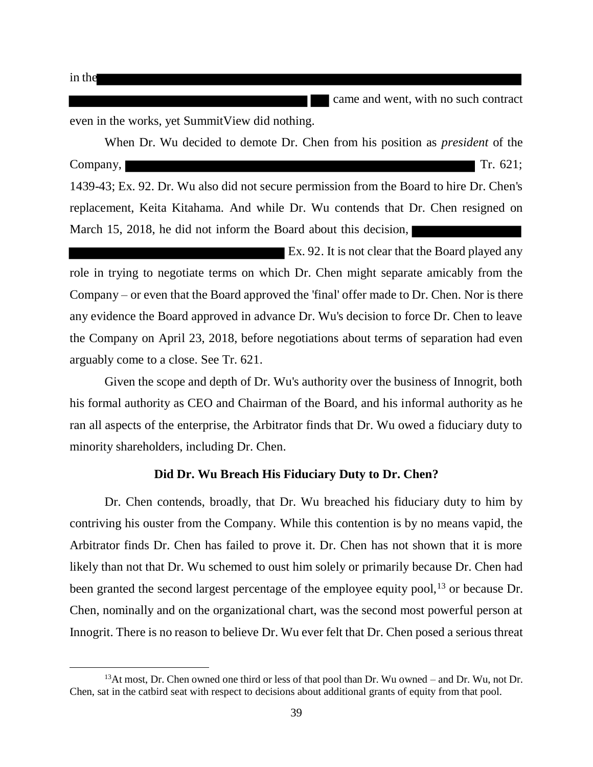in the

came and went, with no such contract even in the works, yet SummitView did nothing.

When Dr. Wu decided to demote Dr. Chen from his position as *president* of the Company, Tr. 621; 1439-43; Ex. 92. Dr. Wu also did not secure permission from the Board to hire Dr. Chen's replacement, Keita Kitahama. And while Dr. Wu contends that Dr. Chen resigned on March 15, 2018, he did not inform the Board about this decision, Ex. 92. It is not clear that the Board played any role in trying to negotiate terms on which Dr. Chen might separate amicably from the Company – or even that the Board approved the 'final' offer made to Dr. Chen. Nor is there any evidence the Board approved in advance Dr. Wu's decision to force Dr. Chen to leave the Company on April 23, 2018, before negotiations about terms of separation had even arguably come to a close. See Tr. 621.

Given the scope and depth of Dr. Wu's authority over the business of Innogrit, both his formal authority as CEO and Chairman of the Board, and his informal authority as he ran all aspects of the enterprise, the Arbitrator finds that Dr. Wu owed a fiduciary duty to minority shareholders, including Dr. Chen.

### Did Dr. Wu Breach His Fiduciary Duty to Dr. Chen?

Dr. Chen contends, broadly, that Dr. Wu breached his fiduciary duty to him by contriving his ouster from the Company. While this contention is by no means vapid, the Arbitrator finds Dr. Chen has failed to prove it. Dr. Chen has not shown that it is more likely than not that Dr. Wu schemed to oust him solely or primarily because Dr. Chen had been granted the second largest percentage of the employee equity pool,[13] or because Dr. Chen, nominally and on the organizational chart, was the second most powerful person at Innogrit. There is no reason to believe Dr. Wu ever felt that Dr. Chen posed a serious threat

[13] At most, Dr. Chen owned one third or less of that pool than Dr. Wu owned – and Dr. Wu, not Dr. Chen, sat in the catbird seat with respect to decisions about additional grants of equity from that pool.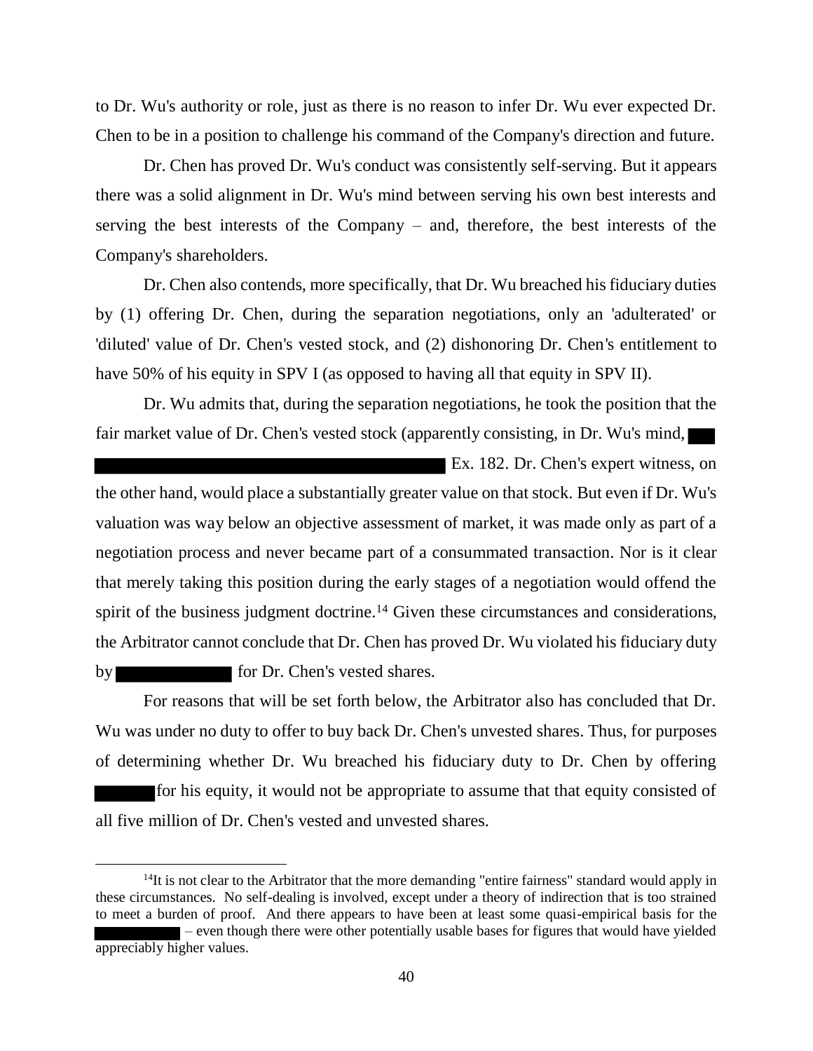to Dr. Wu's authority or role, just as there is no reason to infer Dr. Wu ever expected Dr. Chen to be in a position to challenge his command of the Company's direction and future.

Dr. Chen has proved Dr. Wu's conduct was consistently self-serving. But it appears there was a solid alignment in Dr. Wu's mind between serving his own best interests and serving the best interests of the Company – and, therefore, the best interests of the Company's shareholders.

Dr. Chen also contends, more specifically, that Dr. Wu breached his fiduciary duties by (1) offering Dr. Chen, during the separation negotiations, only an 'adulterated' or 'diluted' value of Dr. Chen's vested stock, and (2) dishonoring Dr. Chen's entitlement to have 50% of his equity in SPV I (as opposed to having all that equity in SPV II).

Dr. Wu admits that, during the separation negotiations, he took the position that the fair market value of Dr. Chen's vested stock (apparently consisting, in Dr. Wu's mind, [REDACTED] Ex. 182. Dr. Chen's expert witness, on the other hand, would place a substantially greater value on that stock. But even if Dr. Wu's valuation was way below an objective assessment of market, it was made only as part of a negotiation process and never became part of a consummated transaction. Nor is it clear that merely taking this position during the early stages of a negotiation would offend the spirit of the business judgment doctrine.[14] Given these circumstances and considerations, the Arbitrator cannot conclude that Dr. Chen has proved Dr. Wu violated his fiduciary duty by [REDACTED] for Dr. Chen's vested shares.

For reasons that will be set forth below, the Arbitrator also has concluded that Dr. Wu was under no duty to offer to buy back Dr. Chen's unvested shares. Thus, for purposes of determining whether Dr. Wu breached his fiduciary duty to Dr. Chen by offering [REDACTED] for his equity, it would not be appropriate to assume that that equity consisted of all five million of Dr. Chen's vested and unvested shares.

---

[14] It is not clear to the Arbitrator that the more demanding "entire fairness" standard would apply in these circumstances. No self-dealing is involved, except under a theory of indirection that is too strained to meet a burden of proof. And there appears to have been at least some quasi-empirical basis for the [REDACTED] – even though there were other potentially usable bases for figures that would have yielded appreciably higher values.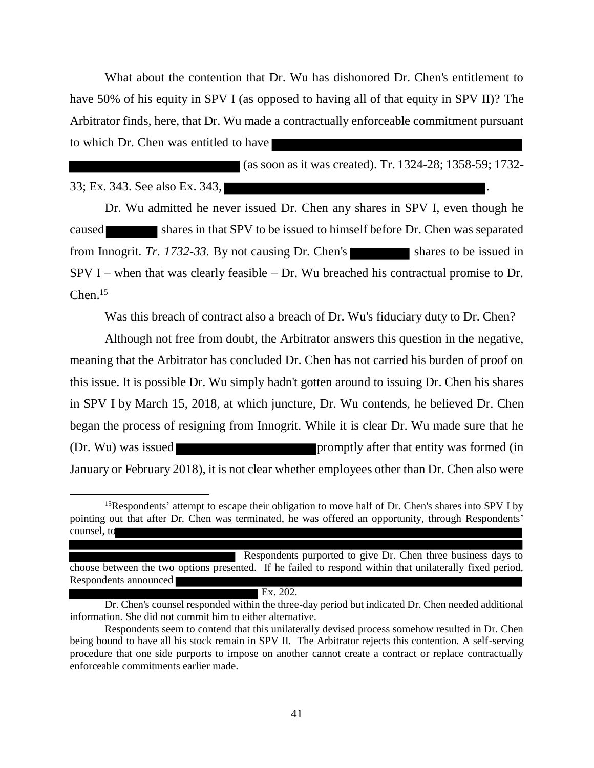What about the contention that Dr. Wu has dishonored Dr. Chen's entitlement to have 50% of his equity in SPV I (as opposed to having all of that equity in SPV II)? The Arbitrator finds, here, that Dr. Wu made a contractually enforceable commitment pursuant to which Dr. Chen was entitled to have ███████████████████████████████ ██████████████████████ (as soon as it was created). Tr. 1324-28; 1358-59; 1732-33; Ex. 343. See also Ex. 343, ████████████████████████████████.

Dr. Wu admitted he never issued Dr. Chen any shares in SPV I, even though he caused ███████ shares in that SPV to be issued to himself before Dr. Chen was separated from Innogrit. *Tr. 1732-33.* By not causing Dr. Chen's ███████ shares to be issued in SPV I – when that was clearly feasible – Dr. Wu breached his contractual promise to Dr. Chen.[15]

Was this breach of contract also a breach of Dr. Wu's fiduciary duty to Dr. Chen?

Although not free from doubt, the Arbitrator answers this question in the negative, meaning that the Arbitrator has concluded Dr. Chen has not carried his burden of proof on this issue. It is possible Dr. Wu simply hadn't gotten around to issuing Dr. Chen his shares in SPV I by March 15, 2018, at which juncture, Dr. Wu contends, he believed Dr. Chen began the process of resigning from Innogrit. While it is clear Dr. Wu made sure that he (Dr. Wu) was issued ████████████████ promptly after that entity was formed (in January or February 2018), it is not clear whether employees other than Dr. Chen also were

---

[15]Respondents' attempt to escape their obligation to move half of Dr. Chen's shares into SPV I by pointing out that after Dr. Chen was terminated, he was offered an opportunity, through Respondents' counsel, to ████████████████████████████████████████████████████████ ████████████████████████████████████████████████████████████████ ██████████████████████ Respondents purported to give Dr. Chen three business days to choose between the two options presented. If he failed to respond within that unilaterally fixed period, Respondents announced ████████████████████████████████████████████████ ██████████████████████ Ex. 202.

Dr. Chen's counsel responded within the three-day period but indicated Dr. Chen needed additional information. She did not commit him to either alternative.

Respondents seem to contend that this unilaterally devised process somehow resulted in Dr. Chen being bound to have all his stock remain in SPV II. The Arbitrator rejects this contention. A self-serving procedure that one side purports to impose on another cannot create a contract or replace contractually enforceable commitments earlier made.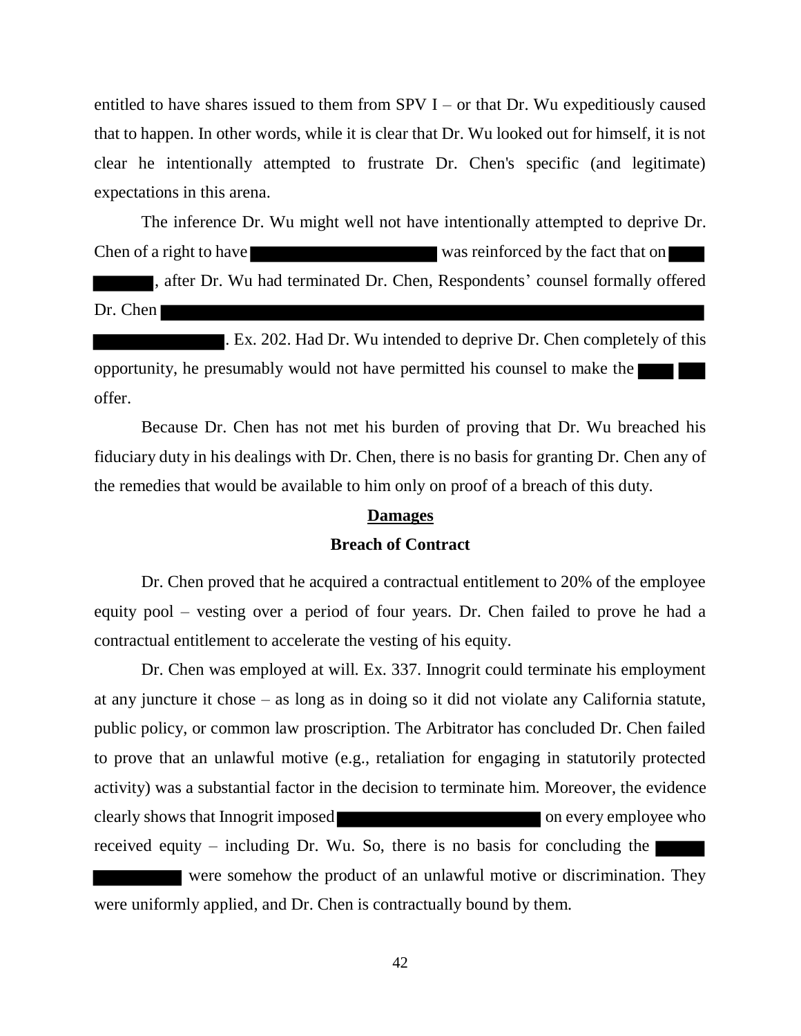entitled to have shares issued to them from SPV I – or that Dr. Wu expeditiously caused that to happen. In other words, while it is clear that Dr. Wu looked out for himself, it is not clear he intentionally attempted to frustrate Dr. Chen's specific (and legitimate) expectations in this arena.

The inference Dr. Wu might well not have intentionally attempted to deprive Dr. Chen of a right to have [REDACTED] was reinforced by the fact that on [REDACTED] [REDACTED], after Dr. Wu had terminated Dr. Chen, Respondents' counsel formally offered Dr. Chen [REDACTED] [REDACTED]. Ex. 202. Had Dr. Wu intended to deprive Dr. Chen completely of this opportunity, he presumably would not have permitted his counsel to make the [REDACTED] [REDACTED] offer.

Because Dr. Chen has not met his burden of proving that Dr. Wu breached his fiduciary duty in his dealings with Dr. Chen, there is no basis for granting Dr. Chen any of the remedies that would be available to him only on proof of a breach of this duty.

## Damages

### Breach of Contract

Dr. Chen proved that he acquired a contractual entitlement to 20% of the employee equity pool – vesting over a period of four years. Dr. Chen failed to prove he had a contractual entitlement to accelerate the vesting of his equity.

Dr. Chen was employed at will. Ex. 337. Innogrit could terminate his employment at any juncture it chose – as long as in doing so it did not violate any California statute, public policy, or common law proscription. The Arbitrator has concluded Dr. Chen failed to prove that an unlawful motive (e.g., retaliation for engaging in statutorily protected activity) was a substantial factor in the decision to terminate him. Moreover, the evidence clearly shows that Innogrit imposed [REDACTED] on every employee who received equity – including Dr. Wu. So, there is no basis for concluding the [REDACTED] [REDACTED] were somehow the product of an unlawful motive or discrimination. They were uniformly applied, and Dr. Chen is contractually bound by them.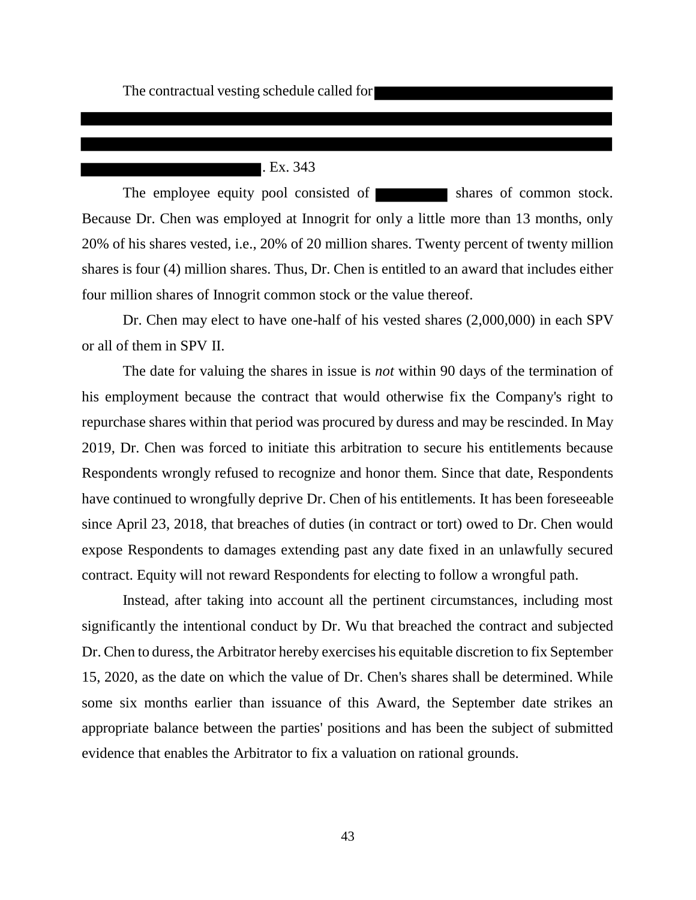The contractual vesting schedule called for [REDACTED]. Ex. 343

The employee equity pool consisted of [REDACTED] shares of common stock. Because Dr. Chen was employed at Innogrit for only a little more than 13 months, only 20% of his shares vested, i.e., 20% of 20 million shares. Twenty percent of twenty million shares is four (4) million shares. Thus, Dr. Chen is entitled to an award that includes either four million shares of Innogrit common stock or the value thereof.

Dr. Chen may elect to have one-half of his vested shares (2,000,000) in each SPV or all of them in SPV II.

The date for valuing the shares in issue is *not* within 90 days of the termination of his employment because the contract that would otherwise fix the Company's right to repurchase shares within that period was procured by duress and may be rescinded. In May 2019, Dr. Chen was forced to initiate this arbitration to secure his entitlements because Respondents wrongly refused to recognize and honor them. Since that date, Respondents have continued to wrongfully deprive Dr. Chen of his entitlements. It has been foreseeable since April 23, 2018, that breaches of duties (in contract or tort) owed to Dr. Chen would expose Respondents to damages extending past any date fixed in an unlawfully secured contract. Equity will not reward Respondents for electing to follow a wrongful path.

Instead, after taking into account all the pertinent circumstances, including most significantly the intentional conduct by Dr. Wu that breached the contract and subjected Dr. Chen to duress, the Arbitrator hereby exercises his equitable discretion to fix September 15, 2020, as the date on which the value of Dr. Chen's shares shall be determined. While some six months earlier than issuance of this Award, the September date strikes an appropriate balance between the parties' positions and has been the subject of submitted evidence that enables the Arbitrator to fix a valuation on rational grounds.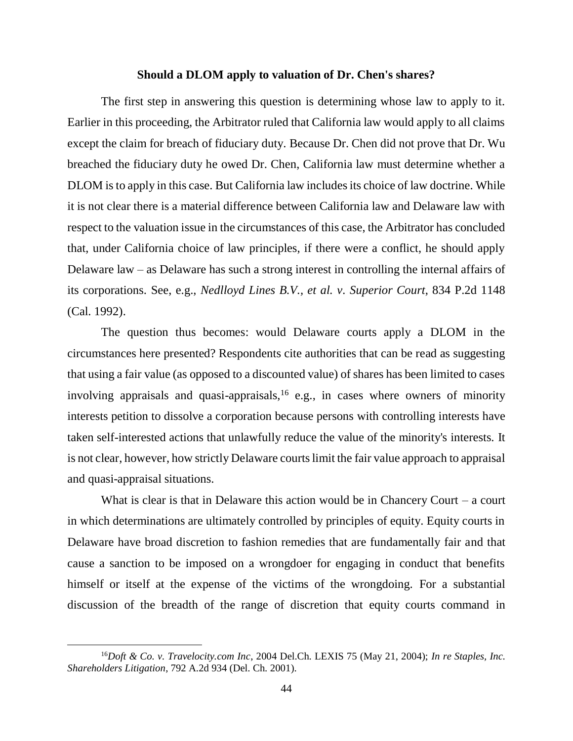## Should a DLOM apply to valuation of Dr. Chen's shares?

The first step in answering this question is determining whose law to apply to it. Earlier in this proceeding, the Arbitrator ruled that California law would apply to all claims except the claim for breach of fiduciary duty. Because Dr. Chen did not prove that Dr. Wu breached the fiduciary duty he owed Dr. Chen, California law must determine whether a DLOM is to apply in this case. But California law includes its choice of law doctrine. While it is not clear there is a material difference between California law and Delaware law with respect to the valuation issue in the circumstances of this case, the Arbitrator has concluded that, under California choice of law principles, if there were a conflict, he should apply Delaware law – as Delaware has such a strong interest in controlling the internal affairs of its corporations. See, e.g., *Nedlloyd Lines B.V., et al. v. Superior Court*, 834 P.2d 1148 (Cal. 1992).

The question thus becomes: would Delaware courts apply a DLOM in the circumstances here presented? Respondents cite authorities that can be read as suggesting that using a fair value (as opposed to a discounted value) of shares has been limited to cases involving appraisals and quasi-appraisals,[16] e.g., in cases where owners of minority interests petition to dissolve a corporation because persons with controlling interests have taken self-interested actions that unlawfully reduce the value of the minority's interests. It is not clear, however, how strictly Delaware courts limit the fair value approach to appraisal and quasi-appraisal situations.

What is clear is that in Delaware this action would be in Chancery Court – a court in which determinations are ultimately controlled by principles of equity. Equity courts in Delaware have broad discretion to fashion remedies that are fundamentally fair and that cause a sanction to be imposed on a wrongdoer for engaging in conduct that benefits himself or itself at the expense of the victims of the wrongdoing. For a substantial discussion of the breadth of the range of discretion that equity courts command in

---

[16] *Doft & Co. v. Travelocity.com Inc*, 2004 Del.Ch. LEXIS 75 (May 21, 2004); *In re Staples, Inc. Shareholders Litigation*, 792 A.2d 934 (Del. Ch. 2001).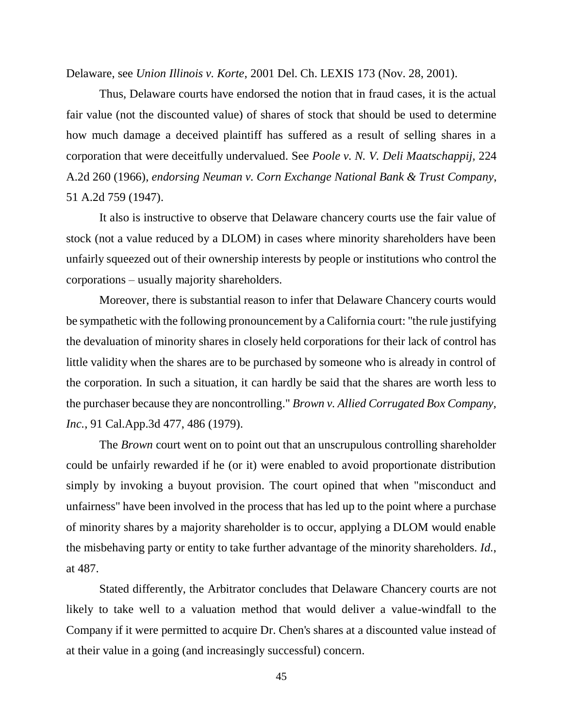Delaware, see *Union Illinois v. Korte*, 2001 Del. Ch. LEXIS 173 (Nov. 28, 2001).

Thus, Delaware courts have endorsed the notion that in fraud cases, it is the actual fair value (not the discounted value) of shares of stock that should be used to determine how much damage a deceived plaintiff has suffered as a result of selling shares in a corporation that were deceitfully undervalued. See *Poole v. N. V. Deli Maatschappij*, 224 A.2d 260 (1966), *endorsing Neuman v. Corn Exchange National Bank & Trust Company*, 51 A.2d 759 (1947).

It also is instructive to observe that Delaware chancery courts use the fair value of stock (not a value reduced by a DLOM) in cases where minority shareholders have been unfairly squeezed out of their ownership interests by people or institutions who control the corporations – usually majority shareholders.

Moreover, there is substantial reason to infer that Delaware Chancery courts would be sympathetic with the following pronouncement by a California court: "the rule justifying the devaluation of minority shares in closely held corporations for their lack of control has little validity when the shares are to be purchased by someone who is already in control of the corporation. In such a situation, it can hardly be said that the shares are worth less to the purchaser because they are noncontrolling." *Brown v. Allied Corrugated Box Company, Inc.*, 91 Cal.App.3d 477, 486 (1979).

The *Brown* court went on to point out that an unscrupulous controlling shareholder could be unfairly rewarded if he (or it) were enabled to avoid proportionate distribution simply by invoking a buyout provision. The court opined that when "misconduct and unfairness" have been involved in the process that has led up to the point where a purchase of minority shares by a majority shareholder is to occur, applying a DLOM would enable the misbehaving party or entity to take further advantage of the minority shareholders. *Id.*, at 487.

Stated differently, the Arbitrator concludes that Delaware Chancery courts are not likely to take well to a valuation method that would deliver a value-windfall to the Company if it were permitted to acquire Dr. Chen's shares at a discounted value instead of at their value in a going (and increasingly successful) concern.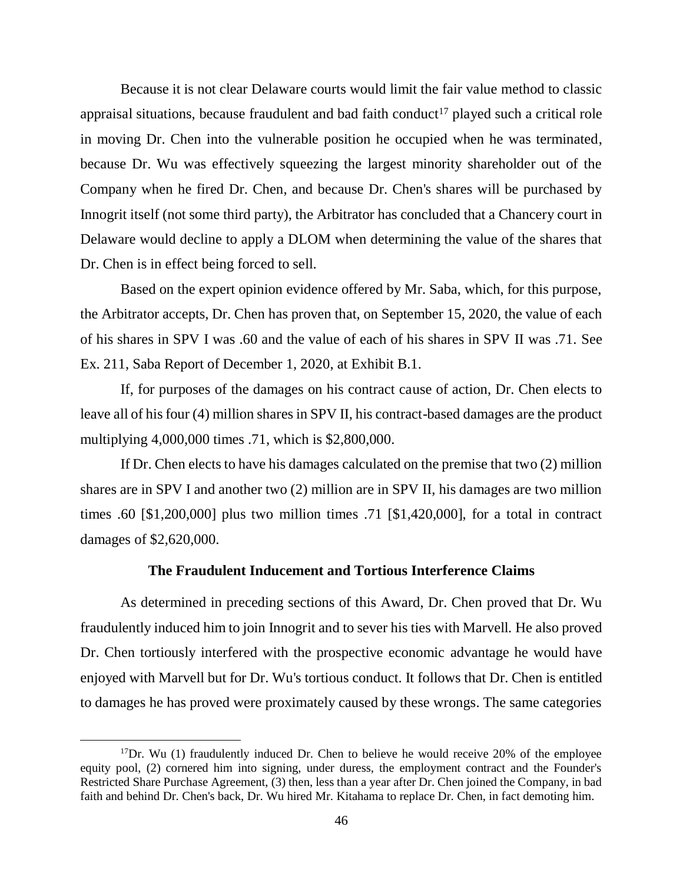Because it is not clear Delaware courts would limit the fair value method to classic appraisal situations, because fraudulent and bad faith conduct[17] played such a critical role in moving Dr. Chen into the vulnerable position he occupied when he was terminated, because Dr. Wu was effectively squeezing the largest minority shareholder out of the Company when he fired Dr. Chen, and because Dr. Chen's shares will be purchased by Innogrit itself (not some third party), the Arbitrator has concluded that a Chancery court in Delaware would decline to apply a DLOM when determining the value of the shares that Dr. Chen is in effect being forced to sell.

Based on the expert opinion evidence offered by Mr. Saba, which, for this purpose, the Arbitrator accepts, Dr. Chen has proven that, on September 15, 2020, the value of each of his shares in SPV I was .60 and the value of each of his shares in SPV II was .71. See Ex. 211, Saba Report of December 1, 2020, at Exhibit B.1.

If, for purposes of the damages on his contract cause of action, Dr. Chen elects to leave all of his four (4) million shares in SPV II, his contract-based damages are the product multiplying 4,000,000 times .71, which is $2,800,000.

If Dr. Chen elects to have his damages calculated on the premise that two (2) million shares are in SPV I and another two (2) million are in SPV II, his damages are two million times .60 [$1,200,000] plus two million times .71 [$1,420,000], for a total in contract damages of $2,620,000.

**The Fraudulent Inducement and Tortious Interference Claims**

As determined in preceding sections of this Award, Dr. Chen proved that Dr. Wu fraudulently induced him to join Innogrit and to sever his ties with Marvell. He also proved Dr. Chen tortiously interfered with the prospective economic advantage he would have enjoyed with Marvell but for Dr. Wu's tortious conduct. It follows that Dr. Chen is entitled to damages he has proved were proximately caused by these wrongs. The same categories

---

[17] Dr. Wu (1) fraudulently induced Dr. Chen to believe he would receive 20% of the employee equity pool, (2) cornered him into signing, under duress, the employment contract and the Founder's Restricted Share Purchase Agreement, (3) then, less than a year after Dr. Chen joined the Company, in bad faith and behind Dr. Chen's back, Dr. Wu hired Mr. Kitahama to replace Dr. Chen, in fact demoting him.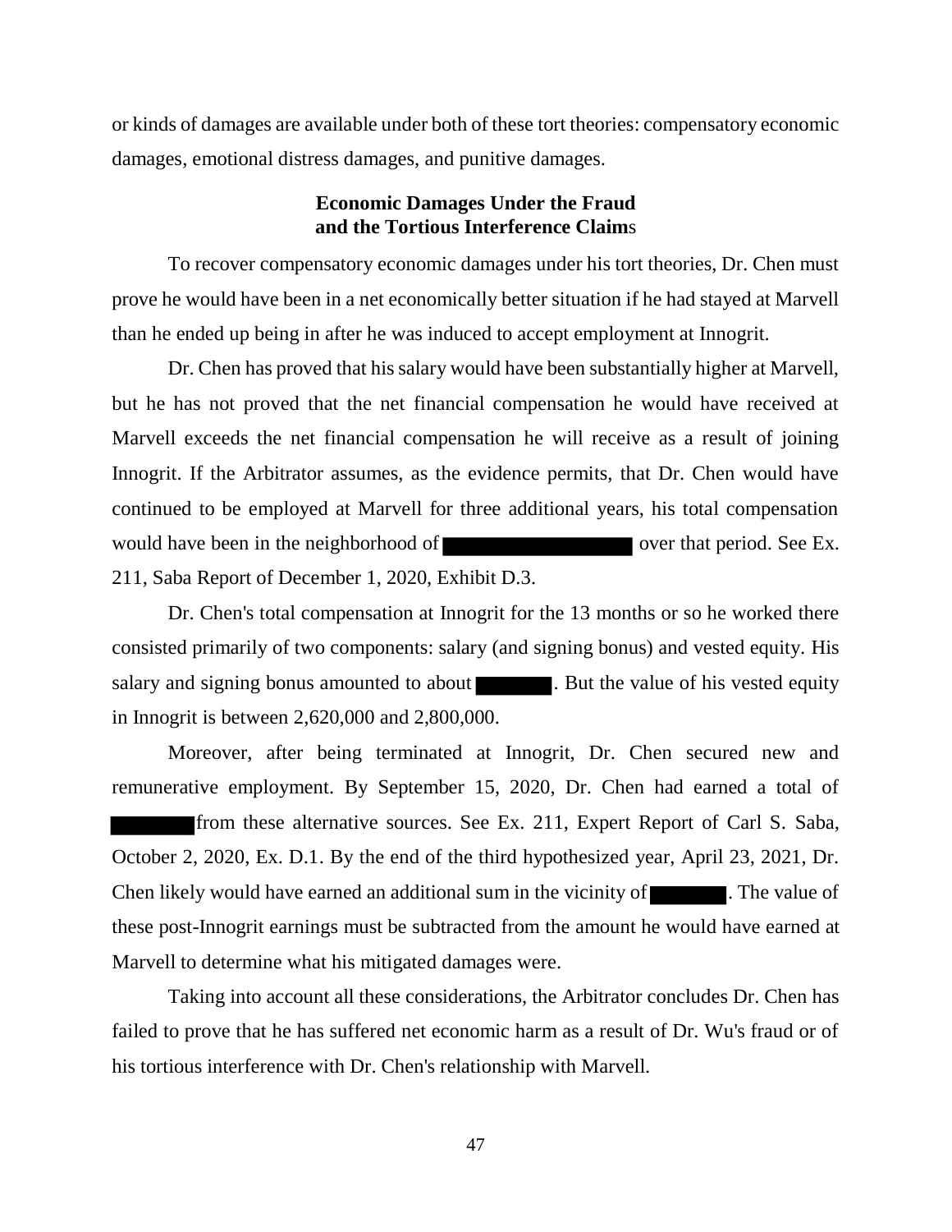or kinds of damages are available under both of these tort theories: compensatory economic damages, emotional distress damages, and punitive damages.

**Economic Damages Under the Fraud and the Tortious Interference Claims**

To recover compensatory economic damages under his tort theories, Dr. Chen must prove he would have been in a net economically better situation if he had stayed at Marvell than he ended up being in after he was induced to accept employment at Innogrit.

Dr. Chen has proved that his salary would have been substantially higher at Marvell, but he has not proved that the net financial compensation he would have received at Marvell exceeds the net financial compensation he will receive as a result of joining Innogrit. If the Arbitrator assumes, as the evidence permits, that Dr. Chen would have continued to be employed at Marvell for three additional years, his total compensation would have been in the neighborhood of ████████ over that period. See Ex. 211, Saba Report of December 1, 2020, Exhibit D.3.

Dr. Chen's total compensation at Innogrit for the 13 months or so he worked there consisted primarily of two components: salary (and signing bonus) and vested equity. His salary and signing bonus amounted to about ████. But the value of his vested equity in Innogrit is between 2,620,000 and 2,800,000.

Moreover, after being terminated at Innogrit, Dr. Chen secured new and remunerative employment. By September 15, 2020, Dr. Chen had earned a total of ████ from these alternative sources. See Ex. 211, Expert Report of Carl S. Saba, October 2, 2020, Ex. D.1. By the end of the third hypothesized year, April 23, 2021, Dr. Chen likely would have earned an additional sum in the vicinity of ████. The value of these post-Innogrit earnings must be subtracted from the amount he would have earned at Marvell to determine what his mitigated damages were.

Taking into account all these considerations, the Arbitrator concludes Dr. Chen has failed to prove that he has suffered net economic harm as a result of Dr. Wu's fraud or of his tortious interference with Dr. Chen's relationship with Marvell.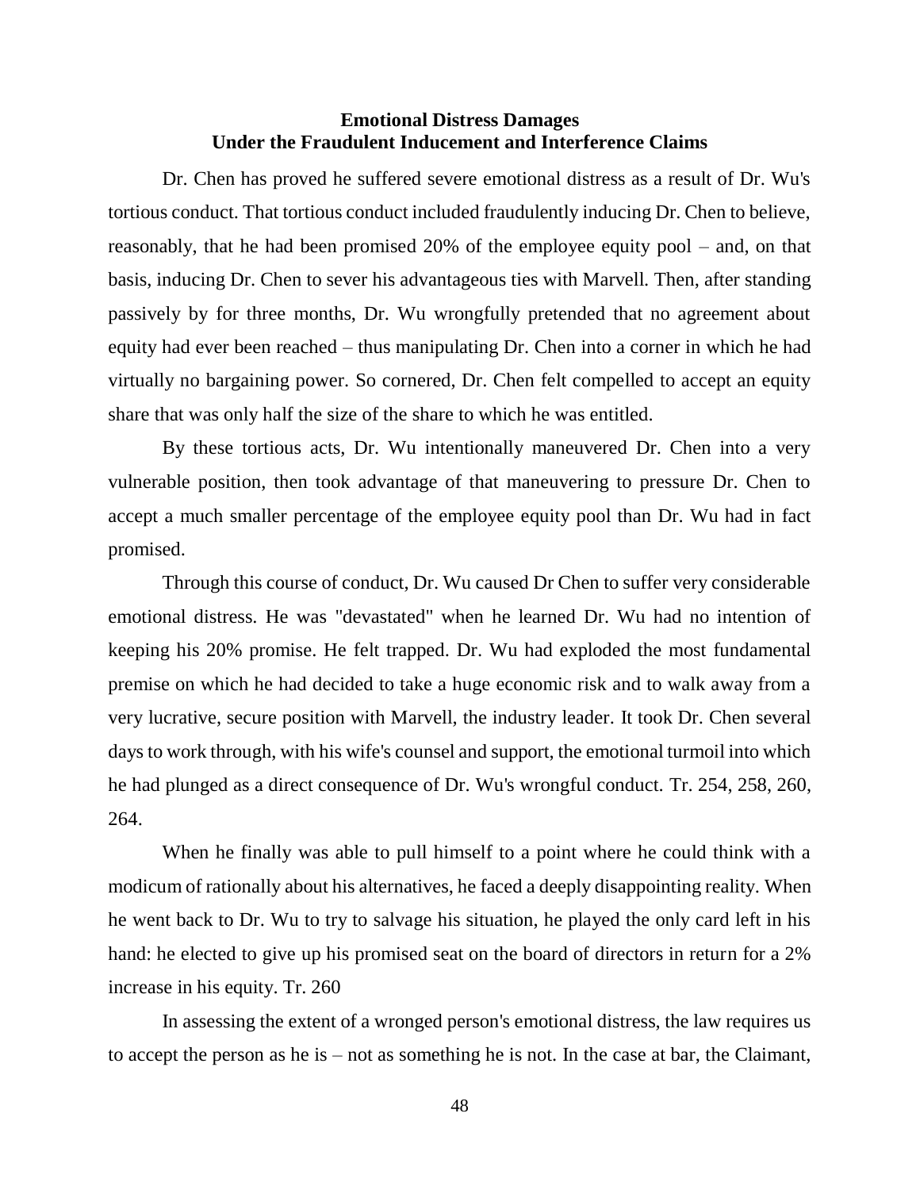## Emotional Distress Damages
## Under the Fraudulent Inducement and Interference Claims

Dr. Chen has proved he suffered severe emotional distress as a result of Dr. Wu's tortious conduct. That tortious conduct included fraudulently inducing Dr. Chen to believe, reasonably, that he had been promised 20% of the employee equity pool – and, on that basis, inducing Dr. Chen to sever his advantageous ties with Marvell. Then, after standing passively by for three months, Dr. Wu wrongfully pretended that no agreement about equity had ever been reached – thus manipulating Dr. Chen into a corner in which he had virtually no bargaining power. So cornered, Dr. Chen felt compelled to accept an equity share that was only half the size of the share to which he was entitled.

By these tortious acts, Dr. Wu intentionally maneuvered Dr. Chen into a very vulnerable position, then took advantage of that maneuvering to pressure Dr. Chen to accept a much smaller percentage of the employee equity pool than Dr. Wu had in fact promised.

Through this course of conduct, Dr. Wu caused Dr Chen to suffer very considerable emotional distress. He was "devastated" when he learned Dr. Wu had no intention of keeping his 20% promise. He felt trapped. Dr. Wu had exploded the most fundamental premise on which he had decided to take a huge economic risk and to walk away from a very lucrative, secure position with Marvell, the industry leader. It took Dr. Chen several days to work through, with his wife's counsel and support, the emotional turmoil into which he had plunged as a direct consequence of Dr. Wu's wrongful conduct. Tr. 254, 258, 260, 264.

When he finally was able to pull himself to a point where he could think with a modicum of rationally about his alternatives, he faced a deeply disappointing reality. When he went back to Dr. Wu to try to salvage his situation, he played the only card left in his hand: he elected to give up his promised seat on the board of directors in return for a 2% increase in his equity. Tr. 260

In assessing the extent of a wronged person's emotional distress, the law requires us to accept the person as he is – not as something he is not. In the case at bar, the Claimant,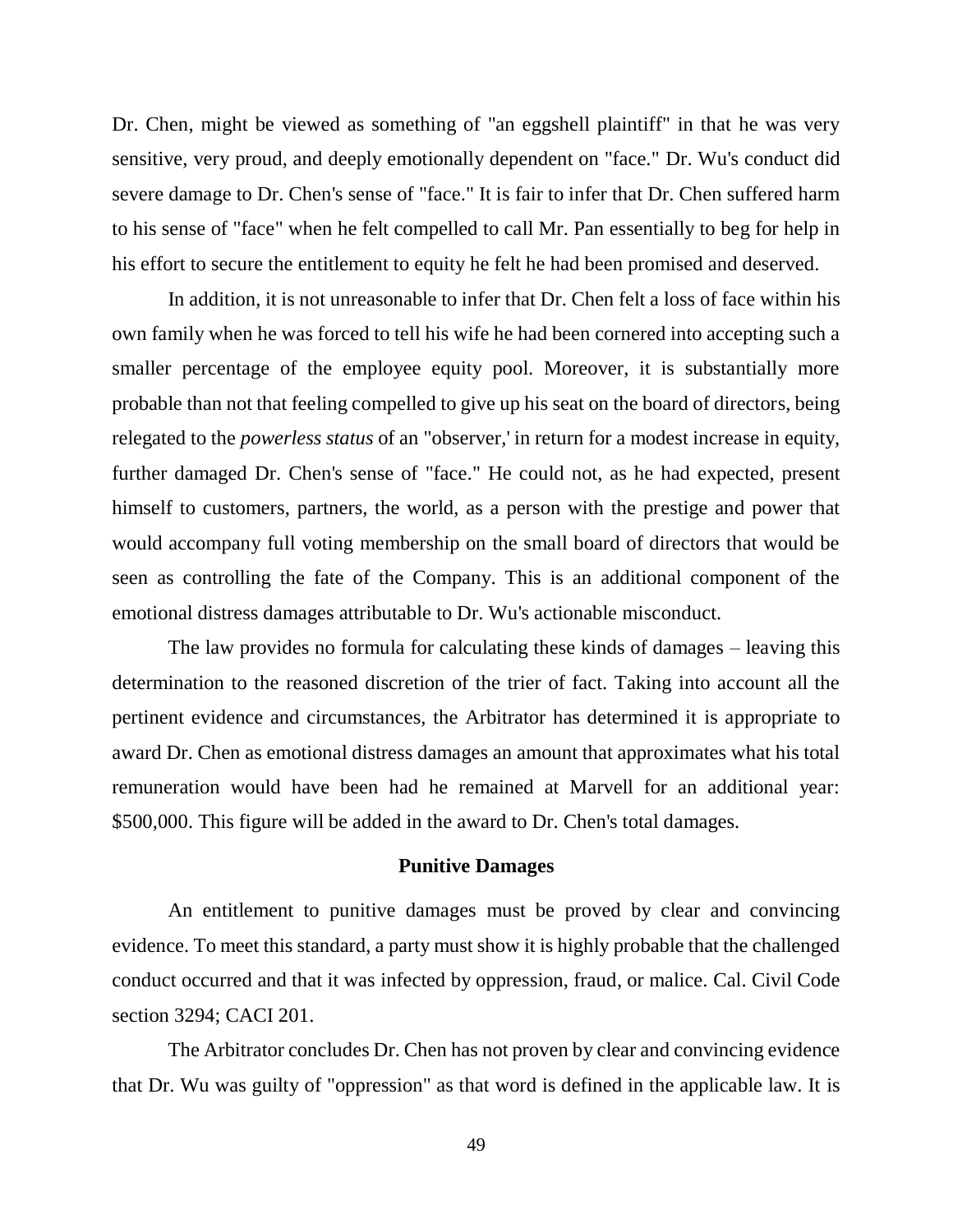Dr. Chen, might be viewed as something of "an eggshell plaintiff" in that he was very sensitive, very proud, and deeply emotionally dependent on "face." Dr. Wu's conduct did severe damage to Dr. Chen's sense of "face." It is fair to infer that Dr. Chen suffered harm to his sense of "face" when he felt compelled to call Mr. Pan essentially to beg for help in his effort to secure the entitlement to equity he felt he had been promised and deserved.

In addition, it is not unreasonable to infer that Dr. Chen felt a loss of face within his own family when he was forced to tell his wife he had been cornered into accepting such a smaller percentage of the employee equity pool. Moreover, it is substantially more probable than not that feeling compelled to give up his seat on the board of directors, being relegated to the *powerless status* of an "observer,' in return for a modest increase in equity, further damaged Dr. Chen's sense of "face." He could not, as he had expected, present himself to customers, partners, the world, as a person with the prestige and power that would accompany full voting membership on the small board of directors that would be seen as controlling the fate of the Company. This is an additional component of the emotional distress damages attributable to Dr. Wu's actionable misconduct.

The law provides no formula for calculating these kinds of damages – leaving this determination to the reasoned discretion of the trier of fact. Taking into account all the pertinent evidence and circumstances, the Arbitrator has determined it is appropriate to award Dr. Chen as emotional distress damages an amount that approximates what his total remuneration would have been had he remained at Marvell for an additional year: $500,000. This figure will be added in the award to Dr. Chen's total damages.

### Punitive Damages

An entitlement to punitive damages must be proved by clear and convincing evidence. To meet this standard, a party must show it is highly probable that the challenged conduct occurred and that it was infected by oppression, fraud, or malice. Cal. Civil Code section 3294; CACI 201.

The Arbitrator concludes Dr. Chen has not proven by clear and convincing evidence that Dr. Wu was guilty of "oppression" as that word is defined in the applicable law. It is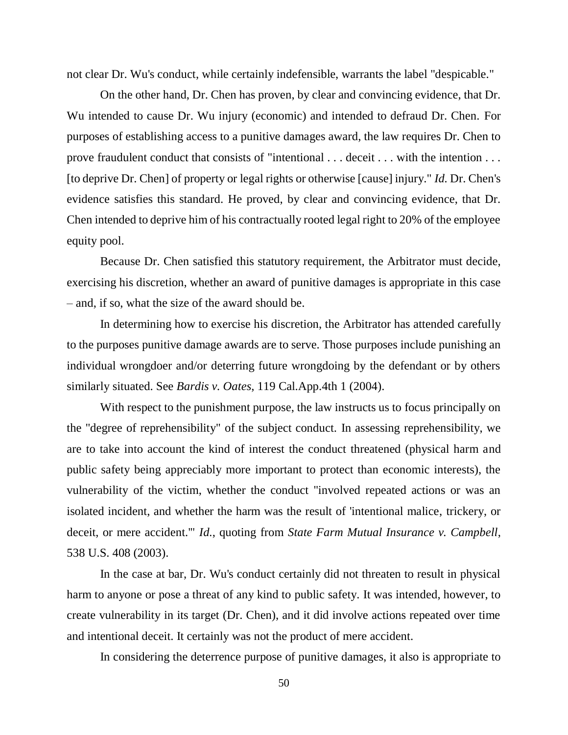not clear Dr. Wu's conduct, while certainly indefensible, warrants the label "despicable."

On the other hand, Dr. Chen has proven, by clear and convincing evidence, that Dr. Wu intended to cause Dr. Wu injury (economic) and intended to defraud Dr. Chen. For purposes of establishing access to a punitive damages award, the law requires Dr. Chen to prove fraudulent conduct that consists of "intentional . . . deceit . . . with the intention . . . [to deprive Dr. Chen] of property or legal rights or otherwise [cause] injury." *Id.* Dr. Chen's evidence satisfies this standard. He proved, by clear and convincing evidence, that Dr. Chen intended to deprive him of his contractually rooted legal right to 20% of the employee equity pool.

Because Dr. Chen satisfied this statutory requirement, the Arbitrator must decide, exercising his discretion, whether an award of punitive damages is appropriate in this case – and, if so, what the size of the award should be.

In determining how to exercise his discretion, the Arbitrator has attended carefully to the purposes punitive damage awards are to serve. Those purposes include punishing an individual wrongdoer and/or deterring future wrongdoing by the defendant or by others similarly situated. See *Bardis v. Oates*, 119 Cal.App.4th 1 (2004).

With respect to the punishment purpose, the law instructs us to focus principally on the "degree of reprehensibility" of the subject conduct. In assessing reprehensibility, we are to take into account the kind of interest the conduct threatened (physical harm and public safety being appreciably more important to protect than economic interests), the vulnerability of the victim, whether the conduct "involved repeated actions or was an isolated incident, and whether the harm was the result of 'intentional malice, trickery, or deceit, or mere accident.'" *Id.*, quoting from *State Farm Mutual Insurance v. Campbell*, 538 U.S. 408 (2003).

In the case at bar, Dr. Wu's conduct certainly did not threaten to result in physical harm to anyone or pose a threat of any kind to public safety. It was intended, however, to create vulnerability in its target (Dr. Chen), and it did involve actions repeated over time and intentional deceit. It certainly was not the product of mere accident.

In considering the deterrence purpose of punitive damages, it also is appropriate to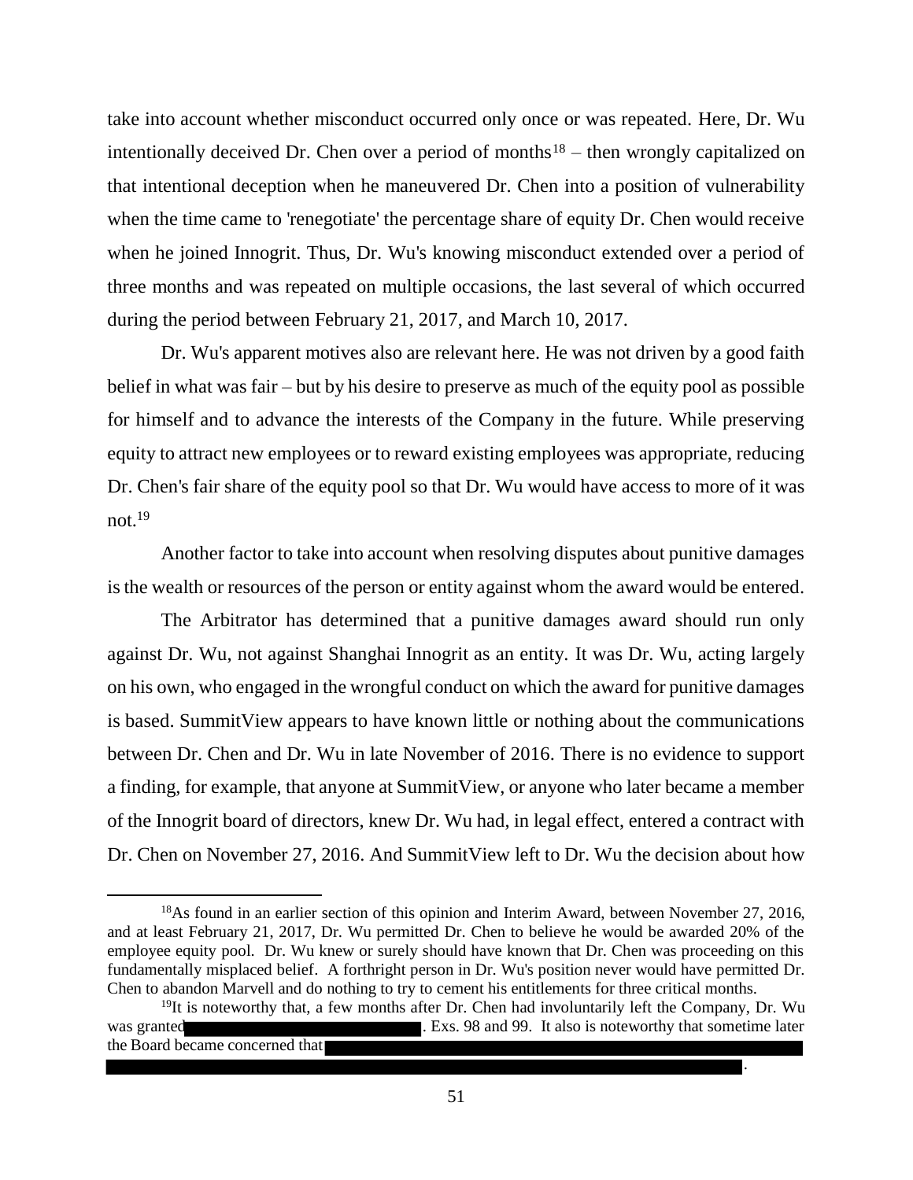take into account whether misconduct occurred only once or was repeated. Here, Dr. Wu intentionally deceived Dr. Chen over a period of months[18] – then wrongly capitalized on that intentional deception when he maneuvered Dr. Chen into a position of vulnerability when the time came to 'renegotiate' the percentage share of equity Dr. Chen would receive when he joined Innogrit. Thus, Dr. Wu's knowing misconduct extended over a period of three months and was repeated on multiple occasions, the last several of which occurred during the period between February 21, 2017, and March 10, 2017.

Dr. Wu's apparent motives also are relevant here. He was not driven by a good faith belief in what was fair – but by his desire to preserve as much of the equity pool as possible for himself and to advance the interests of the Company in the future. While preserving equity to attract new employees or to reward existing employees was appropriate, reducing Dr. Chen's fair share of the equity pool so that Dr. Wu would have access to more of it was not.[19]

Another factor to take into account when resolving disputes about punitive damages is the wealth or resources of the person or entity against whom the award would be entered.

The Arbitrator has determined that a punitive damages award should run only against Dr. Wu, not against Shanghai Innogrit as an entity. It was Dr. Wu, acting largely on his own, who engaged in the wrongful conduct on which the award for punitive damages is based. SummitView appears to have known little or nothing about the communications between Dr. Chen and Dr. Wu in late November of 2016. There is no evidence to support a finding, for example, that anyone at SummitView, or anyone who later became a member of the Innogrit board of directors, knew Dr. Wu had, in legal effect, entered a contract with Dr. Chen on November 27, 2016. And SummitView left to Dr. Wu the decision about how

---

[18] As found in an earlier section of this opinion and Interim Award, between November 27, 2016, and at least February 21, 2017, Dr. Wu permitted Dr. Chen to believe he would be awarded 20% of the employee equity pool. Dr. Wu knew or surely should have known that Dr. Chen was proceeding on this fundamentally misplaced belief. A forthright person in Dr. Wu's position never would have permitted Dr. Chen to abandon Marvell and do nothing to try to cement his entitlements for three critical months.

[19] It is noteworthy that, a few months after Dr. Chen had involuntarily left the Company, Dr. Wu was granted [REDACTED]. Exs. 98 and 99. It also is noteworthy that sometime later the Board became concerned that [REDACTED].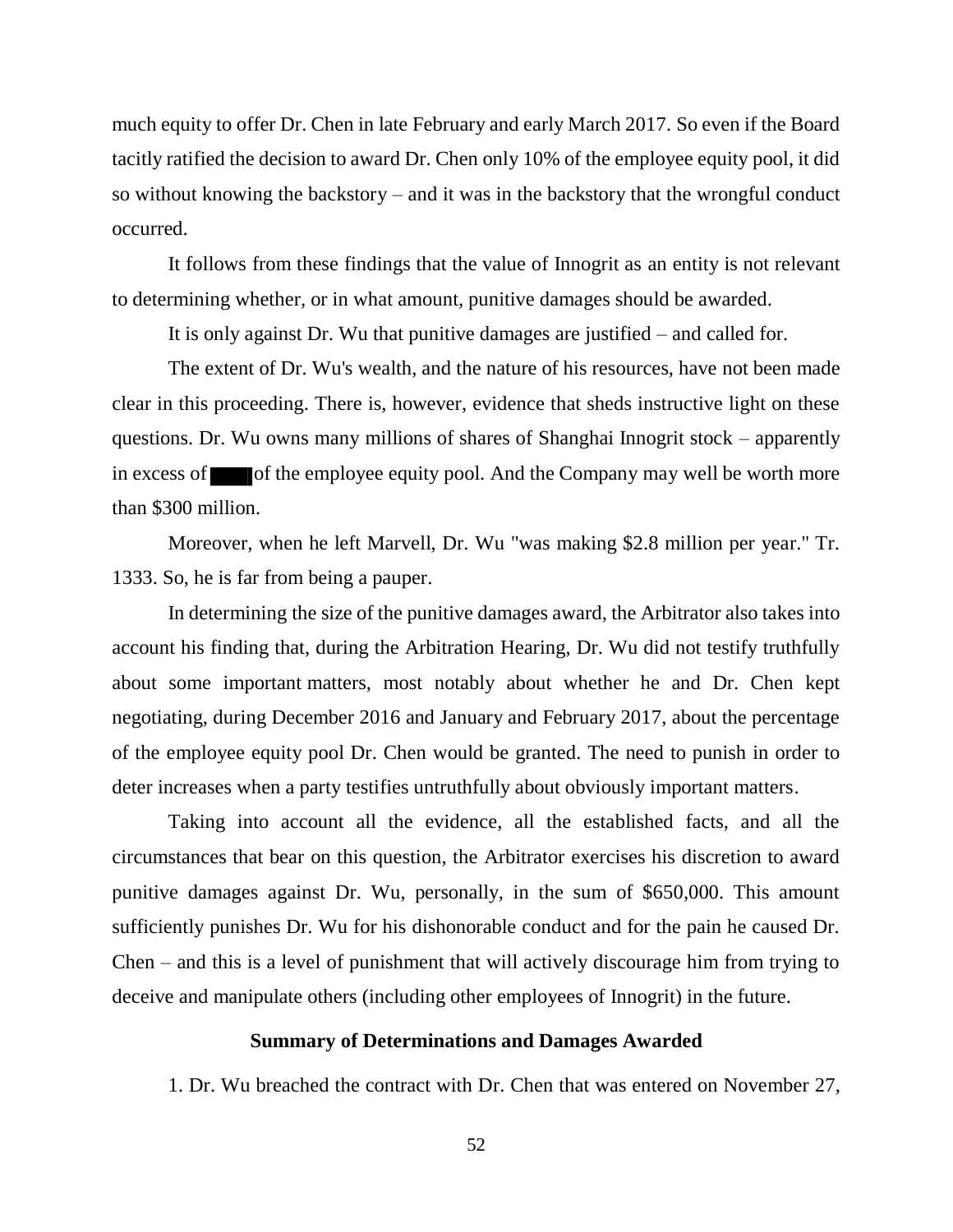much equity to offer Dr. Chen in late February and early March 2017. So even if the Board tacitly ratified the decision to award Dr. Chen only 10% of the employee equity pool, it did so without knowing the backstory – and it was in the backstory that the wrongful conduct occurred.

It follows from these findings that the value of Innogrit as an entity is not relevant to determining whether, or in what amount, punitive damages should be awarded.

It is only against Dr. Wu that punitive damages are justified – and called for.

The extent of Dr. Wu's wealth, and the nature of his resources, have not been made clear in this proceeding. There is, however, evidence that sheds instructive light on these questions. Dr. Wu owns many millions of shares of Shanghai Innogrit stock – apparently in excess of ████ of the employee equity pool. And the Company may well be worth more than $300 million.

Moreover, when he left Marvell, Dr. Wu "was making $2.8 million per year." Tr. 1333. So, he is far from being a pauper.

In determining the size of the punitive damages award, the Arbitrator also takes into account his finding that, during the Arbitration Hearing, Dr. Wu did not testify truthfully about some important matters, most notably about whether he and Dr. Chen kept negotiating, during December 2016 and January and February 2017, about the percentage of the employee equity pool Dr. Chen would be granted. The need to punish in order to deter increases when a party testifies untruthfully about obviously important matters.

Taking into account all the evidence, all the established facts, and all the circumstances that bear on this question, the Arbitrator exercises his discretion to award punitive damages against Dr. Wu, personally, in the sum of $650,000. This amount sufficiently punishes Dr. Wu for his dishonorable conduct and for the pain he caused Dr. Chen – and this is a level of punishment that will actively discourage him from trying to deceive and manipulate others (including other employees of Innogrit) in the future.

**Summary of Determinations and Damages Awarded**

1. Dr. Wu breached the contract with Dr. Chen that was entered on November 27,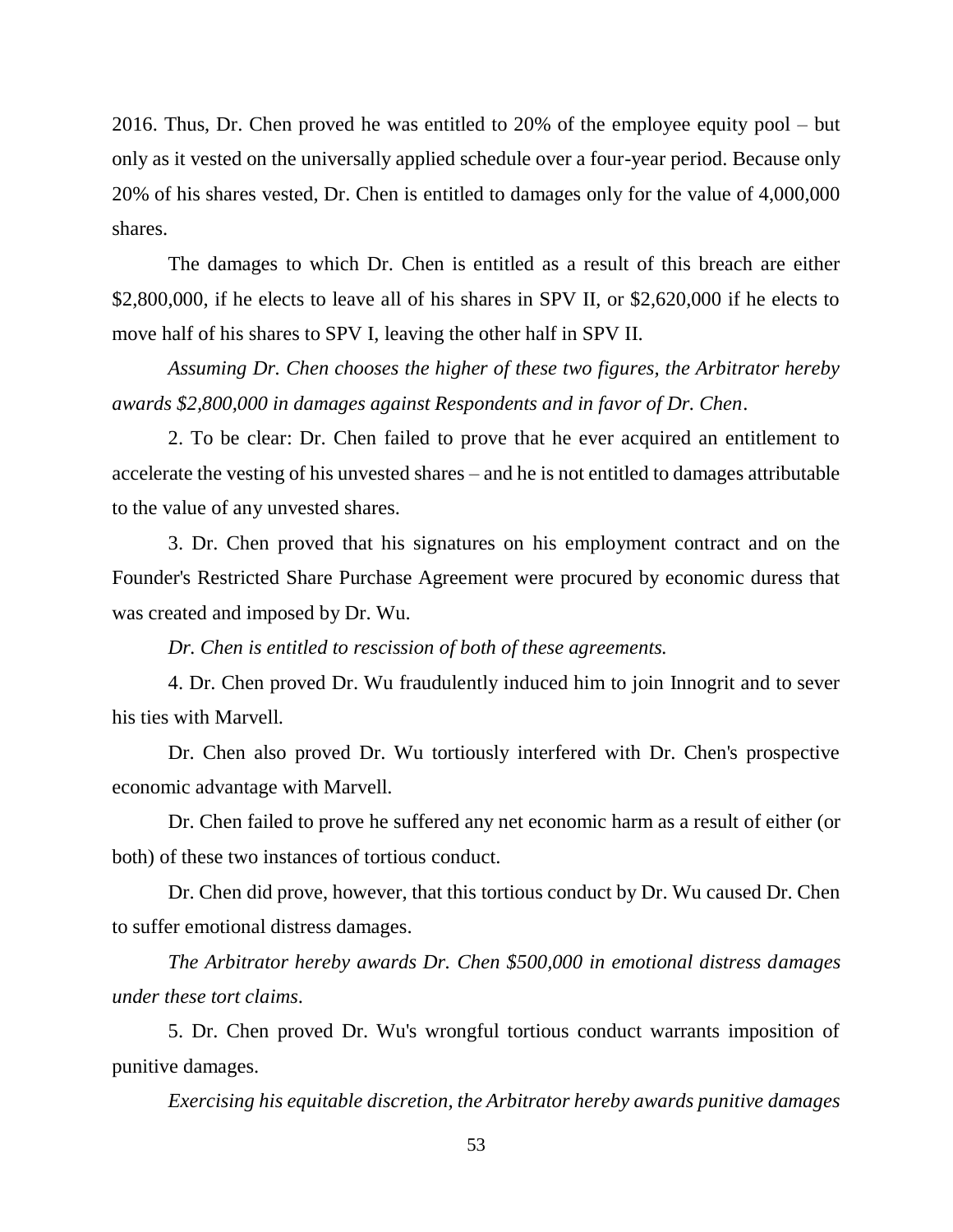2016. Thus, Dr. Chen proved he was entitled to 20% of the employee equity pool – but only as it vested on the universally applied schedule over a four-year period. Because only 20% of his shares vested, Dr. Chen is entitled to damages only for the value of 4,000,000 shares.

The damages to which Dr. Chen is entitled as a result of this breach are either $2,800,000, if he elects to leave all of his shares in SPV II, or $2,620,000 if he elects to move half of his shares to SPV I, leaving the other half in SPV II.

*Assuming Dr. Chen chooses the higher of these two figures, the Arbitrator hereby awards $2,800,000 in damages against Respondents and in favor of Dr. Chen*.

2. To be clear: Dr. Chen failed to prove that he ever acquired an entitlement to accelerate the vesting of his unvested shares – and he is not entitled to damages attributable to the value of any unvested shares.

3. Dr. Chen proved that his signatures on his employment contract and on the Founder's Restricted Share Purchase Agreement were procured by economic duress that was created and imposed by Dr. Wu.

*Dr. Chen is entitled to rescission of both of these agreements.*

4. Dr. Chen proved Dr. Wu fraudulently induced him to join Innogrit and to sever his ties with Marvell.

Dr. Chen also proved Dr. Wu tortiously interfered with Dr. Chen's prospective economic advantage with Marvell.

Dr. Chen failed to prove he suffered any net economic harm as a result of either (or both) of these two instances of tortious conduct.

Dr. Chen did prove, however, that this tortious conduct by Dr. Wu caused Dr. Chen to suffer emotional distress damages.

*The Arbitrator hereby awards Dr. Chen $500,000 in emotional distress damages under these tort claims*.

5. Dr. Chen proved Dr. Wu's wrongful tortious conduct warrants imposition of punitive damages.

*Exercising his equitable discretion, the Arbitrator hereby awards punitive damages*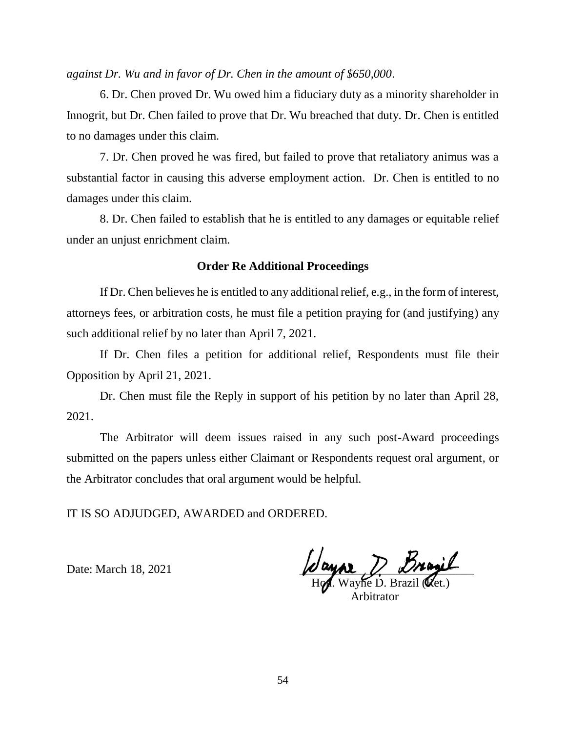*against Dr. Wu and in favor of Dr. Chen in the amount of $650,000*.

6. Dr. Chen proved Dr. Wu owed him a fiduciary duty as a minority shareholder in Innogrit, but Dr. Chen failed to prove that Dr. Wu breached that duty. Dr. Chen is entitled to no damages under this claim.

7. Dr. Chen proved he was fired, but failed to prove that retaliatory animus was a substantial factor in causing this adverse employment action. Dr. Chen is entitled to no damages under this claim.

8. Dr. Chen failed to establish that he is entitled to any damages or equitable relief under an unjust enrichment claim.

**Order Re Additional Proceedings**

If Dr. Chen believes he is entitled to any additional relief, e.g., in the form of interest, attorneys fees, or arbitration costs, he must file a petition praying for (and justifying) any such additional relief by no later than April 7, 2021.

If Dr. Chen files a petition for additional relief, Respondents must file their Opposition by April 21, 2021.

Dr. Chen must file the Reply in support of his petition by no later than April 28, 2021.

The Arbitrator will deem issues raised in any such post-Award proceedings submitted on the papers unless either Claimant or Respondents request oral argument, or the Arbitrator concludes that oral argument would be helpful.

IT IS SO ADJUDGED, AWARDED and ORDERED.

Date: March 18, 2021

Hon. Wayne D. Brazil (Ret.)
Arbitrator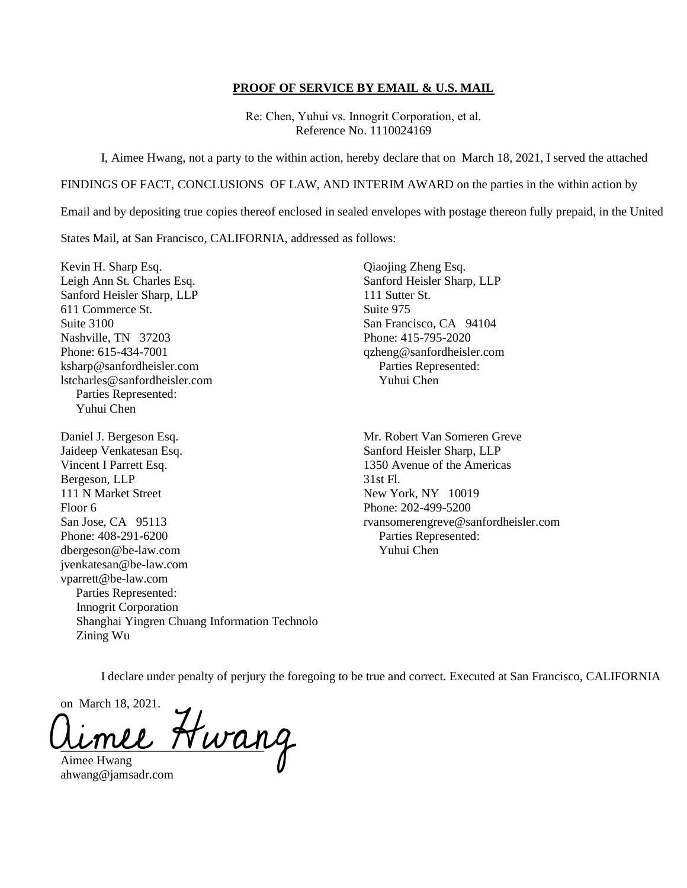**PROOF OF SERVICE BY EMAIL & U.S. MAIL**

Re: Chen, Yuhui vs. Innogrit Corporation, et al.
Reference No. 1110024169

I, Aimee Hwang, not a party to the within action, hereby declare that on March 18, 2021, I served the attached FINDINGS OF FACT, CONCLUSIONS OF LAW, AND INTERIM AWARD on the parties in the within action by Email and by depositing true copies thereof enclosed in sealed envelopes with postage thereon fully prepaid, in the United States Mail, at San Francisco, CALIFORNIA, addressed as follows:

Kevin H. Sharp Esq.
Leigh Ann St. Charles Esq.
Sanford Heisler Sharp, LLP
611 Commerce St.
Suite 3100
Nashville, TN 37203
Phone: 615-434-7001
ksharp@sanfordheisler.com
lstcharles@sanfordheisler.com
Parties Represented:
Yuhui Chen

Qiaojing Zheng Esq.
Sanford Heisler Sharp, LLP
111 Sutter St.
Suite 975
San Francisco, CA 94104
Phone: 415-795-2020
qzheng@sanfordheisler.com
Parties Represented:
Yuhui Chen

Daniel J. Bergeson Esq.
Jaideep Venkatesan Esq.
Vincent I Parrett Esq.
Bergeson, LLP
111 N Market Street
Floor 6
San Jose, CA 95113
Phone: 408-291-6200
dbergeson@be-law.com
jvenkatesan@be-law.com
vparrett@be-law.com
Parties Represented:
Innogrit Corporation
Shanghai Yingren Chuang Information Technolo
Zining Wu

Mr. Robert Van Someren Greve
Sanford Heisler Sharp, LLP
1350 Avenue of the Americas
31st Fl.
New York, NY 10019
Phone: 202-499-5200
rvansomerengreve@sanfordheisler.com
Parties Represented:
Yuhui Chen

I declare under penalty of perjury the foregoing to be true and correct. Executed at San Francisco, CALIFORNIA on March 18, 2021.

Aimee Hwang

Aimee Hwang
ahwang@jamsadr.com